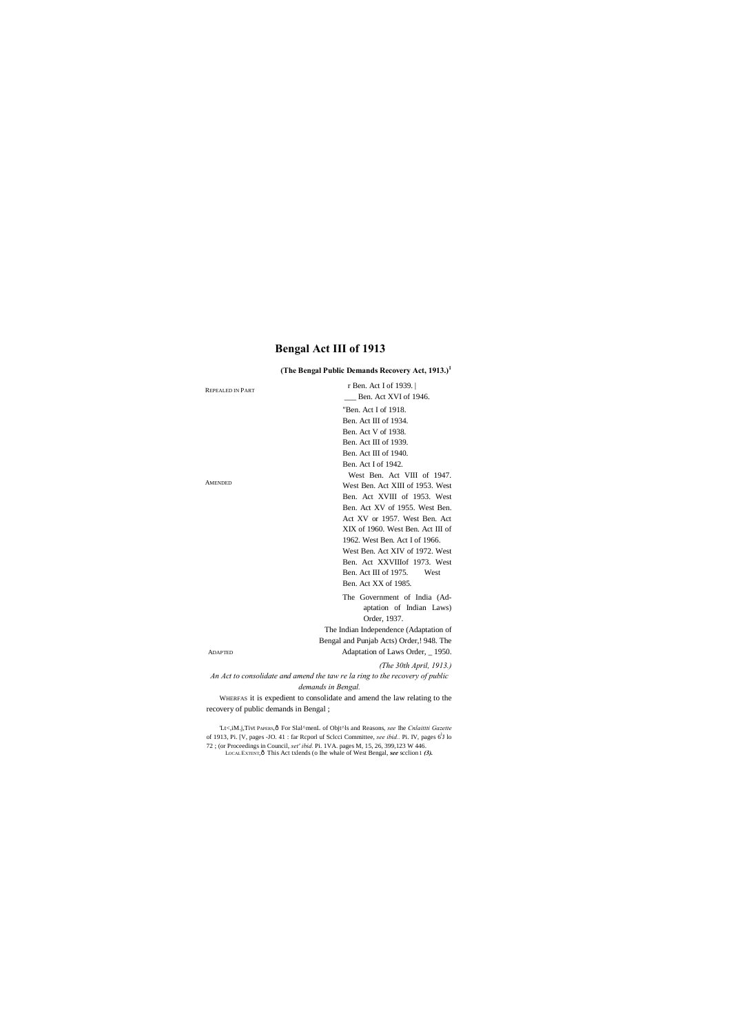# Bengal Act III of 1913

**(The Bengal Public Demands Recovery Act, 1913.)**[1]

REPEALED IN PART

r Ben. Act I of 1939. |
___ Ben. Act XVI of 1946.

AMENDED

"Ben. Act I of 1918.
Ben. Act III of 1934.
Ben. Act V of 1938.
Ben. Act III of 1939.
Ben. Act III of 1940.
Ben. Act I of 1942.
West Ben. Act VIII of 1947. West Ben. Act XIII of 1953. West Ben. Act XVIII of 1953. West Ben. Act XV of 1955. West Ben. Act XV or 1957. West Ben. Act XIX of 1960. West Ben. Act III of 1962. West Ben. Act I of 1966. West Ben. Act XIV of 1972. West Ben. Act XXVIIIof 1973. West Ben. Act III of 1975. West Ben. Act XX of 1985.

ADAPTED

The Government of India (Adaptation of Indian Laws) Order, 1937.
The Indian Independence (Adaptation of Bengal and Punjab Acts) Order,! 948. The Adaptation of Laws Order, _ 1950.

*(The 30th April, 1913.)*

*An Act to consolidate and amend the taw re la ring to the recovery of public demands in Bengal.*

WHERFAS it is expedient to consolidate and amend the law relating to the recovery of public demands in Bengal ;

'Lt<,iM.j,Tivt PAPERS,ô For Slal^menL of Objt^ls and Reasons, *see* Ihe *Cnlaittti Gazette* of 1913, Pi. [V, pages -JO. 41 : far Rcporl uf Sclcci Committee, *see ibid..* Pi. IV, pages 6[J] lo 72 ; (or Proceedings in Council, *set' ibid.* Pi. 1VA. pages M, 15, 26, 399,123 W 446.

LOCAL EXTENT,ô This Act txlends (o Ihe whale of West Bengal, ***see*** scclion I ***(3).***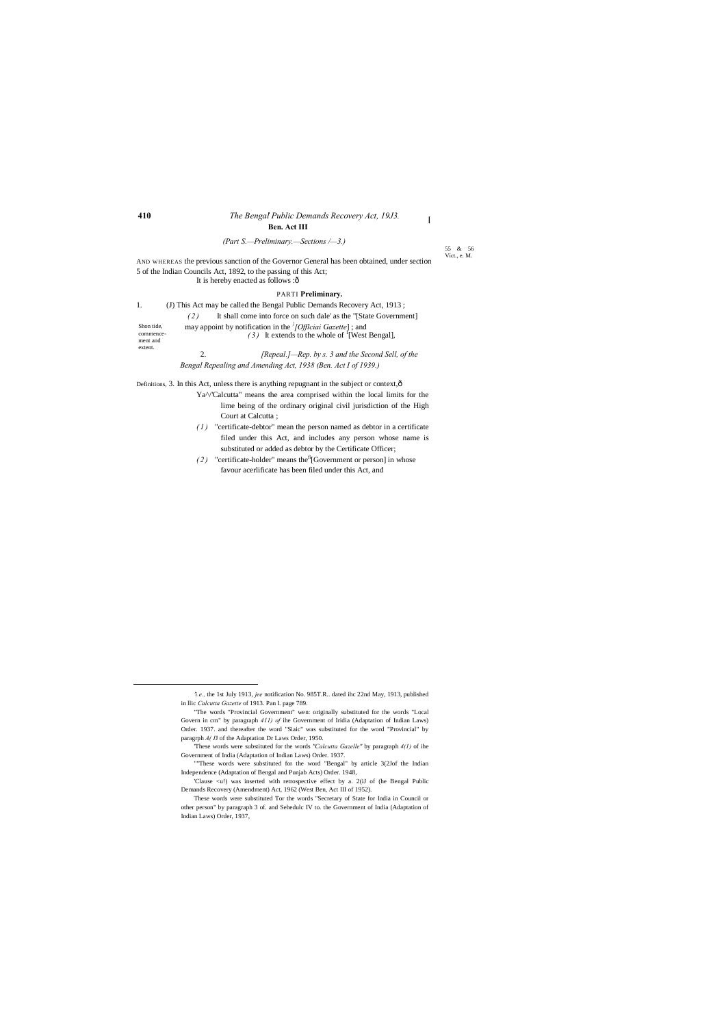(Part S.—Preliminary.—Sections /—3.)

55 & 56 Vict., e. M.

AND WHEREAS the previous sanction of the Governor General has been obtained, under section 5 of the Indian Councils Act, 1892, to the passing of this Act;

It is hereby enacted as follows :ô

PARTI **Preliminary.**

Shon tide, commencement and extent.

1. (J) This Act may be called the Bengal Public Demands Recovery Act, 1913 ;

(2) It shall come into force on such dale' as the "[State Government] may appoint by notification in the [1][Offlciai Gazette] ; and

(3) It extends to the whole of [I][West Bengal],

2. [Repeal.]—Rep. by s. 3 and the Second Sell, of the Bengal Repealing and Amending Act, 1938 (Ben. Act I of 1939.)

Definitions, 3. In this Act, unless there is anything repugnant in the subject or context,ô

Ya^√'Calcutta" means the area comprised within the local limits for the lime being of the ordinary original civil jurisdiction of the High Court at Calcutta ;

(1) "certificate-debtor" mean the person named as debtor in a certificate filed under this Act, and includes any person whose name is substituted or added as debtor by the Certificate Officer;

(2) "certificate-holder" means the[6][Government or person] in whose favour acerlificate has been filed under this Act, and

---

'i.e., the 1st July 1913, jee notification No. 985T.R.. dated ihc 22nd May, 1913, published in llic Calcutta Gazette of 1913. Pan I. page 789.

"The words "Provincial Government" wen: originally substituted for the words "Local Govern in cm" by paragraph 411) of ihe Government of Iridia (Adaptation of Indian Laws) Order. 1937. and thereafter the word "Siaic" was substituted for the word "Provincial" by paragrph A( I) of the Adaptation Dr Laws Order, 1950.

'These words were substituted for the words "Calcutta Gazelle" by paragraph 4(1) of ihe Government of India (Adaptation of Indian Laws) Order. 1937.

""These words were substituted for the word "Bengal" by article 3(2Jof the Indian Independence (Adaptation of Bengal and Punjab Acts) Order. 1948,

'Clause <u!) was inserted with retrospective effect by a. 2(iJ of (he Bengal Public Demands Recovery (Amendment) Act, 1962 (West Ben, Act III of 1952).

These words were substituted Tor the words "Secretary of State for India in Council or other person" by paragraph 3 of. and Sehedulc IV to. the Government of India (Adaptation of Indian Laws) Order, 1937,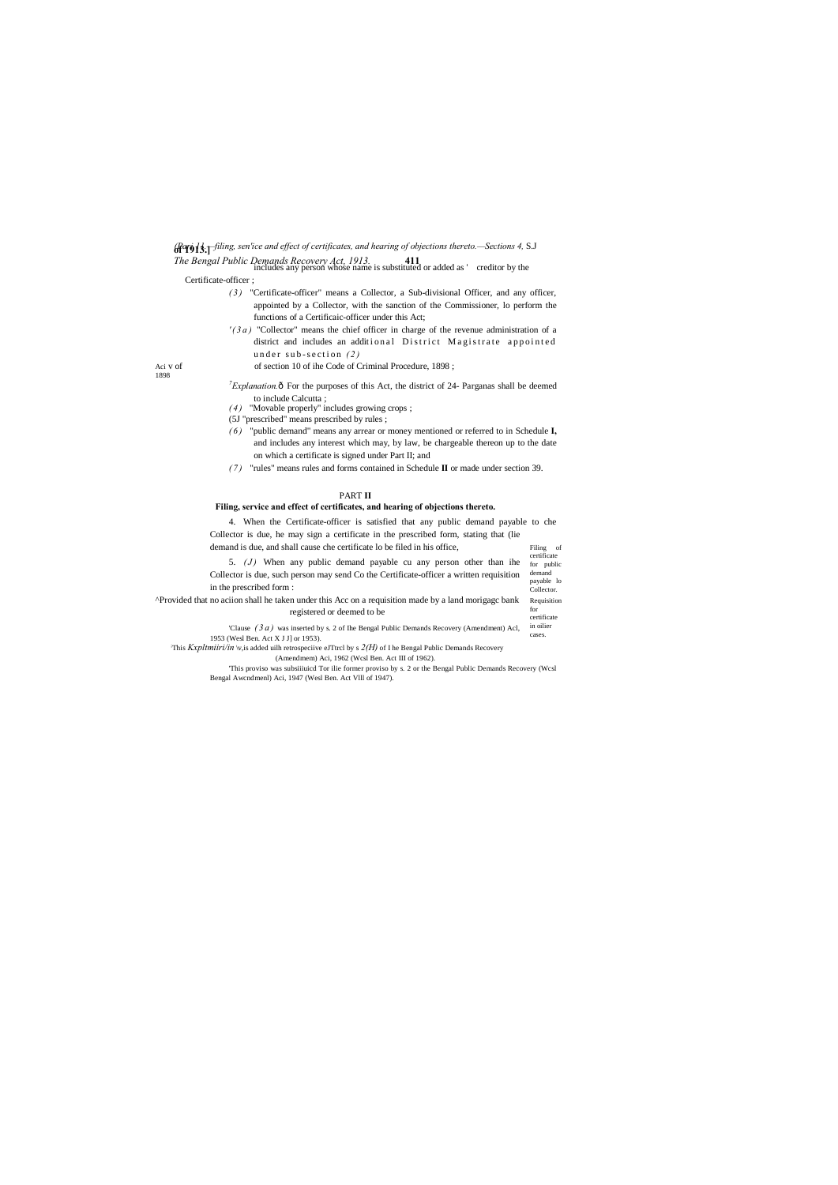includes any person whose name is substituted or added as ' creditor by the Certificate-officer ;

*(3)* "Certificate-officer" means a Collector, a Sub-divisional Officer, and any officer, appointed by a Collector, with the sanction of the Commissioner, lo perform the functions of a Certificaic-officer under this Act;

'*(3a)* "Collector" means the chief officer in charge of the revenue administration of a district and includes an additional District Magistrate appointed under sub-section *(2)* of section 10 of ihe Code of Criminal Procedure, 1898 ;

Aci V of 1898

[7]*Explanation.*ð For the purposes of this Act, the district of 24- Parganas shall be deemed to include Calcutta ;

*(4)* "Movable properly" includes growing crops ;

(5J "prescribed" means prescribed by rules ;

*(6)* "public demand" means any arrear or money mentioned or referred to in Schedule **I,** and includes any interest which may, by law, be chargeable thereon up to the date on which a certificate is signed under Part II; and

*(7)* "rules" means rules and forms contained in Schedule **II** or made under section 39.

## PART **II**

### Filing, service and effect of certificates, and hearing of objections thereto.

Filing of certificate for public demand payable lo Collector.

4. When the Certificate-officer is satisfied that any public demand payable to che Collector is due, he may sign a certificate in the prescribed form, stating that (lie demand is due, and shall cause che certificate lo be filed in his office,

Requisition for certificate in oilier cases.

5. *(J)* When any public demand payable cu any person other than ihe Collector is due, such person may send Co the Certificate-officer a written requisition in the prescribed form :

^Provided that no aciion shall he taken under this Acc on a requisition made by a land morigagc bank registered or deemed to be

'Clause *(3a)* was inserted by s. 2 of lhe Bengal Public Demands Recovery (Amendment) Acl, 1953 (Wesl Ben. Act X J J] or 1953).

[2]This *Kxpltmiiri/in* \v,is added uilh retrospeciive eJTtrcl by s *2(H)* of I he Bengal Public Demands Recovery (Amendmem) Aci, 1962 (Wcsl Ben. Act III of 1962).

'This proviso was subsiiiuicd Tor ilie former proviso by s. 2 or the Bengal Public Demands Recovery (Wcsl Bengal Awcndmenl) Aci, 1947 (Wesl Ben. Act Vlll of 1947).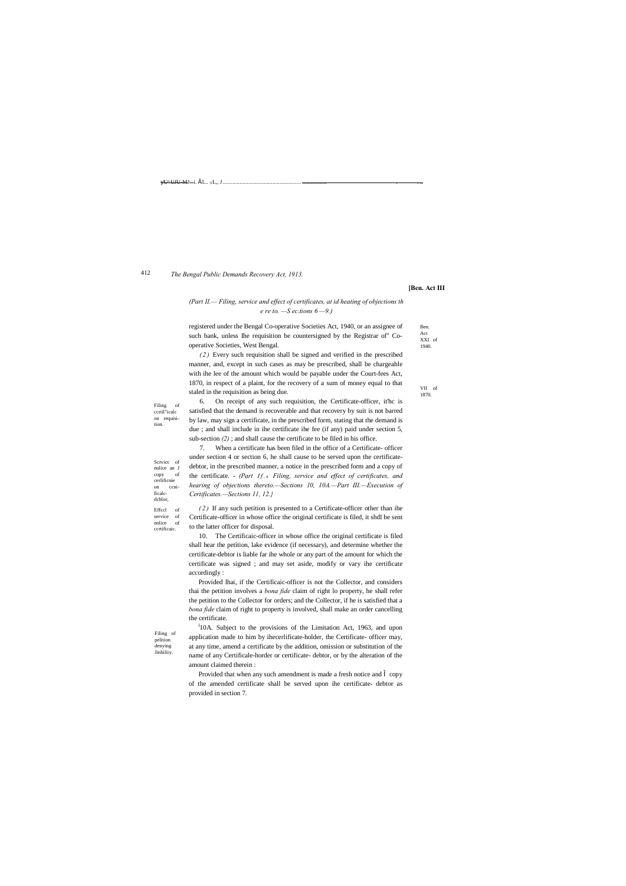*(Part II.— Filing, service and effect of certificates, at id heating of objections th e re to. —S ec.tions 6 —9.)*

registered under the Bengal Co-operative Societies Act, 1940, or an assignee of such bank, unless Ihe requisition be countersigned by the Registrar of" Co-operative Societies, West Bengal.

Ben. Act XXI of 1940.

*(2)* Every such requisition shall be signed and verified in the prescribed manner, and, except in such cases as may be prescribed, shall be chargeable with ihe lee of the amount which would be payable under the Court-fees Act, 1870, in respect of a plaint, for the recovery of a sum of money equal to that staled in the requisition as being due.

VII of 1870.

Filing of ccriil'icalc on requisition.

6. On receipt of any such requisition, the Certificate-officer, it'hc is satisfied that the demand is recoverable and that recovery by suit is not barred by law, may sign a certificate, in the prescribed form, stating that the demand is due ; and shall include in ihe certificate ihe fee (if any) paid under section 5, sub-section *(2)* ; and shall cause the certificate to be filed in his office.

Scrvicc of nolice an J copy of cerlificnie on ccnificalc-dcblor,

7. When a certificate has been filed in the office of a Certificate- officer under section 4 or section 6, he shall cause to be served upon the certificate-debtor, in the prescribed manner, a notice in the prescribed form and a copy of the certificate. - *(Part 1f.*, *Filing, service and effect of certificates, and hearing of objections thereto.—Sections 10, 10A.—Part III.—Execution of Certificates.—Sections 11, 12.}*

Effccl of service of nolice of ccrtificaic.

*(2)* If any such petition is presented to a Certificate-officer other than ihe Certificate-officer in whose office the original certificate is filed, it shdl be sent to the latter officer for disposal.

10. The Certificaic-officer in whose office the original certificate is filed shall hear the petition, lake evidence (if necessary), and determine whether the certificate-debtor is liable far ihe whole or any part of the amount for which the certificate was signed ; and may set aside, modify or vary ihe certificate accordingly :

Provided lhai, if the Certificaic-officer is not the Collector, and considers thai the petition involves a *bona fide* claim of right lo property, he shall refer the petition to the Collector for orders; and the Collector, if he is satisfied that a *bona fide* claim of right to property is involved, shall make an order cancelling the certificate.

Filing of pelition denying Jinbiliiy.

[1]10A. Subject to the provisions of the Limitation Act, 1963, and upon application made to him by ihecerlificate-holder, the Certificate- officer may, at any time, amend a certificate by the addition, omission or substitution of the name of any Certificale-horder or certificate- debtor, or by the alteration of the amount claimed therein :

Provided that when any such amendment is made a fresh notice and Î copy of the amended certificate shall be served upon ihe certificate- debtor as provided in section 7.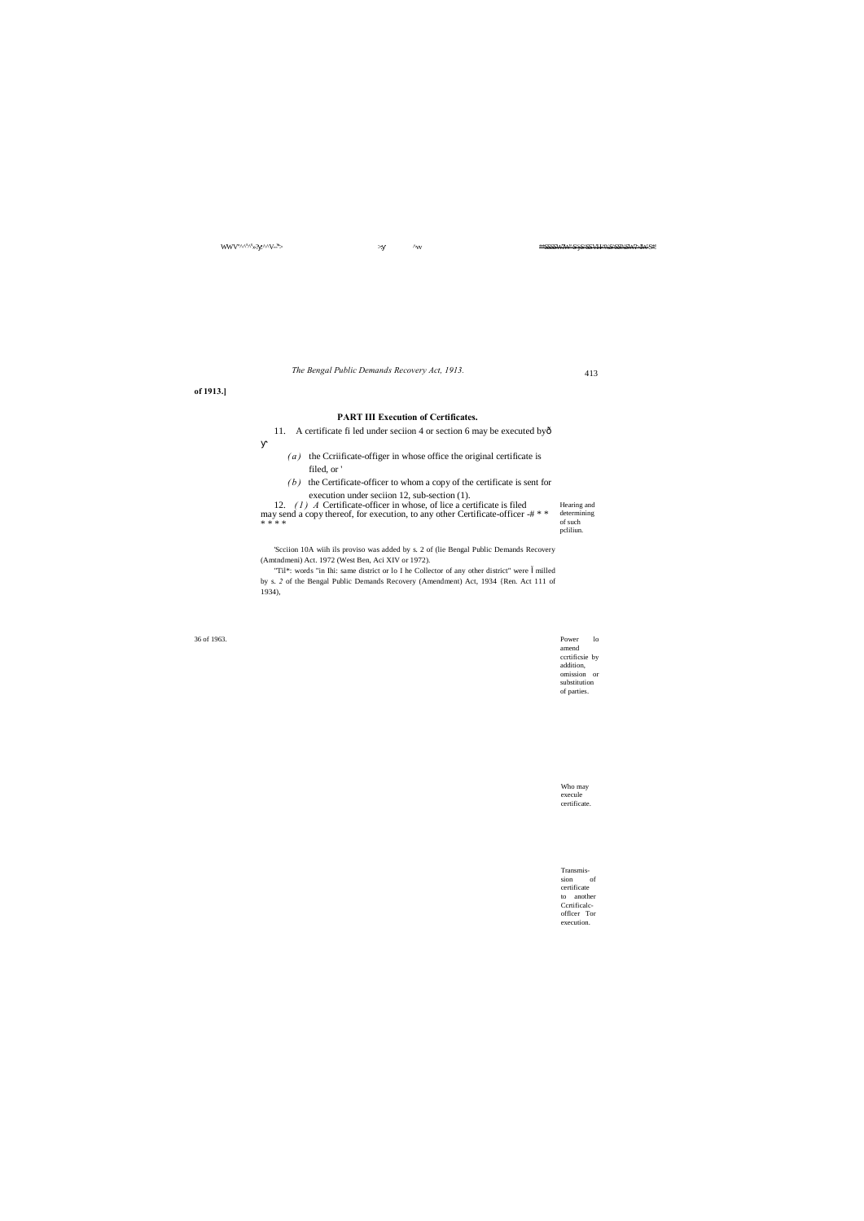of 1913.]

## PART III Execution of Certificates.

11. A certificate fi led under seciion 4 or section 6 may be executed byð

y^

*(a)* the Ccriificate-offiger in whose office the original certificate is filed, or '

*(b)* the Certificate-officer to whom a copy of the certificate is sent for execution under seciion 12, sub-section (1).

12. *(1) A* Certificate-officer in whose, of lice a certificate is filed may send a copy thereof, for execution, to any other Certificate-officer -# * * * * * *

Hearing and determining of such pcliliun.

'Scciion 10A wiih ils proviso was added by s. 2 of (lie Bengal Public Demands Recovery (Amtndmeni) Act. 1972 (West Ben, Aci XIV or 1972).

"Til*: words "in Ihi: same district or lo I he Collector of any other district" were Ï milled by s. *2* of the Bengal Public Demands Recovery (Amendment) Act, 1934 {Ren. Act 111 of 1934),

36 of 1963.

Power lo amend ccrtificsie by addition, omission or substitution of parties.

Who may execule certificate.

Transmission of certificate to another Ccrtificalc-offlcer Tor execution.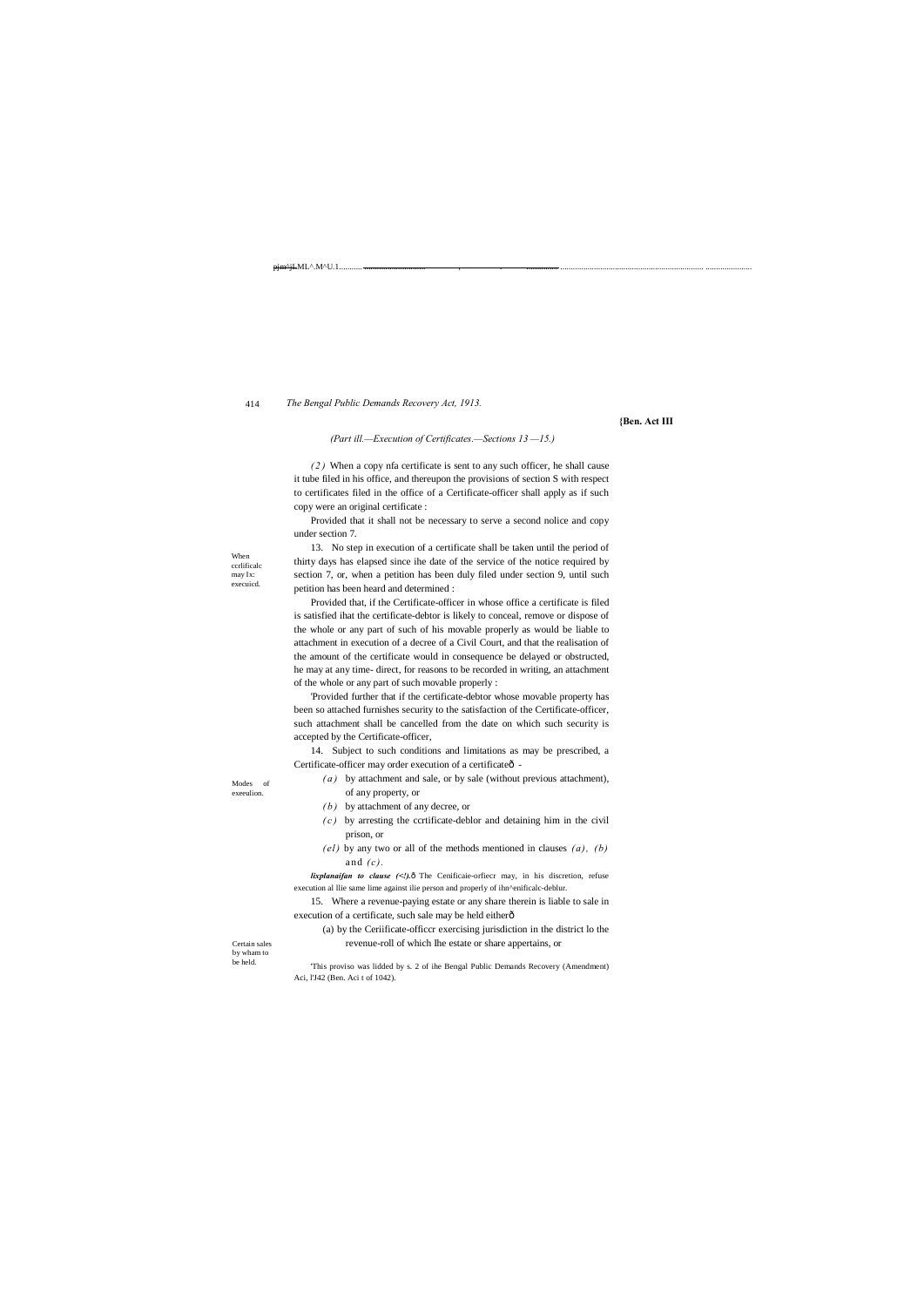(Part ill.—Execution of Certificates.—Sections 13 —15.)

*(2)* When a copy nfa certificate is sent to any such officer, he shall cause it tube filed in his office, and thereupon the provisions of section S with respect to certificates filed in the office of a Certificate-officer shall apply as if such copy were an original certificate :

Provided that it shall not be necessary to serve a second nolice and copy under section 7.

When ccrlificalc may Ix: execuicd.

13. No step in execution of a certificate shall be taken until the period of thirty days has elapsed since ihe date of the service of the notice required by section 7, or, when a petition has been duly filed under section 9, until such petition has been heard and determined :

Provided that, if the Certificate-officer in whose office a certificate is filed is satisfied ihat the certificate-debtor is likely to conceal, remove or dispose of the whole or any part of such of his movable properly as would be liable to attachment in execution of a decree of a Civil Court, and that the realisation of the amount of the certificate would in consequence be delayed or obstructed, he may at any time- direct, for reasons to be recorded in writing, an attachment of the whole or any part of such movable properly :

[1]Provided further that if the certificate-debtor whose movable property has been so attached furnishes security to the satisfaction of the Certificate-officer, such attachment shall be cancelled from the date on which such security is accepted by the Certificate-officer,

Modes of exeeulion.

14. Subject to such conditions and limitations as may be prescribed, a Certificate-officer may order execution of a certificateð -

*(a)* by attachment and sale, or by sale (without previous attachment), of any property, or

*(b)* by attachment of any decree, or

*(c)* by arresting the ccrtificate-deblor and detaining him in the civil prison, or

*(el)* by any two or all of the methods mentioned in clauses *(a), (b)* and *(c)*.

***lixplanaifan to clause (<!).***ð The Cenificaie-orfiecr may, in his discretion, refuse execution al llie same lime against ilie person and properly of ihn^enificalc-deblur.

Certain sales by wham to be held.

15. Where a revenue-paying estate or any share therein is liable to sale in execution of a certificate, such sale may be held eitherð

(a) by the Ceriificate-officcr exercising jurisdiction in the district lo the revenue-roll of which lhe estate or share appertains, or

[1]This proviso was lidded by s. 2 of ihe Bengal Public Demands Recovery (Amendment) Aci, l'J42 (Ben. Aci t of 1042).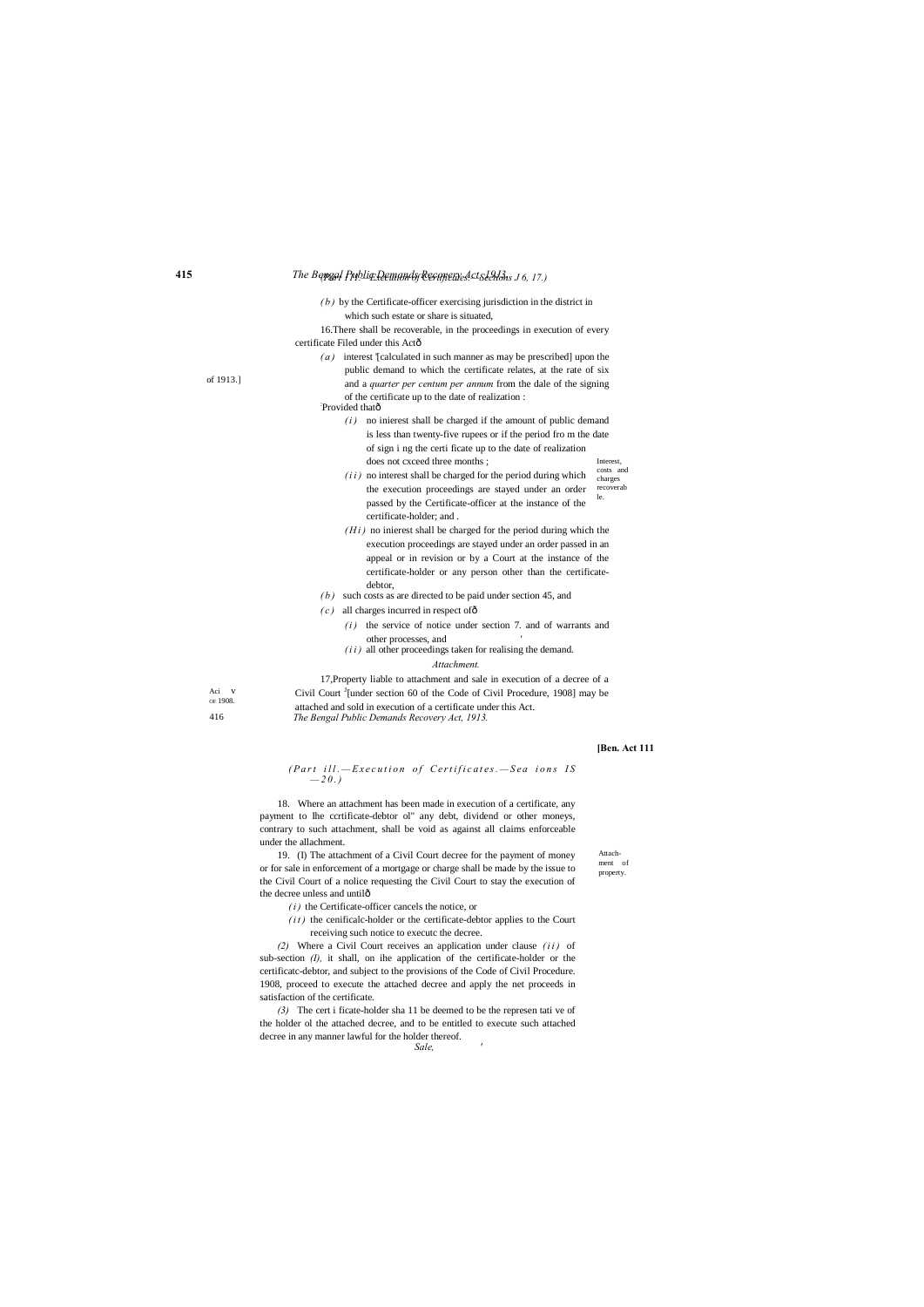(*b*) by the Certificate-officer exercising jurisdiction in the district in which such estate or share is situated,

Interest, costs and charges recoverable.

16. There shall be recoverable, in the proceedings in execution of every certificate Filed under this Act—

(*a*) interest '[calculated in such manner as may be prescribed] upon the public demand to which the certificate relates, at the rate of six and a *quarter per centum per annum* from the dale of the signing of the certificate up to the date of realization :

Provided that—

(*i*) no inierest shall be charged if the amount of public demand is less than twenty-five rupees or if the period fro m the date of sign i ng the certi ficate up to the date of realization does not cxceed three months ;

(*ii*) no interest shall be charged for the period during which the execution proceedings are stayed under an order passed by the Certificate-officer at the instance of the certificate-holder; and .

(*Hi*) no inierest shall be charged for the period during which the execution proceedings are stayed under an order passed in an appeal or in revision or by a Court at the instance of the certificate-holder or any person other than the certificate-debtor,

(*b*) such costs as are directed to be paid under section 45, and

(*c*) all charges incurred in respect of—

(*i*) the service of notice under section 7. and of warrants and other processes, and

(*ii*) all other proceedings taken for realising the demand.

*Attachment.*

Act V of 1908.

17. Property liable to attachment and sale in execution of a decree of a Civil Court [3][under section 60 of the Code of Civil Procedure, 1908] may be attached and sold in execution of a certificate under this Act.

18. Where an attachment has been made in execution of a certificate, any payment to Ihe ccrtificate-debtor ol" any debt, dividend or other moneys, contrary to such attachment, shall be void as against all claims enforceable under the allachment.

Attachment of property.

19. (I) The attachment of a Civil Court decree for the payment of money or for sale in enforcement of a mortgage or charge shall be made by the issue to the Civil Court of a nolice requesting the Civil Court to stay the execution of the decree unless and until—

(*i*) the Certificate-officer cancels the notice, or

(*it*) the cenificalc-holder or the certificate-debtor applies to the Court receiving such notice to executc the decree.

*(2)* Where a Civil Court receives an application under clause (*ii*) of sub-section *(I),* it shall, on ihe application of the certificate-holder or the certificatc-debtor, and subject to the provisions of the Code of Civil Procedure. 1908, proceed to execute the attached decree and apply the net proceeds in satisfaction of the certificate.

*(3)* The cert i ficate-holder sha 11 be deemed to be the represen tati ve of the holder ol the attached decree, and to be entitled to execute such attached decree in any manner lawful for the holder thereof.

*Sale,*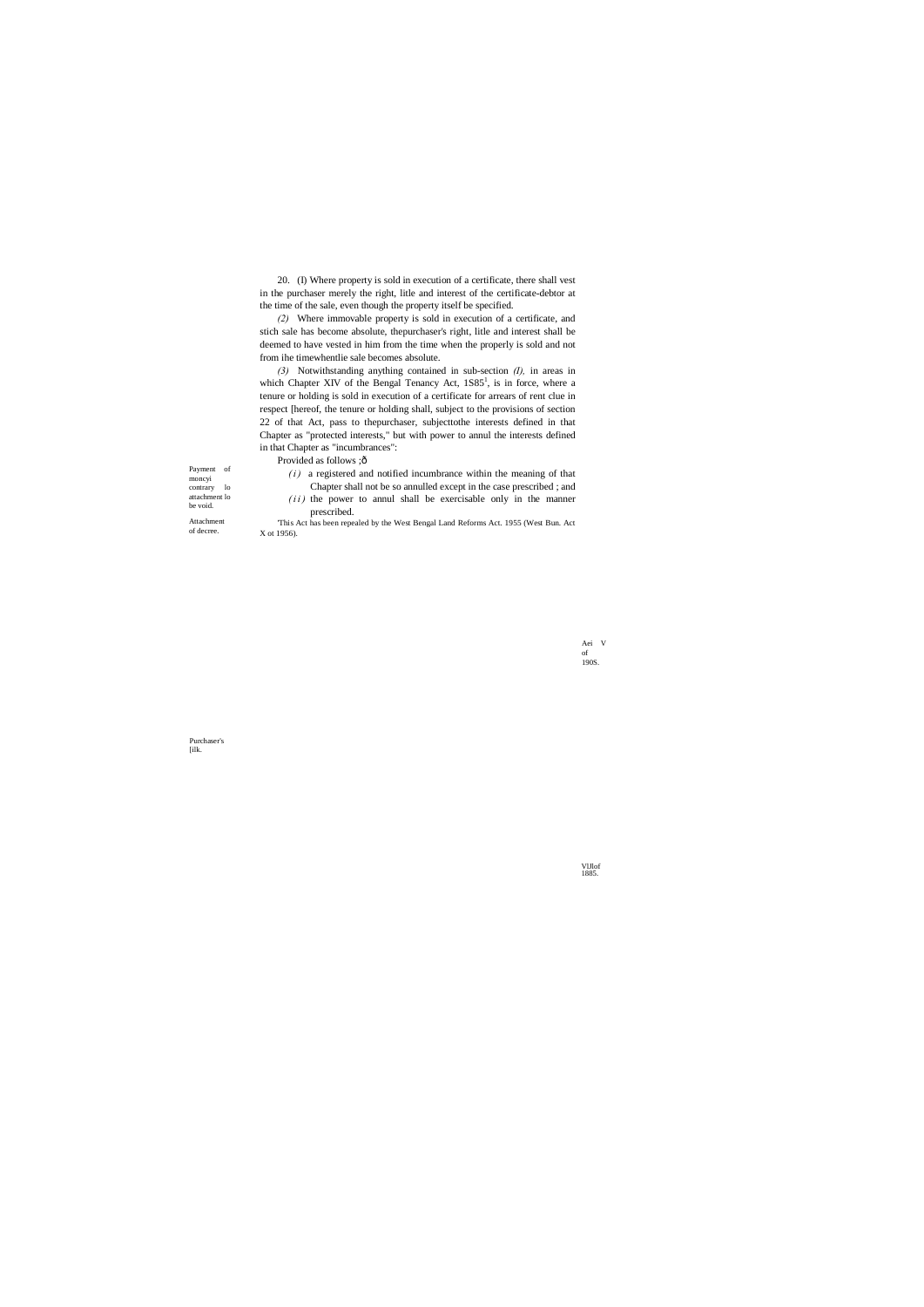20. (I) Where property is sold in execution of a certificate, there shall vest in the purchaser merely the right, litle and interest of the certificate-debtor at the time of the sale, even though the property itself be specified.

*(2)* Where immovable property is sold in execution of a certificate, and stich sale has become absolute, thepurchaser's right, litle and interest shall be deemed to have vested in him from the time when the properly is sold and not from ihe timewhentlie sale becomes absolute.

*(3)* Notwithstanding anything contained in sub-section *(I),* in areas in which Chapter XIV of the Bengal Tenancy Act, 1S85[1], is in force, where a tenure or holding is sold in execution of a certificate for arrears of rent clue in respect [hereof, the tenure or holding shall, subject to the provisions of section 22 of that Act, pass to thepurchaser, subjecttothe interests defined in that Chapter as "protected interests," but with power to annul the interests defined in that Chapter as "incumbrances":

Provided as follows ;ð

*(i)* a registered and notified incumbrance within the meaning of that Chapter shall not be so annulled except in the case prescribed ; and

*(ii)* the power to annul shall be exercisable only in the manner prescribed.

'This Act has been repealed by the West Bengal Land Reforms Act. 1955 (West Bun. Act X ot 1956).

Payment of moncyi contrary lo attachment lo be void.

Attachment of decree.

Aei V of 190S.

Purchaser's [ilk.

VIJlof 1885.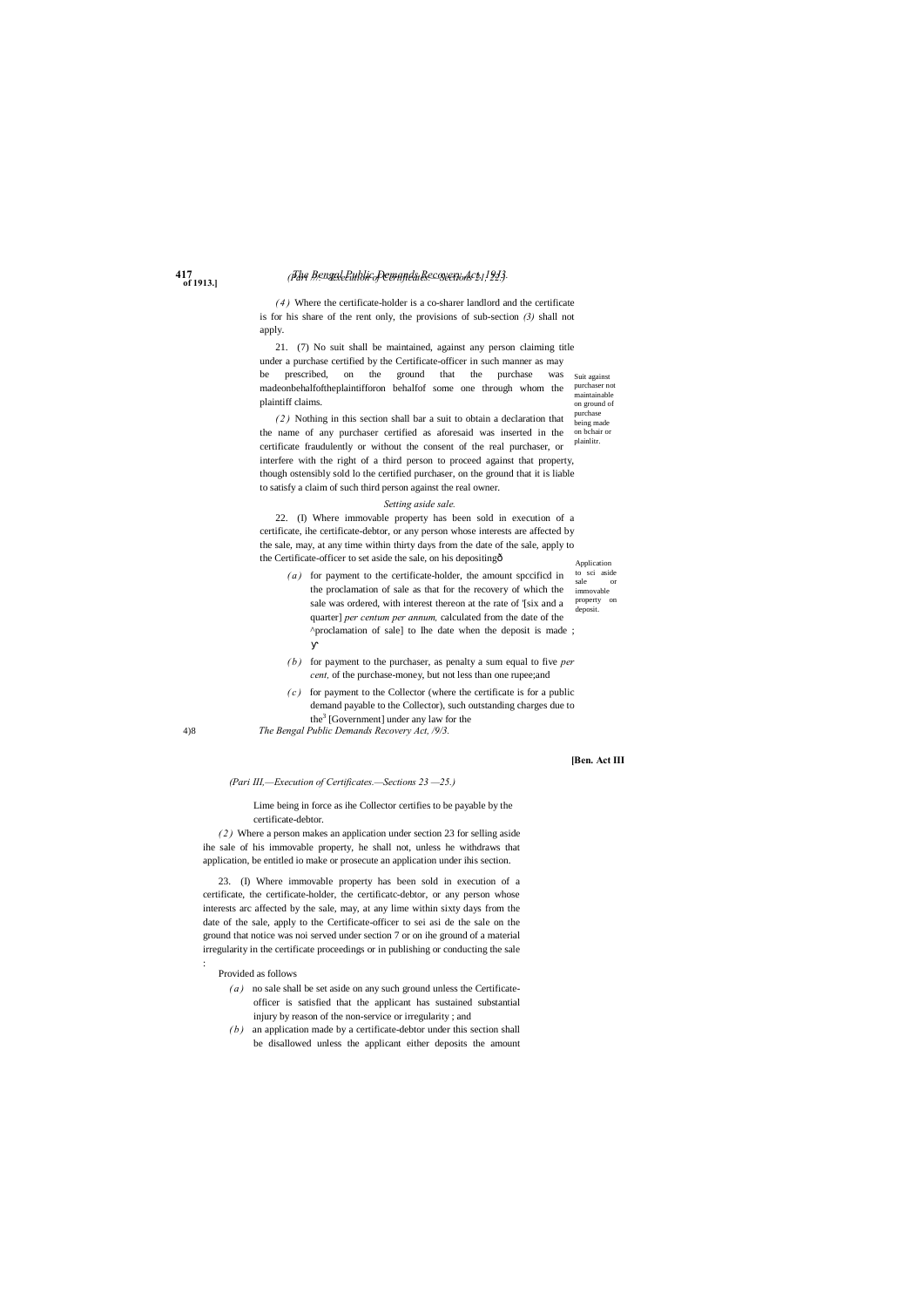*(4)* Where the certificate-holder is a co-sharer landlord and the certificate is for his share of the rent only, the provisions of sub-section *(3)* shall not apply.

Suit against purchaser not maintainable on ground of purchase being made on bchair or plainlitr.

21. (7) No suit shall be maintained, against any person claiming title under a purchase certified by the Certificate-officer in such manner as may be prescribed, on the ground that the purchase was madeonbehalfoftheplaintifforon behalfof some one through whom the plaintiff claims.

*(2)* Nothing in this section shall bar a suit to obtain a declaration that the name of any purchaser certified as aforesaid was inserted in the certificate fraudulently or without the consent of the real purchaser, or interfere with the right of a third person to proceed against that property, though ostensibly sold lo the certified purchaser, on the ground that it is liable to satisfy a claim of such third person against the real owner.

*Setting aside sale.*

Application to sci aside sale or immovable property on deposit.

22. (I) Where immovable property has been sold in execution of a certificate, ihe certificate-debtor, or any person whose interests are affected by the sale, may, at any time within thirty days from the date of the sale, apply to the Certificate-officer to set aside the sale, on his depositingð

*(a)* for payment to the certificate-holder, the amount spccificd in the proclamation of sale as that for the recovery of which the sale was ordered, with interest thereon at the rate of '[six and a quarter] *per centum per annum,* calculated from the date of the ^proclamation of sale] to Ihe date when the deposit is made ; ÿ"

*(b)* for payment to the purchaser, as penalty a sum equal to five *per cent,* of the purchase-money, but not less than one rupee;and

*(c)* for payment to the Collector (where the certificate is for a public demand payable to the Collector), such outstanding charges due to the[3] [Government] under any law for the

**[Ben. Act III**

*(Pari III,—Execution of Certificates.—Sections 23 —25.)*

Lime being in force as ihe Collector certifies to be payable by the certificate-debtor.

*(2)* Where a person makes an application under section 23 for selling aside ihe sale of his immovable property, he shall not, unless he withdraws that application, be entitled io make or prosecute an application under ihis section.

23. (I) Where immovable property has been sold in execution of a certificate, the certificate-holder, the certificatc-debtor, or any person whose interests arc affected by the sale, may, at any lime within sixty days from the date of the sale, apply to the Certificate-officer to sei asi de the sale on the ground that notice was noi served under section 7 or on ihe ground of a material irregularity in the certificate proceedings or in publishing or conducting the sale :

Provided as follows

*(a)* no sale shall be set aside on any such ground unless the Certificate-officer is satisfied that the applicant has sustained substantial injury by reason of the non-service or irregularity ; and

*(b)* an application made by a certificate-debtor under this section shall be disallowed unless the applicant either deposits the amount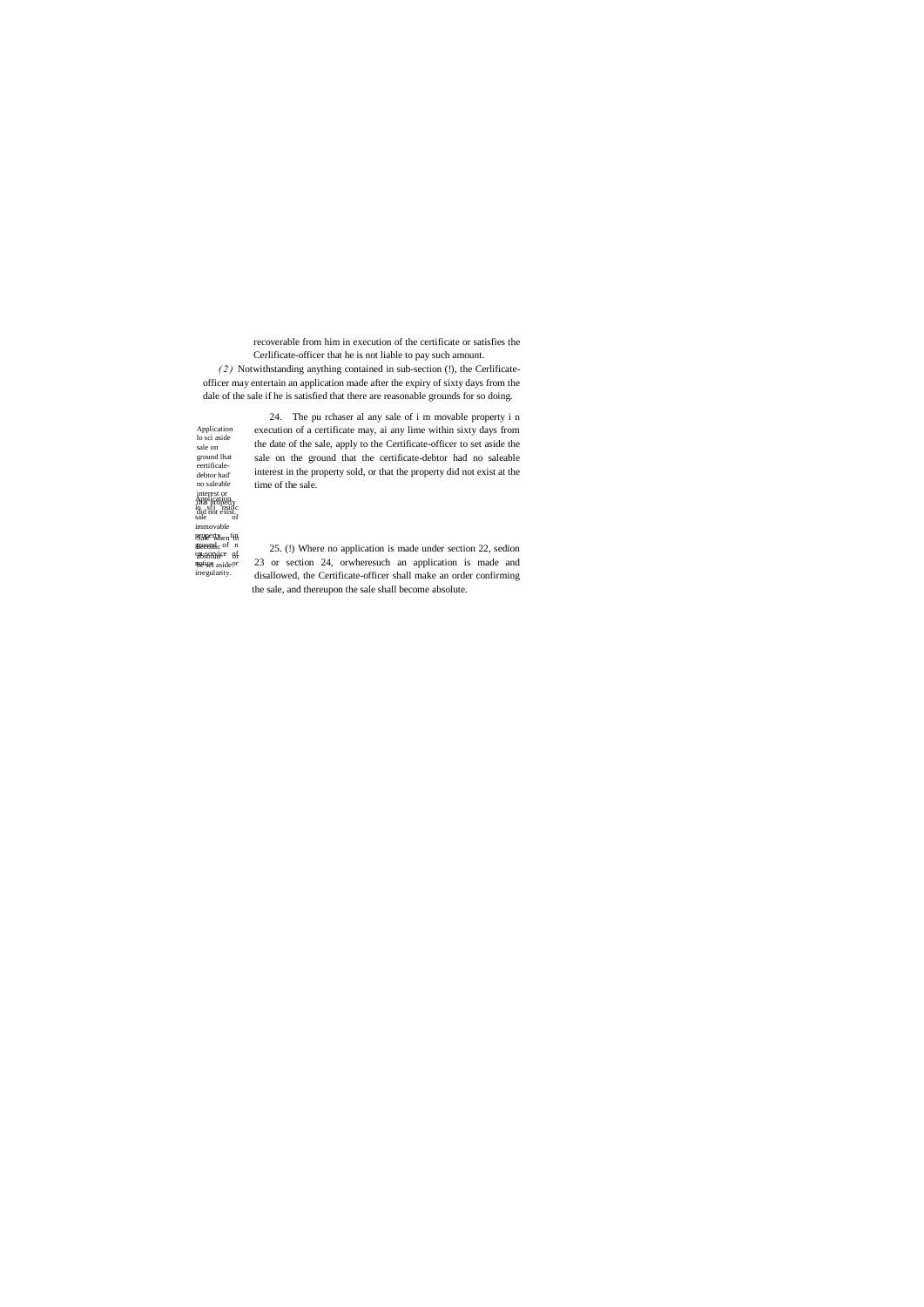recoverable from him in execution of the certificate or satisfies the Cerlificate-officer that he is not liable to pay such amount.

*(2)* Notwithstanding anything contained in sub-section (!), the Cerlificate-officer may entertain an application made after the expiry of sixty days from the dale of the sale if he is satisfied that there are reasonable grounds for so doing.

Application lo sci aside sale on ground lhat eertificale-debtor had' no saleable interest or that property did not exist.

24. The pu rchaser al any sale of i m movable property i n execution of a certificate may, ai any lime within sixty days from the date of the sale, apply to the Certificate-officer to set aside the sale on the ground that the certificate-debtor had no saleable interest in the property sold, or that the property did not exist at the time of the sale.

Application lo sci aside sale of immovable property on ground of non-service of notice or irregularity. Sale when to become absolute or be set aside.

25. (!) Where no application is made under section 22, sedion 23 or section 24, orwheresuch an application is made and disallowed, the Certificate-officer shall make an order confirming the sale, and thereupon the sale shall become absolute.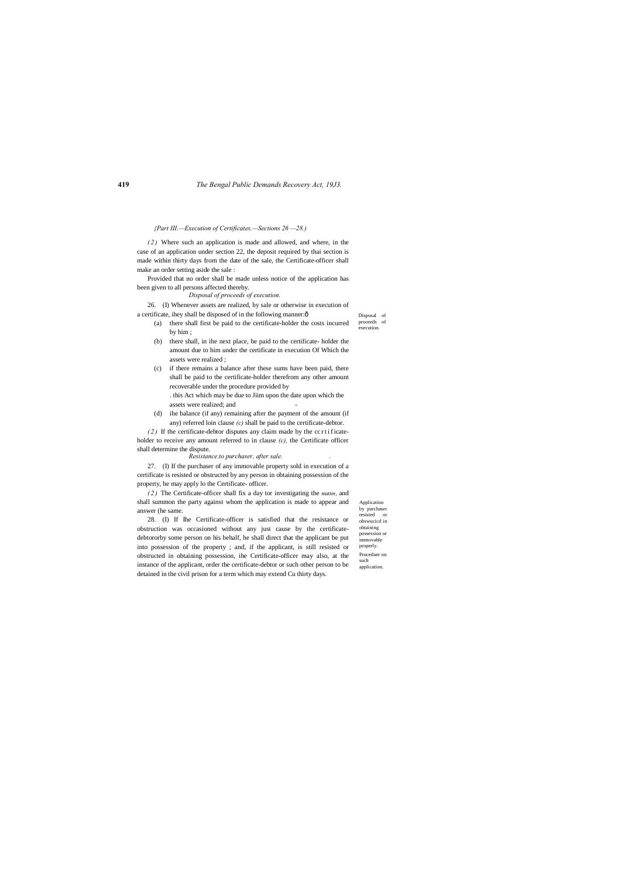{Part III.—Execution of Certificates.—Sections 26 —28.)

*(2)* Where such an application is made and allowed, and where, in the case of an application under section 22, the deposit required by thai section is made within thirty days from the date of the sale, the Certificate-officer shall make an order setting aside the sale :

Provided that no order shall be made unless notice of the application has been given to all persons affected thereby.

*Disposal of proceeds of execution.*

Disposal of proceeds of execution.

26. (I) Whenever assets are realized, by sale or otherwise in execution of a certificate, ihey shall be disposed of in the following manner:ô

(a) there shall first be paid to the certificate-holder the costs incurred by him ;

(b) there shall, in ihe next place, be paid to the certificate- holder the amount due to him under the certificate in execution Of Which the assets were realized ;

(c) if there remains a balance after these sums have been paid, there shall be paid to the certificate-holder therefrom any other amount recoverable under the procedure provided by . this Act which may be due to Jiim upon the date upon which the assets were realized; and -

(d) ihe balance (if any) remaining after the payment of the amount (if any) referred loin clause *(c)* shall be paid to the certificate-debtor.

*(2)* If the certificate-debtor disputes any claim made by the ccrtificate-holder to receive any amount referred to in clause *(c),* the Certificate officer shall determine the dispute.

*Resistance.to purchaser, after sale.* .

Application by purchaser resisted or obswucicd in obtaining possession or immovable properly.

27. (I) If the purchaser of any immovable property sold in execution of a certificate is resisted or obstructed by any person in obtaining possession of the property, he may apply lo the Certificate- officer.

*(2)* The Certificate-officer shall fix a day tor investigating the matter, and shall summon the party against whom the application is made to appear and answer (he same.

Procedure on such application.

28. (I) If Ihe Certificate-officer is satisfied that the resistance or obstruction was occasioned without any just cause by the certificate-debtororby some person on his behalf, he shall direct that the applicant be put into possession of the property ; and, if the applicant, is still resisted or obstructed in obtaining possession, ihe Certificate-officer may also, at the instance of the applicant, order the certificate-debtor or such other person to be detained in the civil prison for a term which may extend Cu thirty days.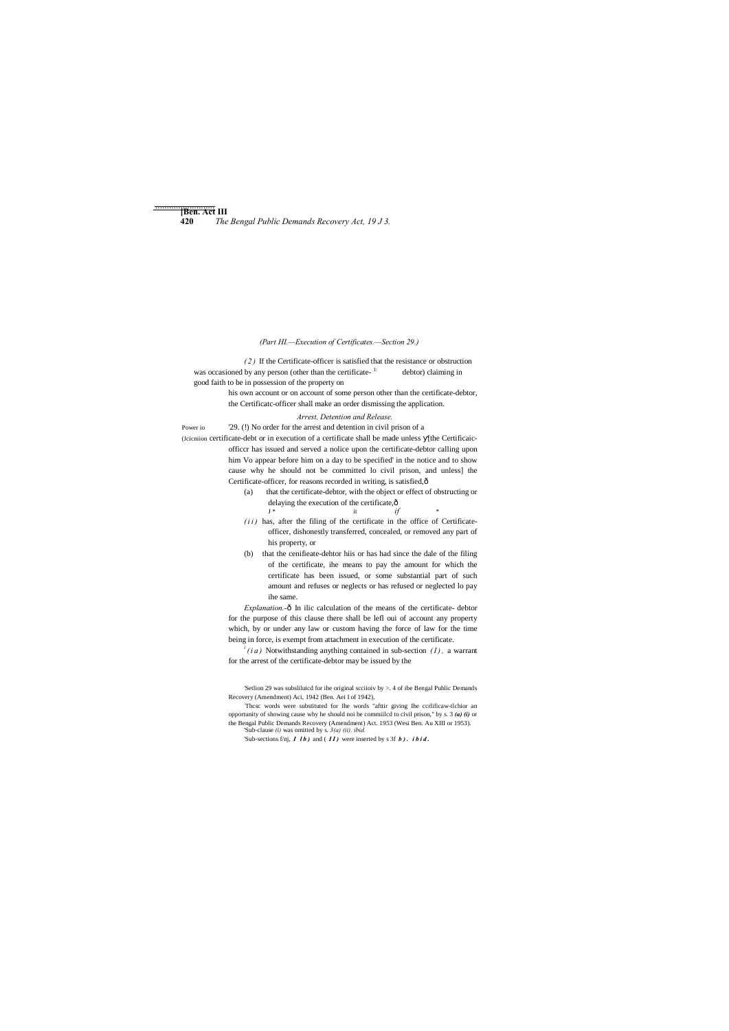(Part III.—Execution of Certificates.—Section 29.)

*(2)* If the Certificate-officer is satisfied that the resistance or obstruction was occasioned by any person (other than the certificate- debtor) claiming in good faith to be in possession of the property on his own account or on account of some person other than the certificate-debtor, the Certificatc-officer shall make an order dismissing the application.

*Arrest, Detention and Release.*

Power io (Jcicniion

'29. (!) No order for the arrest and detention in civil prison of a certificate-debt or in execution of a certificate shall be made unless [the Certificaic-officcr has issued and served a nolice upon the certificate-debtor calling upon him Vo appear before him on a day to be specified' in the notice and to show cause why he should not be committed lo civil prison, and unless] the Certificate-officer, for reasons recorded in writing, is satisfied,—

(a) that the certificate-debtor, with the object or effect of obstructing or delaying the execution of the certificate,—

J * it *if* *

*(ii)* has, after the filing of the certificate in the office of Certificate-officer, dishonestly transferred, concealed, or removed any part of his property, or

(b) that the cenifieate-dehtor hiis or has had since the dale of the filing of the certificate, ihe means to pay the amount for which the certificate has been issued, or some substantial part of such amount and refuses or neglects or has refused or neglected lo pay ihe same.

*Explanation.*— In ilic calculation of the means of the certificate- debtor for the purpose of this clause there shall be lefl oui of account any property which, by or under any law or custom having the force of law for the time being in force, is exempt from attachment in execution of the certificate.

*(ia)* Notwithstanding anything contained in sub-section *(1)*, a warrant for the arrest of the certificate-debtor may be issued by the

'Setlion 29 was subsliluicd for ihe original scciioiv by >. 4 of ibe Bengal Public Demands Recovery (Amendment) Aci, 1942 (Ben. Aei I of 1942),

'Thcsc words were substituted for Ihe words "afttir giving Ihe ccrlificaw-tlchior an opportunity of showing cause why he should noi be commiilcd to civil prison," by s. 3 ***(a) (i)*** or the Bengal Public Demands Recovery (Amendment) Act. 1953 (Wesi Ben. Au XIII or 1953).

'Sub-clause *(i)* was omitted by s. *3(a) (ii). ibid.*

'Sub-sections f/nj, ***I l b )*** and ( ***I I )*** were inserted by s 3f ***b ) . i b i d .***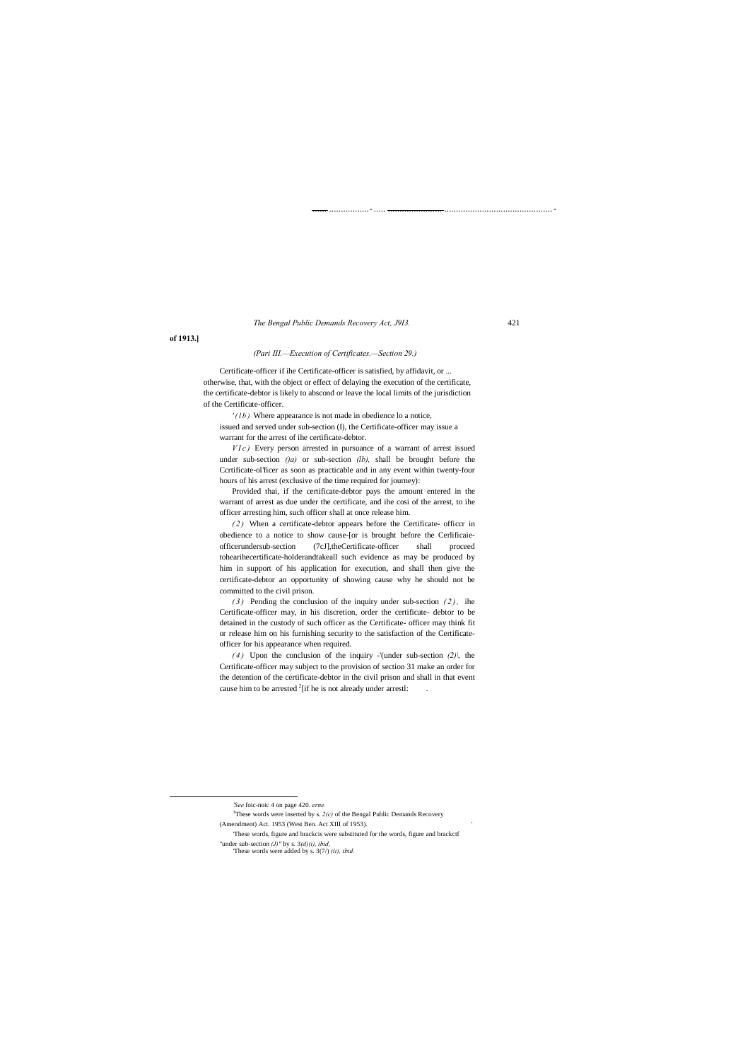**of 1913.]**

*(Pari III.—Execution of Certificates.—Section 29.)*

Certificate-officer if ihe Certificate-officer is satisfied, by affidavit, or ... otherwise, that, with the object or effect of delaying the execution of the certificate, the certificate-debtor is likely to abscond or leave the local limits of the jurisdiction of the Certificate-officer.

*'(1b)* Where appearance is not made in obedience lo a notice, issued and served under sub-section (I), the Certificate-officer may issue a warrant for the arrest of ihe certificate-debtor.

*VIc)* Every person arrested in pursuance of a warrant of arrest issued under sub-section *()a)* or sub-section *(lb),* shall be brought before the Ccrtificate-ol'ficer as soon as practicable and in any event within twenty-four hours of his arrest (exclusive of the time required for journey):

Provided thai, if the certificate-debtor pays the amount entered in the warrant of arrest as due under the certificate, and ihe cosi of the arrest, to ihe officer arresting him, such officer shall at once release him.

*(2)* When a certificate-debtor appears before the Certificate- officcr in obedience to a notice to show cause-[or is brought before the Cerlificaie-officerundersub-section (7cJ],theCertificate-officer shall proceed tohearihecertificate-holderandtakeall such evidence as may be produced by him in support of his application for execution, and shall then give the certificate-debtor an opportunity of showing cause why he should not be committed to the civil prison.

*(3)* Pending the conclusion of the inquiry under sub-section *(2),* ihe Certificate-officer may, in his discretion, order the certificate- debtor to be detained in the custody of such officer as the Certificate- officer may think fit or release him on his furnishing security to the satisfaction of the Certificate-officer for his appearance when required.

*(4)* Upon the conclusion of the inquiry -'(under sub-section *(2)*|, the Certificate-officer may subject to the provision of section 31 make an order for the detention of the certificate-debtor in the civil prison and shall in that event cause him to be arrested [2][if he is not already under arrestl: .

---

'*See* foic-noic 4 on page 420. *erne.*

[3]These words were inserted by s. *2(c)* of the Bengal Public Demands Recovery (Amendment) Act. 1953 (West Ben. Act XIII of 1953).

'These words, figure and brackcis were substituted for the words, figure and brackctf "under sub-section *(J)"* by s. 3*(d)(i), ibid,*

'These words were added by s. 3(7/) *(ii), ibid.*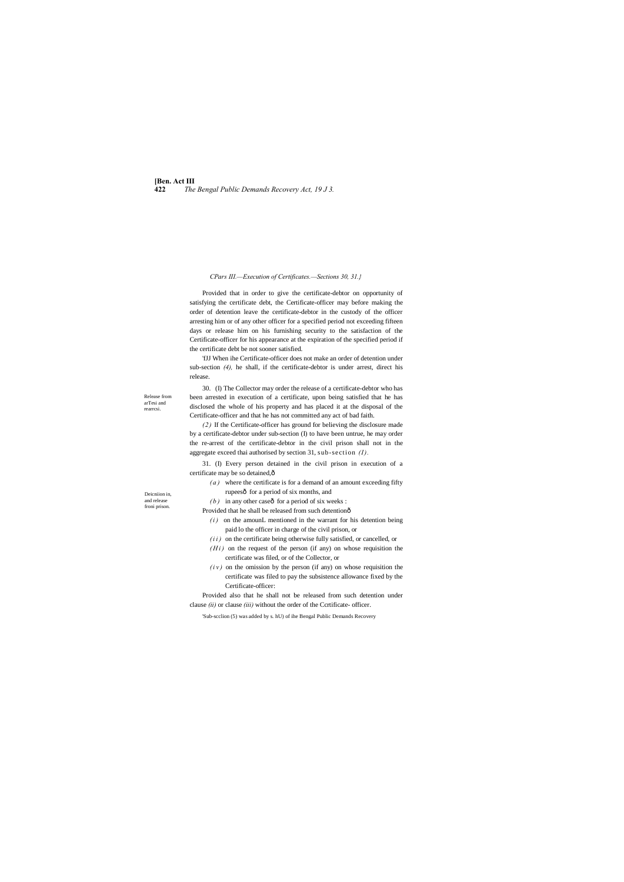*Part III.—Execution of Certificates.—Sections 30, 31.}*

Provided that in order to give the certificate-debtor on opportunity of satisfying the certificate debt, the Certificate-officer may before making the order of detention leave the certificate-debtor in the custody of the officer arresting him or of any other officer for a specified period not exceeding fifteen days or release him on his furnishing security to the satisfaction of the Certificate-officer for his appearance at the expiration of the specified period if the certificate debt be not sooner satisfied.

'fJJ When ihe Certificate-officer does not make an order of detention under sub-section *(4),* he shall, if the certificate-debtor is under arrest, direct his release.

Release from arTesi and rearrcsi.

30. (I) The Collector may order the release of a certificate-debtor who has been arrested in execution of a certificate, upon being satisfied that he has disclosed the whole of his property and has placed it at the disposal of the Certificate-officer and that he has not committed any act of bad faith.

*(2)* If the Certificate-officer has ground for believing the disclosure made by a certificate-debtor under sub-section (I) to have been untrue, he may order the re-arrest of the certificate-debtor in the civil prison shall not in the aggregate exceed thai authorised by section 31, sub-section *(1).*

Deicniion in, and release froni prison.

31. (I) Every person detained in the civil prison in execution of a certificate may be so detained,—

- *(a)* where the certificate is for a demand of an amount exceeding fifty rupees— for a period of six months, and
- *(b)* in any other case— for a period of six weeks :

Provided that he shall be released from such detention—

- *(i)* on the amounL mentioned in the warrant for his detention being paid lo the officer in charge of the civil prison, or
- *(ii)* on the certificate being otherwise fully satisfied, or cancelled, or
- *(Hi)* on the request of the person (if any) on whose requisition the certificate was filed, or of the Collector, or
- *(iv)* on the omission by the person (if any) on whose requisition the certificate was filed to pay the subsistence allowance fixed by the Certificate-officer:

Provided also that he shall not be released from such detention under clause *(ii)* or clause *(iii)* without the order of the Ccrtificate- officer.

'Sub-scclion (5) was added by s. hU) of ihe Bengal Public Demands Recovery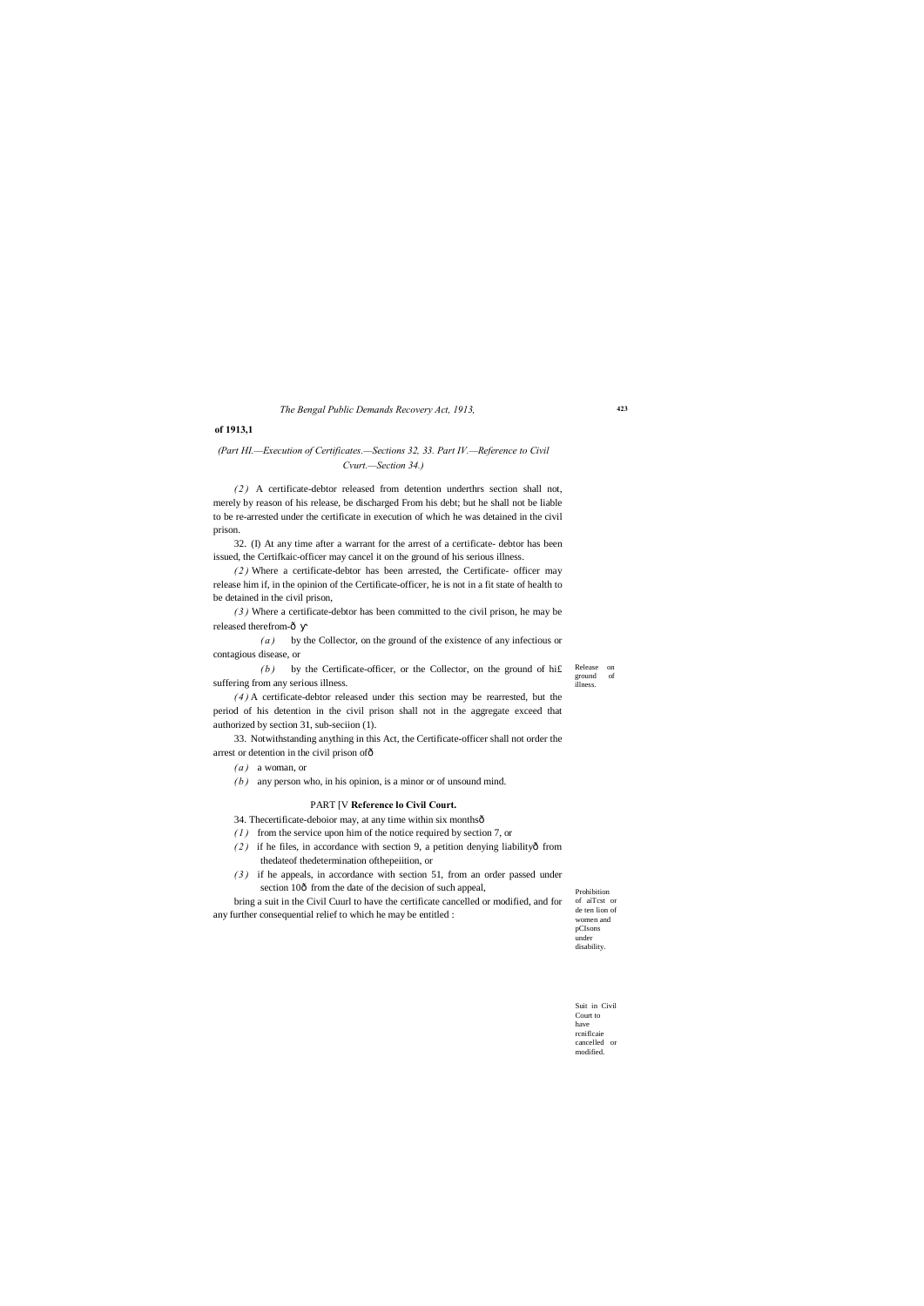**of 1913,1**

*(Part III.—Execution of Certificates.—Sections 32, 33. Part IV.—Reference to Civil Cvurt.—Section 34.)*

*(2)* A certificate-debtor released from detention underthrs section shall not, merely by reason of his release, be discharged From his debt; but he shall not be liable to be re-arrested under the certificate in execution of which he was detained in the civil prison.

Release on ground of illness.

32. (I) At any time after a warrant for the arrest of a certificate- debtor has been issued, the Certifkaic-officer may cancel it on the ground of his serious illness.

*(2)* Where a certificate-debtor has been arrested, the Certificate- officer may release him if, in the opinion of the Certificate-officer, he is not in a fit state of health to be detained in the civil prison,

*(3)* Where a certificate-debtor has been committed to the civil prison, he may be released therefrom-ð ץ

*(a)* by the Collector, on the ground of the existence of any infectious or contagious disease, or

*(b)* by the Certificate-officer, or the Collector, on the ground of hi£ suffering from any serious illness.

*(4)* A certificate-debtor released under this section may be rearrested, but the period of his detention in the civil prison shall not in the aggregate exceed that authorized by section 31, sub-seciion (1).

Prohibition of aiTcst or de ten lion of women and pCIsons under disability.

33. Notwithstanding anything in this Act, the Certificate-officer shall not order the arrest or detention in the civil prison ofð

*(a)* a woman, or

*(b)* any person who, in his opinion, is a minor or of unsound mind.

## PART [V **Reference lo Civil Court.**

Suit in Civil Court to have rcnificaie cancelled or modified.

34. Thecertificate-deboior may, at any time within six monthsð

*(1)* from the service upon him of the notice required by section 7, or

*(2)* if he files, in accordance with section 9, a petition denying liabilityð from thedateof thedetermination ofthepeiition, or

*(3)* if he appeals, in accordance with section 51, from an order passed under section 10ð from the date of the decision of such appeal,

bring a suit in the Civil Cuurl to have the certificate cancelled or modified, and for any further consequential relief to which he may be entitled :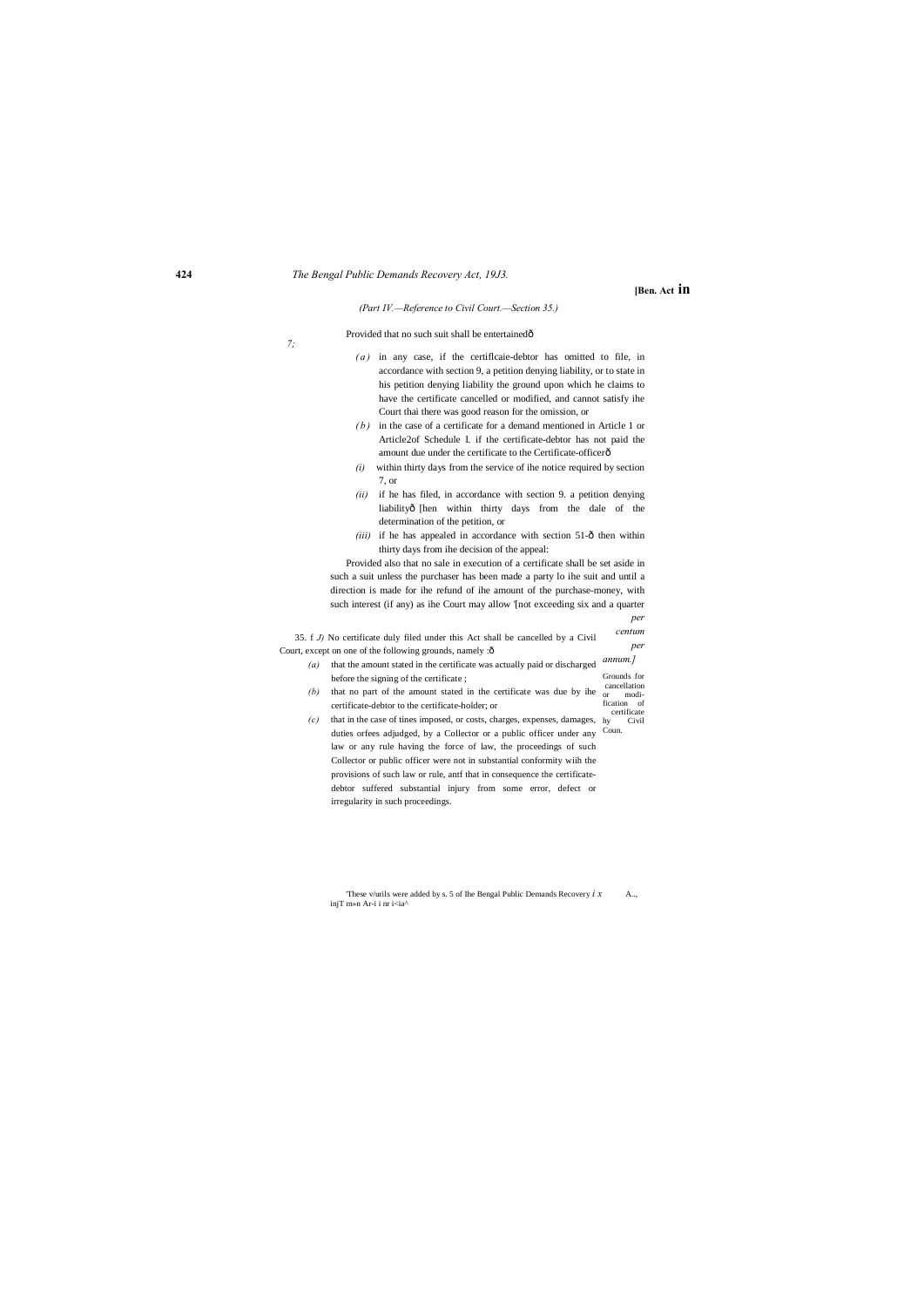(Part IV.—Reference to Civil Court.—Section 35.)

Provided that no such suit shall be entertainedô

*7;*

*(a)* in any case, if the certiflcaie-debtor has omitted to file, in accordance with section 9, a petition denying liability, or to state in his petition denying liability the ground upon which he claims to have the certificate cancelled or modified, and cannot satisfy ihe Court thai there was good reason for the omission, or

*(b)* in the case of a certificate for a demand mentioned in Article 1 or Article2of Schedule I. if the certificate-debtor has not paid the amount due under the certificate to the Certificate-officerô

*(i)* within thirty days from the service of ihe notice required by section 7, or

*(ii)* if he has filed, in accordance with section 9. a petition denying liabilityô [hen within thirty days from the dale of the determination of the petition, or

*(iii)* if he has appealed in accordance with section 51-ô then within thirty days from ihe decision of the appeal:

Provided also that no sale in execution of a certificate shall be set aside in such a suit unless the purchaser has been made a party lo ihe suit and until a direction is made for ihe refund of ihe amount of the purchase-money, with such interest (if any) as ihe Court may allow '[not exceeding six and a quarter *per centum per annum.]*

Grounds for cancellation or modification of certificate hy Civil Coun.

35. f *J)* No certificate duly filed under this Act shall be cancelled by a Civil Court, except on one of the following grounds, namely :ô

*(a)* that the amount stated in the certificate was actually paid or discharged before the signing of the certificate ;

*(b)* that no part of the amount stated in the certificate was due by ihe certificate-debtor to the certificate-holder; or

*(c)* that in the case of tines imposed, or costs, charges, expenses, damages, duties orfees adjudged, by a Collector or a public officer under any law or any rule having the force of law, the proceedings of such Collector or public officer were not in substantial conformity wiih the provisions of such law or rule, antf that in consequence the certificate-debtor suffered substantial injury from some error, defect or irregularity in such proceedings.

'These v/urils were added by s. 5 of lhe Bengal Public Demands Recovery *i x* A.., injT m»n Ar-i i nr i<ia^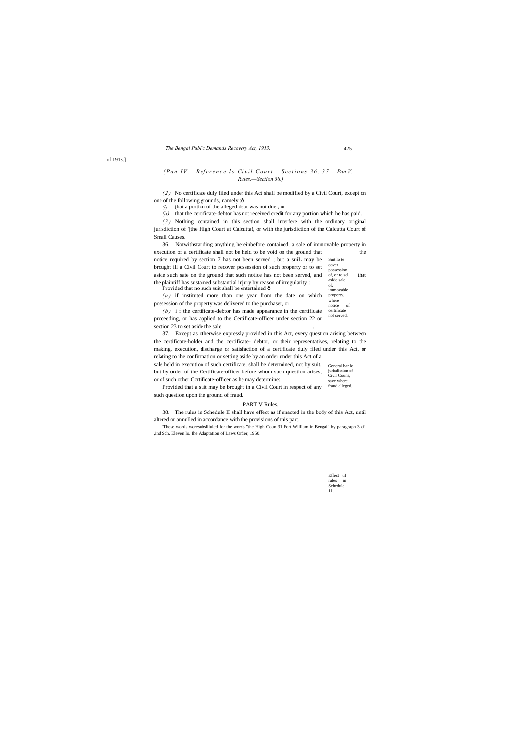of 1913.]

*(Pan IV.—Reference lo Civil Court.—Sections 36, 37.- Pan V.—Rules.—Section 38.)*

*(2)* No certificate duly filed under this Act shall be modified by a Civil Court, except on one of the following grounds, namely :ô

*(i)* (hat a portion of the alleged debt was not due ; or

*(ii)* that the certificate-debtor has not received credit for any portion which he has paid.

*(3)* Nothing contained in this section shall interfere with the ordinary original jurisdiction of '[the High Court at Calcutta!, or with the jurisdiction of the Calcutta Court of Small Causes.

Suit lo te cover possession of, or to scl aside sale of. immovable property, where notice of certificate nol served.

36. Notwithstanding anything hereinbefore contained, a sale of immovable property in execution of a certificate shall not be held to be void on the ground that the notice required by section 7 has not been served ; but a suiL may be brought ill a Civil Court to recover possession of such property or to set aside such sate on the ground that such notice has not been served, and that the plaintiff has sustained substantial injury by reason of irregularity :

Provided that no such suit shall be entertained ô

*(a)* if instituted more than one year from the date on which possession of the property was delivered to the purchaser, or

*(b)* i f the certificate-debtor has made appearance in the certificate proceeding, or has applied to the Certificate-officer under section 22 or section 23 to set aside the sale.

General bar lo jurisdiction of Civil Couns, save where fraud alleged.

37. Except as otherwise expressly provided in this Act, every question arising between the certificate-holder and the certificate- debtor, or their representatives, relating to the making, execution, discharge or satisfaction of a certificate duly filed under this Act, or relating to ihe confirmation or setting aside by an order under this Act of a sale held in execution of such certificate, shall be determined, not by suit, but by order of the Certificate-officer before whom such question arises, or of such other Ccrtificate-officer as he may determine:

Provided that a suit may be brought in a Civil Court in respect of any such question upon the ground of fraud.

## PART V Rules.

Effect tif rules in Schedule 11.

38. The rules in Schedule II shall have effect as if enacted in the body of this Act, until altered or annulled in accordance with the provisions of this part.

'These words wcresubsliluled for the words "the High Coun 31 Fort William in Bengal" by paragraph 3 of. ,ind Sch. Eleven lo. Ihe Adaptation of Laws Order, 1950.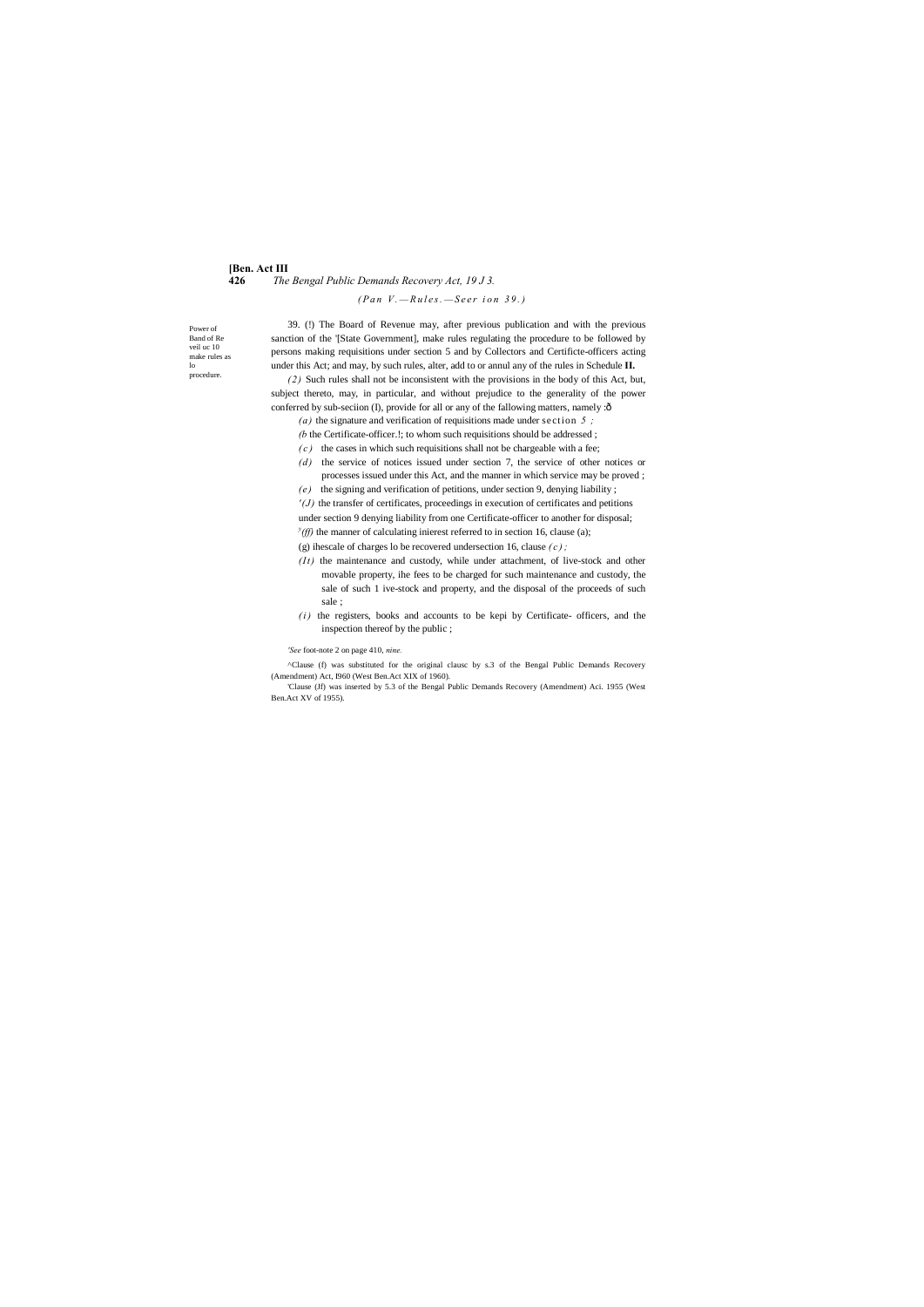*(Pan V.—Rules.—Seer ion 39.)*

Power of Band of Re veil uc 10 make rules as lo procedure.

39. (!) The Board of Revenue may, after previous publication and with the previous sanction of the '[State Government], make rules regulating the procedure to be followed by persons making requisitions under section 5 and by Collectors and Certificte-officers acting under this Act; and may, by such rules, alter, add to or annul any of the rules in Schedule **II.**

*(2)* Such rules shall not be inconsistent with the provisions in the body of this Act, but, subject thereto, may, in particular, and without prejudice to the generality of the power conferred by sub-seciion (I), provide for all or any of the fallowing matters, namely :ð

*(a)* the signature and verification of requisitions made under section *5 ;*

*(b* the Certificate-officer.!; to whom such requisitions should be addressed ;

*(c)* the cases in which such requisitions shall not be chargeable with a fee;

*(d)* the service of notices issued under section 7, the service of other notices or processes issued under this Act, and the manner in which service may be proved ;

*(e)* the signing and verification of petitions, under section 9, denying liability ;

*'(J)* the transfer of certificates, proceedings in execution of certificates and petitions under section 9 denying liability from one Certificate-officer to another for disposal;

[y]*(ff)* the manner of calculating inierest referred to in section 16, clause (a);

(g) ihescale of charges lo be recovered undersection 16, clause *(c) ;*

*(It)* the maintenance and custody, while under attachment, of live-stock and other movable property, ihe fees to be charged for such maintenance and custody, the sale of such 1 ive-stock and property, and the disposal of the proceeds of such sale ;

*(i)* the registers, books and accounts to be kepi by Certificate- officers, and the inspection thereof by the public ;

*'See* foot-note 2 on page 410, *nine.*

^Clause (f) was substituted for the original clausc by s.3 of the Bengal Public Demands Recovery (Amendment) Act, I960 (West Ben.Act XIX of 1960).

'Clause (Jf) was inserted by 5.3 of the Bengal Public Demands Recovery (Amendment) Aci. 1955 (West Ben.Act XV of 1955).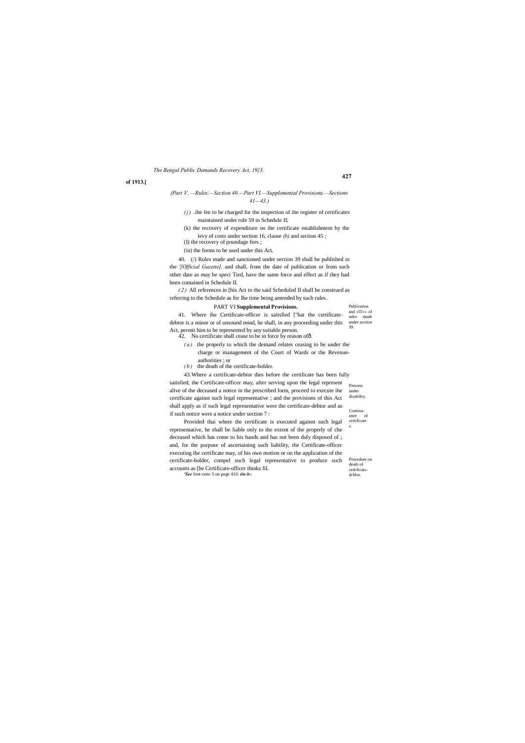(Part V. —Rules.—Section 40.—Part VI.—Supplemental Provisions.—Sections 41—43.)

(j) .ihe fee to be charged for the inspection of ihe register of certificates maintained under rule 59 in Schedule II;

(k) the recovery of expenditure on ihe certificate establishment by the levy of costs under section 16, clause *(b)* and section 45 ;

(I) the recovery of poundage fees ;

(in) the forms to be used under this Act.

Publication and clTc« of rules made under section 39.

40. (/) Rules made and sanctioned under section 39 shall be published in the *'[Official Gazette],* and shall, from the date of publication or from such other date as may be speci Tied, have the same force and effect as if they had been contained in Schedule II.

(2) All references in [his Act to the said Scheduled II shall be construed as referring to the Schedule as for Ihe time being amended by such rules.

## PART VI Supplemental Provisions.

Persons under disability.

41. Where ihe Certificaie-officer is satisfied ["hat the certificate-debtor is a minor or of unsound mind, he shall, in any proceeding under this Act, permit him to be represented by any suitable person.

Continu-ance of certificates.

42. No certificate shall cease to be in force by reason ofô

(a) the properly to which the demand relates ceasing to be under the charge or management of the Court of Wards or the Revenue-authorities ; or

(b) the death of the certificate-holder.

Procedure on death of certificatc-dcblor.

43. Where a certificate-debtor dies before the certificate has been fully satisfied, the Certificate-officer may, after serving upon the legal represent alive of the deceased a notice in the prescribed form, proceed to execute ihe certificate against such legal representative ; and the provisions of this Act shall apply as if such legal representative were the certificate-debtor and as if such notice were a notice under section 7 :

Provided thai where the certificate is executed against such legal representative, he shall be liable only to the extent of the properly of che deceased which has come to his hands and has not been duly disposed of ; and, for the purpose of ascertaining such liability, the Certificate-officer executing ihe certificate may, of his own motion or on the application of the certificate-holder, compel such legal representative to produce such accounts as [he Certificate-officer thinks fil.

*'See* foot-note 3 on page 410. *tin it-.*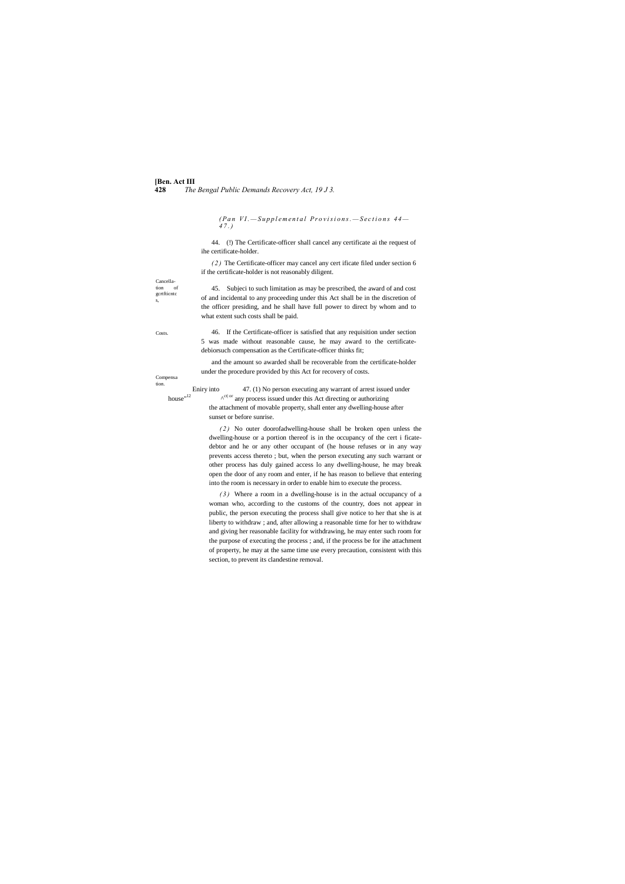*(Pan VI.—Supplemental Provisions.—Sections 44—47.)*

Cancellation of gcrtficntcs,

44. (!) The Certificate-officer shall cancel any certificate ai the request of ihe certificate-holder.

*(2)* The Certificate-officer may cancel any cert ificate filed under section 6 if the certificate-holder is not reasonably diligent.

Costs.

45. Subjeci to such limitation as may be prescribed, the award of and cost of and incidental to any proceeding under this Act shall be in the discretion of the officer presiding, and he shall have full power to direct by whom and to what extent such costs shall be paid.

Compensation.

46. If the Certificate-officer is satisfied that any requisition under section 5 was made without reasonable cause, he may award to the certificate-debiorsuch compensation as the Certificate-officer thinks fit;

and the amount so awarded shall be recoverable from the certificate-holder under the procedure provided by this Act for recovery of costs.

Eniry into house"[12]

47. (1) No person executing any warrant of arrest issued under ^ct| or any process issued under this Act directing or authorizing the attachment of movable property, shall enter any dwelling-house after sunset or before sunrise.

*(2)* No outer doorofadwelling-house shall be broken open unless the dwelling-house or a portion thereof is in the occupancy of the cert i ficate-debtor and he or any other occupant of (he house refuses or in any way prevents access thereto ; but, when the person executing any such warrant or other process has duly gained access lo any dwelling-house, he may break open the door of any room and enter, if he has reason to believe that entering into the room is necessary in order to enable him to execute the process.

*(3)* Where a room in a dwelling-house is in the actual occupancy of a woman who, according to the customs of the country, does not appear in public, the person executing the process shall give notice to her that she is at liberty to withdraw ; and, after allowing a reasonable time for her to withdraw and giving her reasonable facility for withdrawing, he may enter such room for the purpose of executing the process ; and, if the process be for ihe attachment of property, he may at the same time use every precaution, consistent with this section, to prevent its clandestine removal.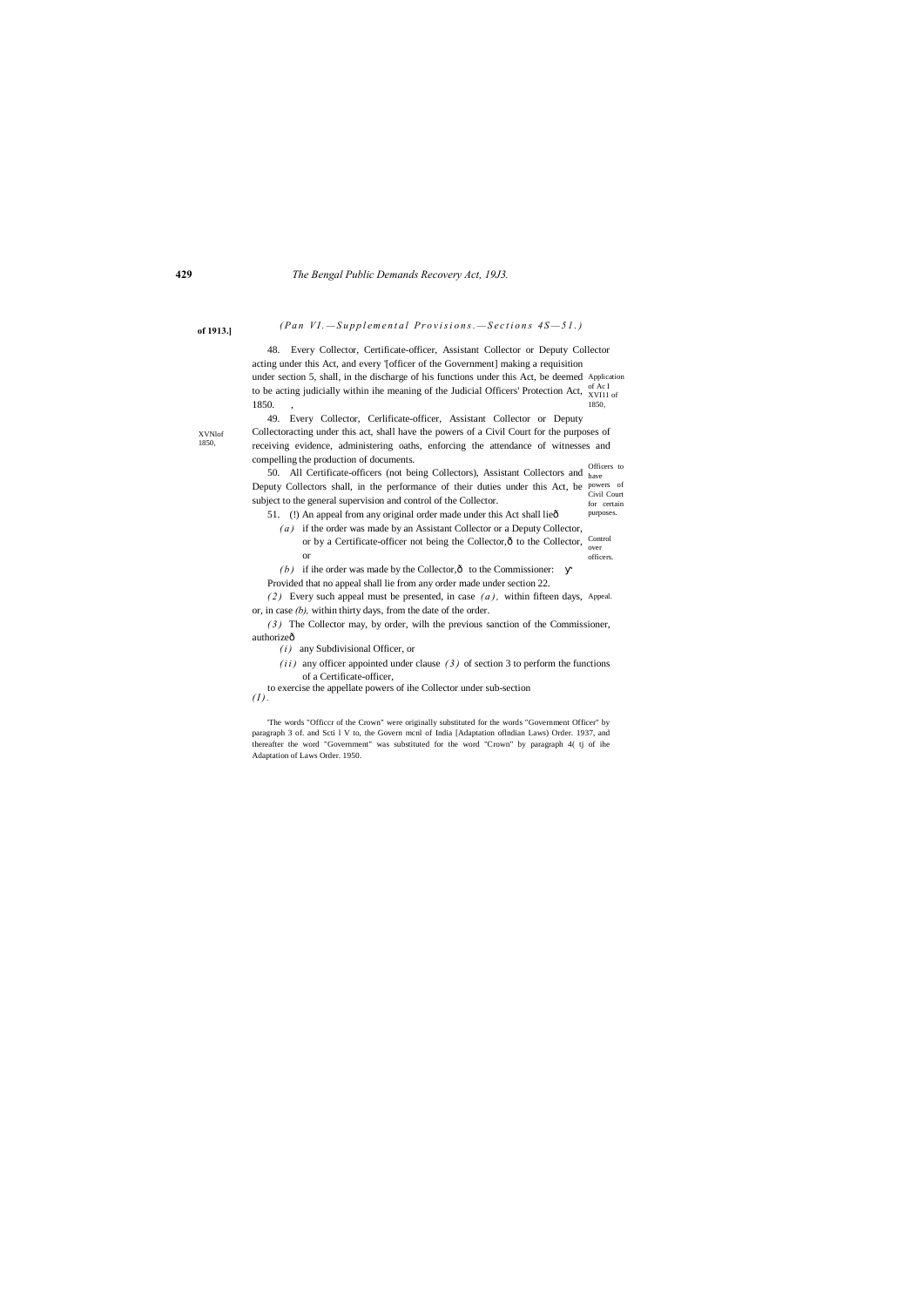*(Part VI.—Supplemental Provisions.—Sections 48—51.)*

Application of Act XVIII of 1850.

48. Every Collector, Certificate-officer, Assistant Collector or Deputy Collector acting under this Act, and every [1][officer of the Government] making a requisition under section 5, shall, in the discharge of his functions under this Act, be deemed to be acting judicially within the meaning of the Judicial Officers' Protection Act, 1850.

Officers to have powers of Civil Court for certain purposes.

49. Every Collector, Certificate-officer, Assistant Collector or Deputy Collector acting under this act, shall have the powers of a Civil Court for the purposes of receiving evidence, administering oaths, enforcing the attendance of witnesses and compelling the production of documents.

Control over officers.

50. All Certificate-officers (not being Collectors), Assistant Collectors and Deputy Collectors shall, in the performance of their duties under this Act, be subject to the general supervision and control of the Collector.

Appeal.

51. (1) An appeal from any original order made under this Act shall lie—

*(a)* if the order was made by an Assistant Collector or a Deputy Collector, or by a Certificate-officer not being the Collector,— to the Collector, or

*(b)* if the order was made by the Collector,— to the Commissioner:

Provided that no appeal shall lie from any order made under section 22.

*(2)* Every such appeal must be presented, in case *(a)*, within fifteen days, or, in case *(b)*, within thirty days, from the date of the order.

*(3)* The Collector may, by order, with the previous sanction of the Commissioner, authorize—

*(i)* any Subdivisional Officer, or

*(ii)* any officer appointed under clause *(3)* of section 3 to perform the functions of a Certificate-officer,

to exercise the appellate powers of the Collector under sub-section *(1)*.

[1] The words "Officer of the Crown" were originally substituted for the words "Government Officer" by paragraph 3 of. and Sch. I V to, the Government of India [Adaptation of Indian Laws) Order. 1937, and thereafter the word "Government" was substituted for the word "Crown" by paragraph 4( tj of the Adaptation of Laws Order. 1950.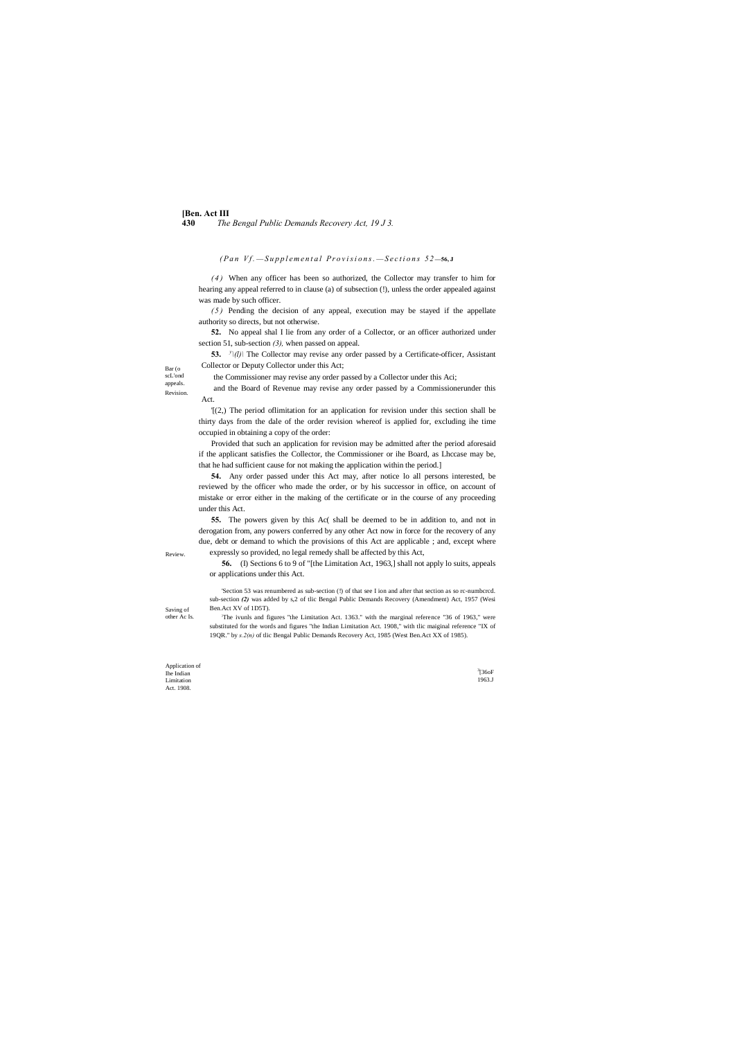*(Part VI.—Supplemental Provisions.—Sections 52—56.)*

*(4)* When any officer has been so authorized, the Collector may transfer to him for hearing any appeal referred to in clause (a) of subsection (!), unless the order appealed against was made by such officer.

*(5)* Pending the decision of any appeal, execution may be stayed if the appellate authority so directs, but not otherwise.

Bar to second appeals.

**52.** No appeal shal I lie from any order of a Collector, or an officer authorized under section 51, sub-section *(3),* when passed on appeal.

Revision.

**53.** [1][(1)] The Collector may revise any order passed by a Certificate-officer, Assistant Collector or Deputy Collector under this Act;

the Commissioner may revise any order passed by a Collector under this Aci;

and the Board of Revenue may revise any order passed by a Commissionerunder this Act.

'[(2,) The period oflimitation for an application for revision under this section shall be thirty days from the dale of the order revision whereof is applied for, excluding ihe time occupied in obtaining a copy of the order:

Provided that such an application for revision may be admitted after the period aforesaid if the applicant satisfies the Collector, the Commissioner or ihe Board, as Lhccase may be, that he had sufficient cause for not making the application within the period.]

Review.

**54.** Any order passed under this Act may, after notice lo all persons interested, be reviewed by the officer who made the order, or by his successor in office, on account of mistake or error either in the making of the certificate or in the course of any proceeding under this Act.

Saving of other Acts.

**55.** The powers given by this Ac( shall be deemed to be in addition to, and not in derogation from, any powers conferred by any other Act now in force for the recovery of any due, debt or demand to which the provisions of this Act are applicable ; and, except where expressly so provided, no legal remedy shall be affected by this Act,

Application of the Indian Limitation Act. 1908.

[2][36 of 1963.]

**56.** (I) Sections 6 to 9 of "[the Limitation Act, 1963,] shall not apply lo suits, appeals or applications under this Act.

---

'Section 53 was renumbered as sub-section (!) of that see I ion and after that section as so rc-numbcrcd. sub-section *(2)* was added by s,2 of tlic Bengal Public Demands Recovery (Amendment) Act, 1957 (Wesi Ben.Act XV of 1D5T).

[2]The ivunls and figures "the Limitation Act. 1363." with the marginal reference "36 of 1963," were substituted for the words and figures "the Indian Limitation Act. 1908," with tlic maiginal reference "IX of 19QR." by *s.2(n)* of tlic Bengal Public Demands Recovery Act, 1985 (West Ben.Act XX of 1985).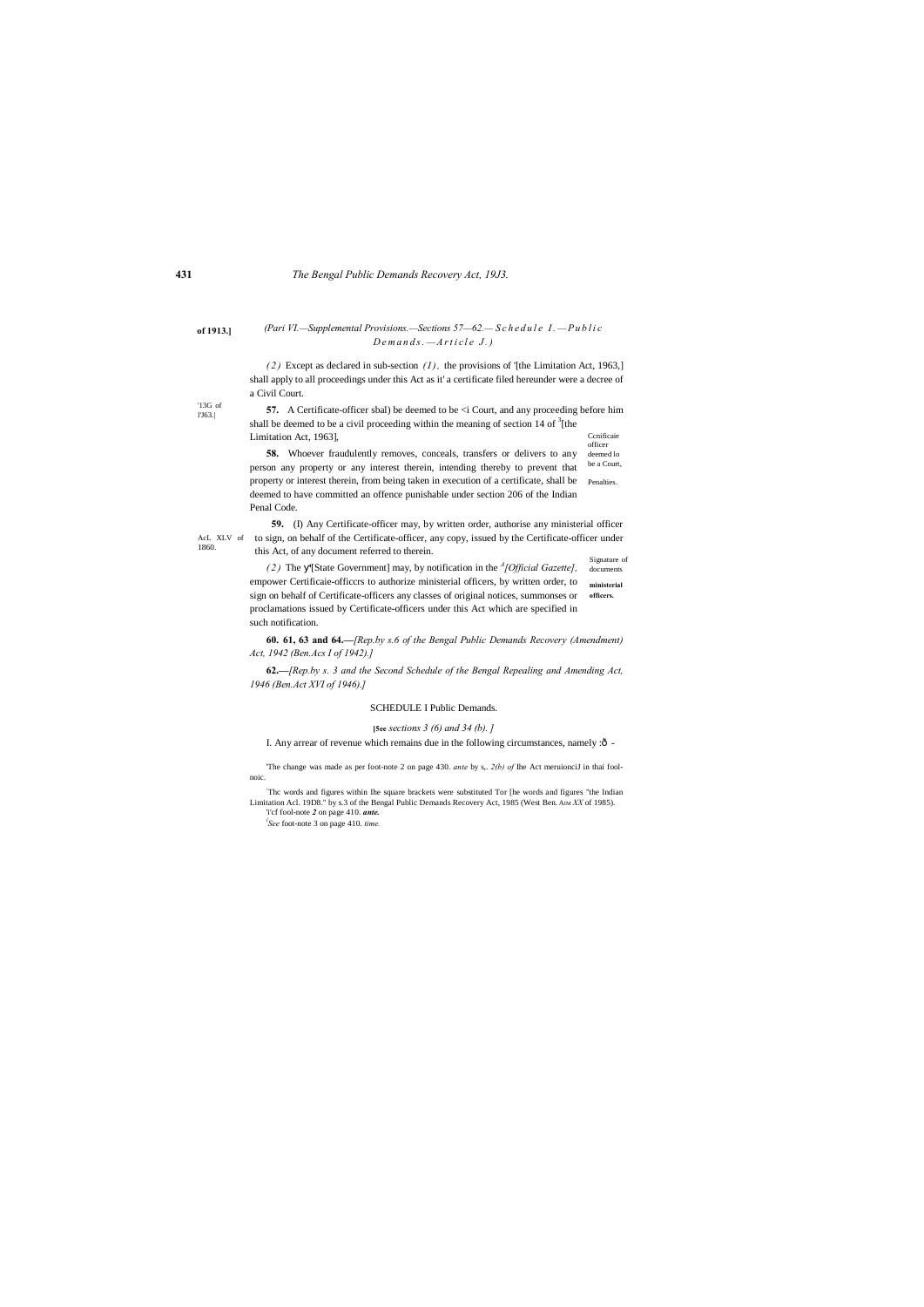(Pari VI.—Supplemental Provisions.—Sections 57—62.— Schedule I.—Public Demands.—Article J.)

*(2)* Except as declared in sub-section *(1)*, the provisions of '[the Limitation Act, 1963,] shall apply to all proceedings under this Act as it' a certificate filed hereunder were a decree of a Civil Court.

'13G of IJ63.|

Ccnificaie officer deemed lo be a Court,

**57.** A Certificate-officer sbal) be deemed to be <i Court, and any proceeding before him shall be deemed to be a civil proceeding within the meaning of section 14 of [3][the Limitation Act, 1963],

Penalties.

**58.** Whoever fraudulently removes, conceals, transfers or delivers to any person any property or any interest therein, intending thereby to prevent that property or interest therein, from being taken in execution of a certificate, shall be deemed to have committed an offence punishable under section 206 of the Indian Penal Code.

AcL XLV of 1860.

Signature of documents ministerial officers.

**59.** (I) Any Certificate-officer may, by written order, authorise any ministerial officer to sign, on behalf of the Certificate-officer, any copy, issued by the Certificate-officer under this Act, of any document referred to therein.

*(2)* The ӳ[State Government] may, by notification in the [4]*[Official Gazette]*, empower Certificaie-officcrs to authorize ministerial officers, by written order, to sign on behalf of Certificate-officers any classes of original notices, summonses or proclamations issued by Certificate-officers under this Act which are specified in such notification.

**60. 61, 63 and 64.**—*[Rep.by s.6 of the Bengal Public Demands Recovery (Amendment) Act, 1942 (Ben.Acs I of 1942).]*

**62.**—*[Rep.by s. 3 and the Second Schedule of the Bengal Repealing and Amending Act, 1946 (Ben.Act XVI of 1946).]*

SCHEDULE I Public Demands.

**[5ee** *sections 3 (6) and 34 (b). ]*

I. Any arrear of revenue which remains due in the following circumstances, namely :ð -

'The change was made as per foot-note 2 on page 430. *ante* by s,. *2(b) of* Ihe Act meruionciJ in thai foolnoic.

[2]Thc words and figures within Ihe square brackets were substituted Tor [he words and figures "the Indian Limitation Acl. 19D8." by s.3 of the Bengal Public Demands Recovery Act, 1985 (West Ben. AIM *XX* of 1985).

'i'cf fool-note *2* on page 410. ***ante.***

[4]*See* foot-note 3 on page 410. *time.*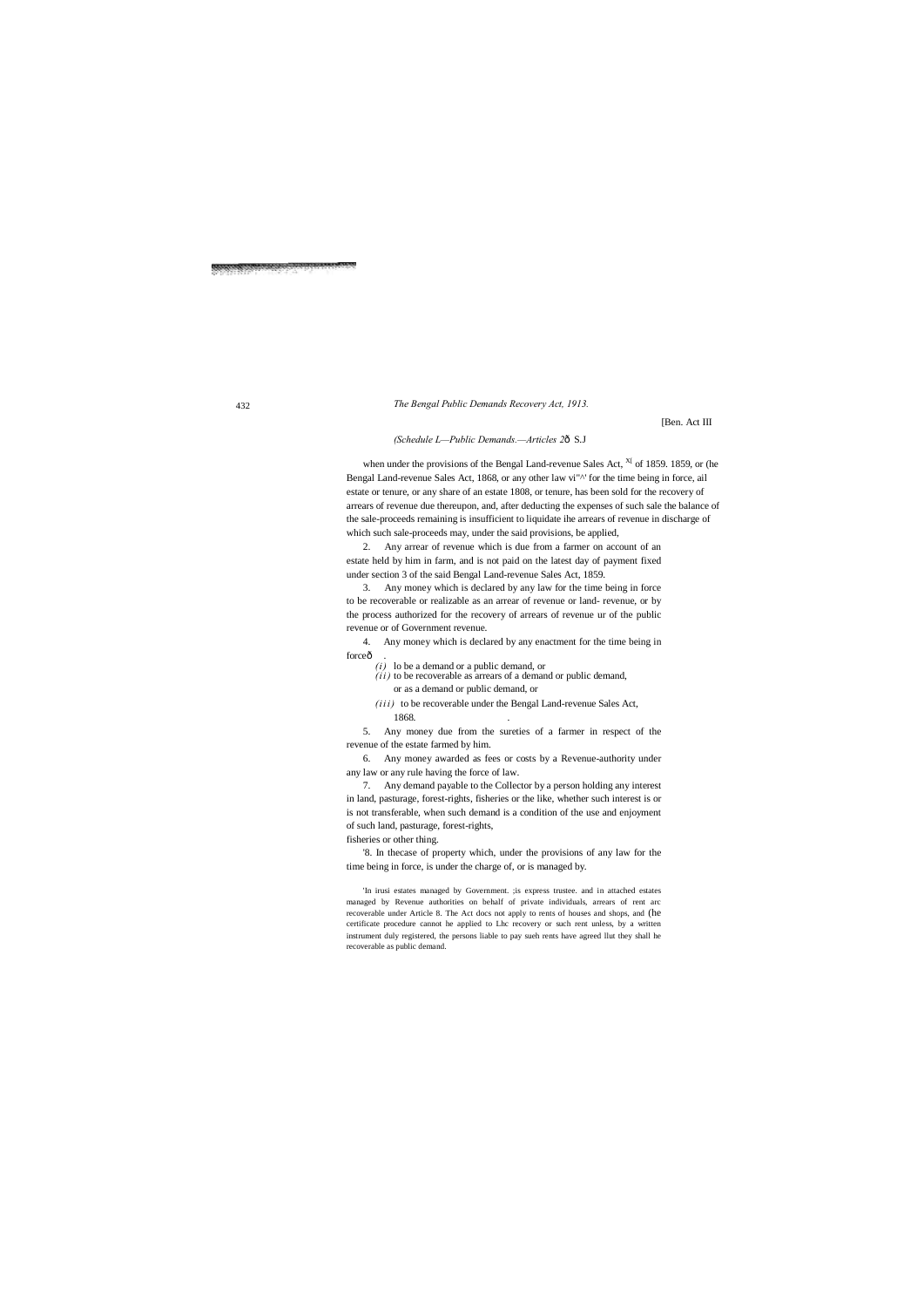[Ben. Act III

*(Schedule L—Public Demands.—Articles 2ð S.J*

when under the provisions of the Bengal Land-revenue Sales Act, XI of 1859. 1859, or (he Bengal Land-revenue Sales Act, 1868, or any other law vi"^' for the time being in force, ail estate or tenure, or any share of an estate 1808, or tenure, has been sold for the recovery of arrears of revenue due thereupon, and, after deducting the expenses of such sale the balance of the sale-proceeds remaining is insufficient to liquidate ihe arrears of revenue in discharge of which such sale-proceeds may, under the said provisions, be applied,

2. Any arrear of revenue which is due from a farmer on account of an estate held by him in farm, and is not paid on the latest day of payment fixed under section 3 of the said Bengal Land-revenue Sales Act, 1859.

3. Any money which is declared by any law for the time being in force to be recoverable or realizable as an arrear of revenue or land- revenue, or by the process authorized for the recovery of arrears of revenue ur of the public revenue or of Government revenue.

4. Any money which is declared by any enactment for the time being in forceð .

*(i)* lo be a demand or a public demand, or

*(ii)* to be recoverable as arrears of a demand or public demand, or as a demand or public demand, or

*(iii)* to be recoverable under the Bengal Land-revenue Sales Act, 1868.

5. Any money due from the sureties of a farmer in respect of the revenue of the estate farmed by him.

6. Any money awarded as fees or costs by a Revenue-authority under any law or any rule having the force of law.

7. Any demand payable to the Collector by a person holding any interest in land, pasturage, forest-rights, fisheries or the like, whether such interest is or is not transferable, when such demand is a condition of the use and enjoyment of such land, pasturage, forest-rights, fisheries or other thing.

'8. In thecase of property which, under the provisions of any law for the time being in force, is under the charge of, or is managed by.

'In irusi estates managed by Government. ;is express trustee. and in attached estates managed by Revenue authorities on behalf of private individuals, arrears of rent arc recoverable under Article 8. The Act docs not apply to rents of houses and shops, and (he certificate procedure cannot he applied to Lhc recovery or such rent unless, by a written instrument duly registered, the persons liable to pay sueh rents have agreed llut they shall he recoverable as public demand.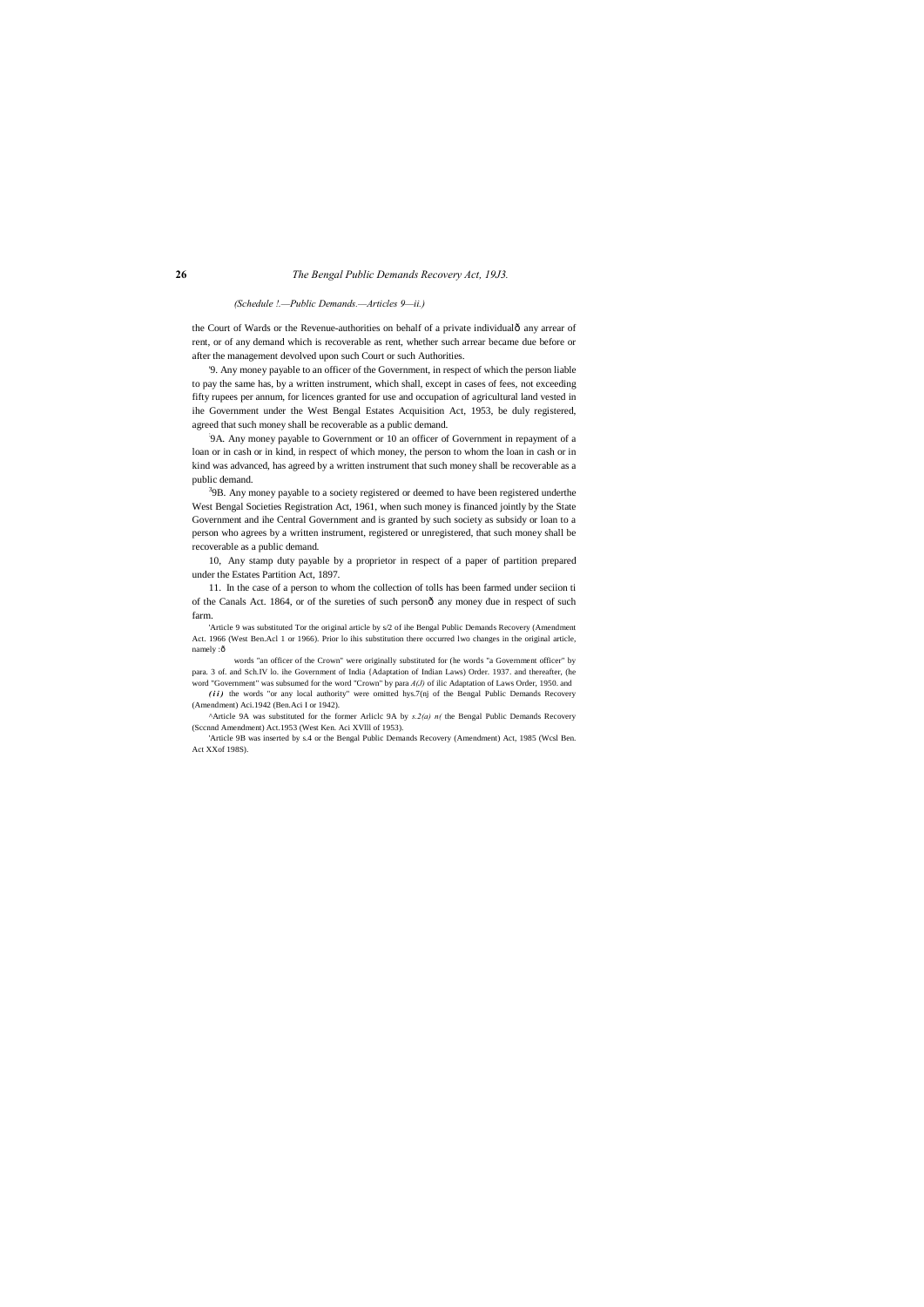*(Schedule !.—Public Demands.—Articles 9—ii.)*

the Court of Wards or the Revenue-authorities on behalf of a private individualô any arrear of rent, or of any demand which is recoverable as rent, whether such arrear became due before or after the management devolved upon such Court or such Authorities.

'9. Any money payable to an officer of the Government, in respect of which the person liable to pay the same has, by a written instrument, which shall, except in cases of fees, not exceeding fifty rupees per annum, for licences granted for use and occupation of agricultural land vested in ihe Government under the West Bengal Estates Acquisition Act, 1953, be duly registered, agreed that such money shall be recoverable as a public demand.

'9A. Any money payable to Government or 10 an officer of Government in repayment of a loan or in cash or in kind, in respect of which money, the person to whom the loan in cash or in kind was advanced, has agreed by a written instrument that such money shall be recoverable as a public demand.

[3]9B. Any money payable to a society registered or deemed to have been registered underthe West Bengal Societies Registration Act, 1961, when such money is financed jointly by the State Government and ihe Central Government and is granted by such society as subsidy or loan to a person who agrees by a written instrument, registered or unregistered, that such money shall be recoverable as a public demand.

10, Any stamp duty payable by a proprietor in respect of a paper of partition prepared under the Estates Partition Act, 1897.

11. In the case of a person to whom the collection of tolls has been farmed under seciion ti of the Canals Act. 1864, or of the sureties of such personô any money due in respect of such farm.

'Article 9 was substituted Tor the original article by s/2 of ihe Bengal Public Demands Recovery (Amendment Act. 1966 (West Ben.Acl 1 or 1966). Prior lo ihis substitution there occurred lwo changes in the original article, namely :ô

words "an officer of the Crown" were originally substituted for (he words "a Government officer" by para. 3 of. and Sch.IV lo. ihe Government of India {Adaptation of Indian Laws) Order. 1937. and thereafter, (he word "Government" was subsumed for the word "Crown" by para *A(J)* of ilic Adaptation of Laws Order, 1950. and

***(ii)*** the words "or any local authority" were omitted hys.7(nj of the Bengal Public Demands Recovery (Amendment) Aci.1942 (Ben.Aci I or 1942).

^Article 9A was substituted for the former Arliclc 9A by *s.2(a) n(* the Bengal Public Demands Recovery (Sccnnd Amendment) Act.1953 (West Ken. Aci XVlll of 1953).

'Article 9B was inserted by s.4 or the Bengal Public Demands Recovery (Amendment) Act, 1985 (Wcsl Ben. Act XXof 198S).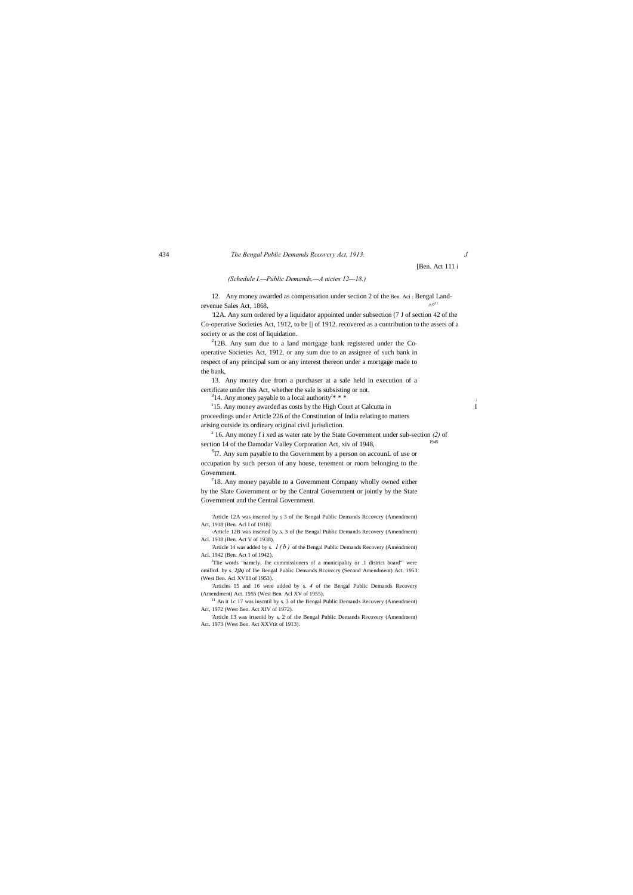[Ben. Act 111 i

*(Schedule I.—Public Demands.—A nicies 12—18.)*

12. Any money awarded as compensation under section 2 of the Ben. Aci : Bengal Land-revenue Sales Act, 1868,

'12A. Any sum ordered by a liquidator appointed under subsection (7 J of section 42 of the Co-operative Societies Act, 1912, to be [| of 1912. recovered as a contribution to the assets of a society or as the cost of liquidation.

[2]12B. Any sum due to a land mortgage bank registered under the Co-operative Societies Act, 1912, or any sum due to an assignee of such bank in respect of any principal sum or any interest thereon under a mortgage made to the bank,

13. Any money due from a purchaser at a sale held in execution of a certificate under this Act, whether the sale is subsisting or not.

[3]14. Any money payable to a local authority[1]* * *

[s]15. Any money awarded as costs by the High Court at Calcutta in proceedings under Article 226 of the Constitution of India relating to matters arising outside its ordinary original civil jurisdiction.

[s] 16. Any money f i xed as water rate by the State Government under sub-section *(2)* of section 14 of the Damodar Valley Corporation Act, xiv of 1948,

[5]l7. Any sum payable to the Government by a person on accounL of use or occupation by such person of any house, tenement or room belonging to the Government.

[7]18. Any money payable to a Government Company wholly owned either by the Slate Government or by the Central Government or jointly by the State Government and the Central Government.

'Article 12A was inserted by s 3 of the Bengal Public Demands Rccovcry (Amendment) Act, 1918 (Ben. Acl I of 1918).

-Article 12B was inserted by s. 3 of (he Bengal Public Demands Recovery (Amendment) Acl. 1938 (Ben. Act V of 1938).

'Article 14 was added by s. *I (b)* of the Bengal Public Demands Recovery (Amendment) Acl. 1942 (Ben. Act 1 of 1942),

[J]Tlie words "namely, Ihe commissioners of a municipality or .1 district board"' were omillcd. by s. ***2(b)*** of Ihe Bengal Public Demands Rccovcry (Second Amendment) Act. 1953 (West Ben. Acl XVIII of 1953).

'Articles 15 and 16 were added by s. ***4*** of the Bengal Public Demands Recovery (Amendment) Act. 1955 (West Ben. Acl XV of 1955),

[11] An it 1c 17 was inscntil by s. 3 of the Bengal Public Demands Recovery (Amendment) Act, 1972 (West Ben. Act XIV of 1972).

'Article 13 was irtsenid by s, 2 of the Bengal Public Demands Recovery (Amendment) Act. 1973 (West Ben. Act XXVtit of 1913).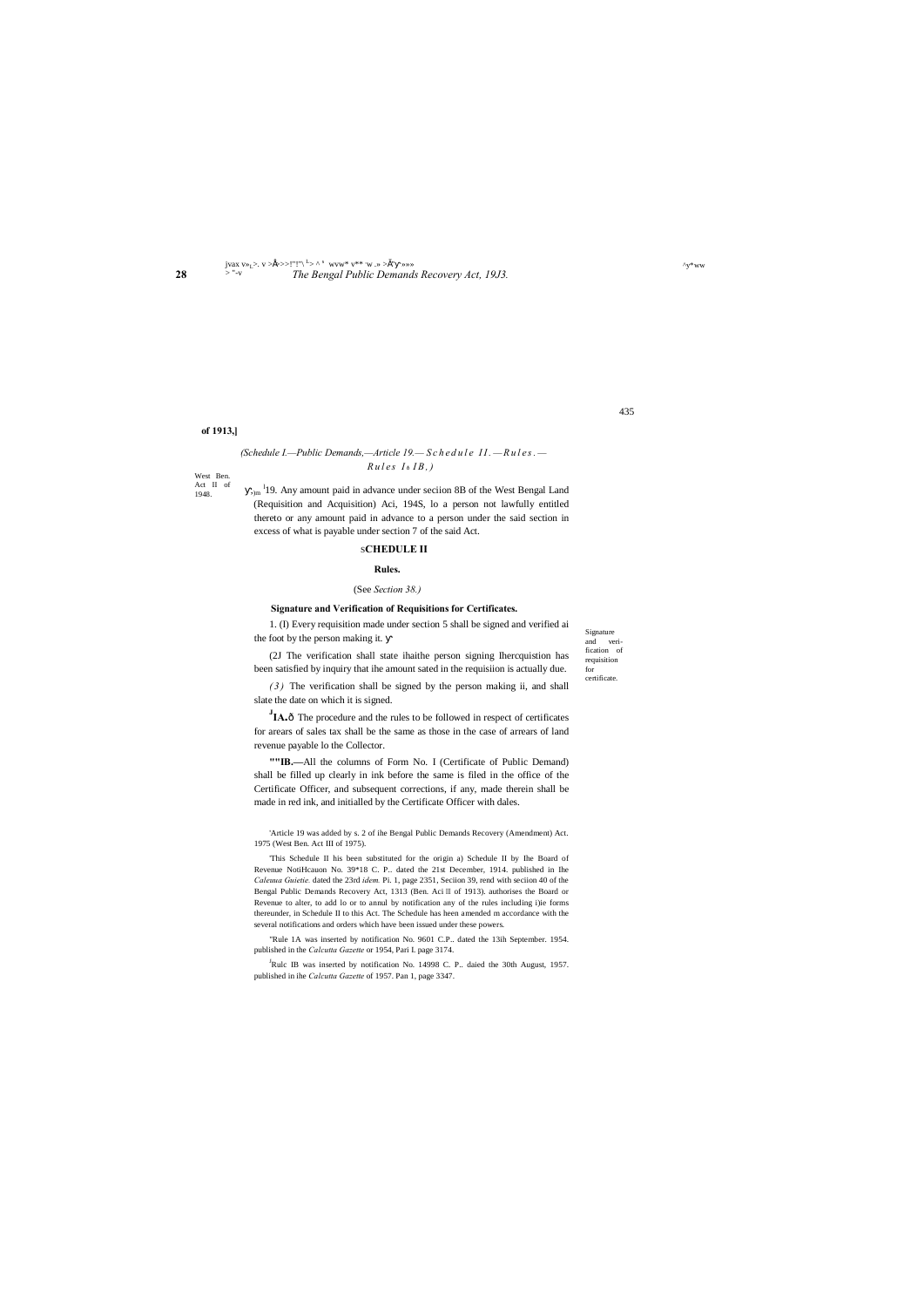**of 1913,]**

*(Schedule I.—Public Demands,—Article 19.— Schedule II. —Rules.— Rules I & IB.)*

West Ben. Act II of 1948.

[1]19. Any amount paid in advance under seciion 8B of the West Bengal Land (Requisition and Acquisition) Aci, 194S, lo a person not lawfully entitled thereto or any amount paid in advance to a person under the said section in excess of what is payable under section 7 of the said Act.

## SCHEDULE II

### Rules.

(See *Section 38.)*

#### Signature and Verification of Requisitions for Certificates.

Signature and verification of requisition for certificate.

1. (I) Every requisition made under section 5 shall be signed and verified ai the foot by the person making it.

(2J The verification shall state ihaithe person signing Ihercquistion has been satisfied by inquiry that ihe amount sated in the requisiion is actually due.

*(3)* The verification shall be signed by the person making ii, and shall slate the date on which it is signed.

[J]**IA.**— The procedure and the rules to be followed in respect of certificates for arears of sales tax shall be the same as those in the case of arrears of land revenue payable lo the Collector.

**""IB.—**All the columns of Form No. I (Certificate of Public Demand) shall be filled up clearly in ink before the same is filed in the office of the Certificate Officer, and subsequent corrections, if any, made therein shall be made in red ink, and initialled by the Certificate Officer with dales.

---

'Article 19 was added by s. 2 of ihe Bengal Public Demands Recovery (Amendment) Act. 1975 (West Ben. Act III of 1975).

'This Schedule II his been substituted for the origin a) Schedule II by Ihe Board of Revenue NotiHcauon No. 39*18 C. P.. dated the 21st December, 1914. published in Ihe *Caleuua Guietie.* dated the 23rd *idem.* Pi. 1, page 2351, Seciion 39, rend with seciion 40 of the Bengal Public Demands Recovery Act, 1313 (Ben. Aci lll of 1913). authorises the Board or Revenue to alter, to add lo or to annul by notification any of the rules including i)ie forms thereunder, in Schedule II to this Act. The Schedule has heen amended m accordance with the several notifications and orders which have been issued under these powers.

"Rule 1A was inserted by notification No. 9601 C.P.. dated the 13ih September. 1954. published in the *Calcutta Gazette* or 1954, Pari I. page 3174.

[J]Rulc IB was inserted by notification No. 14998 C. P.. daied the 30th August, 1957. published in ihe *Calcutta Gazette* of 1957. Pan 1, page 3347.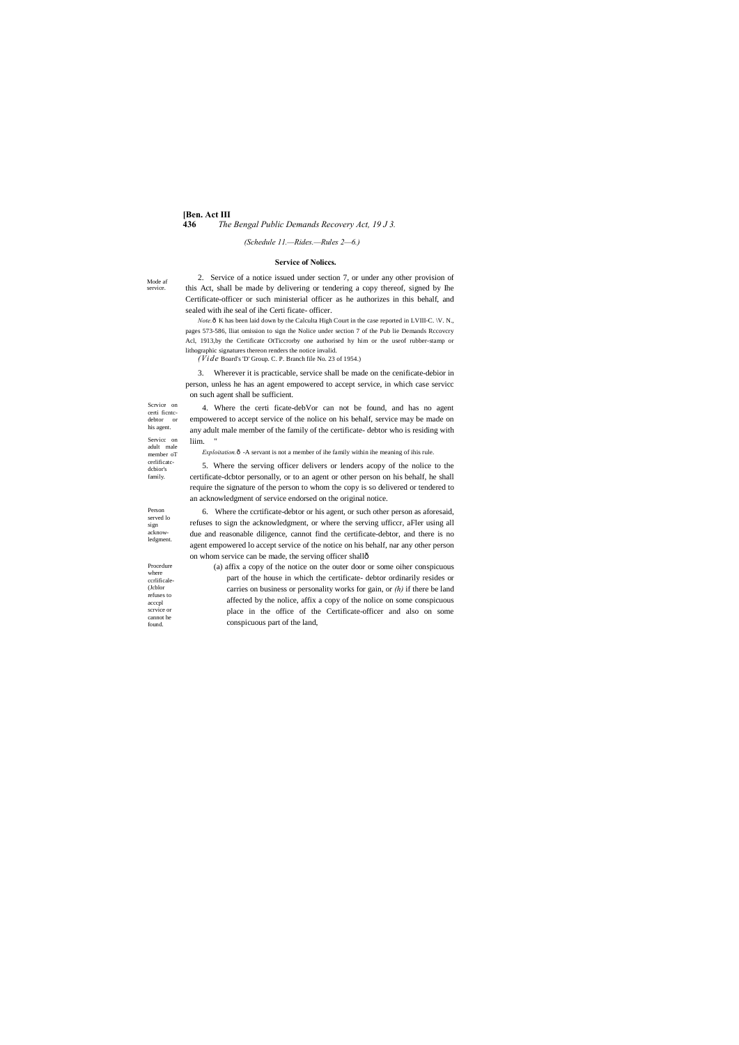(Schedule 11.—Rides.—Rules 2—6.)

### Service of Noliccs.

Mode af service.

2. Service of a notice issued under section 7, or under any other provision of this Act, shall be made by delivering or tendering a copy thereof, signed by Ihe Certificate-officer or such ministerial officer as he authorizes in this behalf, and sealed with ihe seal of ihe Certi ficate- officer.

*Note.*ô K has been laid down by the Calculta High Court in the case reported in LVIII-C. \V. N., pages 573-586, lliat omission to sign the Nolice under section 7 of the Pub lie Demands Rccovcry Acl, 1913,by the Certificate OtTiccrorby one authorised hy him or the useof rubber-stamp or lithographic signatures thereon renders the notice invalid.

(*Vide* Board's 'D' Group. C. P. Branch file No. 23 of 1954.)

3. Wherever it is practicable, service shall be made on the cenificate-debior in person, unless he has an agent empowered to accept service, in which case servicc on such agent shall be sufficient.

Scrvice on certi ficmtc-debtor or his agent.

4. Where the certi ficate-debVor can not be found, and has no agent empowered to accept service of the nolice on his behalf, service may be made on any adult male member of the family of the certificate- debtor who is residing with liim. "

Servicc on adult male member oT cerlificatc-dcbior's family.

*Exploitation.*ô -A servant is not a member of ihe family within ihe meaning of ihis rule.

5. Where the serving officer delivers or lenders acopy of the nolice to the certificate-dcbtor personally, or to an agent or other person on his behalf, he shall require the signature of the person to whom the copy is so delivered or tendered to an acknowledgment of service endorsed on the original notice.

Person served lo sign acknow-ledgment.

6. Where the ccrtificate-debtor or his agent, or such other person as aforesaid, refuses to sign the acknowledgment, or where the serving ufficcr, aFler using all due and reasonable diligence, cannot find the certificate-debtor, and there is no agent empowered lo accept service of the notice on his behalf, nar any other person on whom service can be made, the serving officer shallô

Procedure where ccrlificale-(Jcblor refuses to acccpl scrvice or cannot he found.

(a) affix a copy of the notice on the outer door or some oiher conspicuous part of the house in which the certificate- debtor ordinarily resides or carries on business or personality works for gain, or *(h)* if there be land affected by the nolice, affix a copy of the nolice on some conspicuous place in the office of the Certificate-officer and also on some conspicuous part of the land,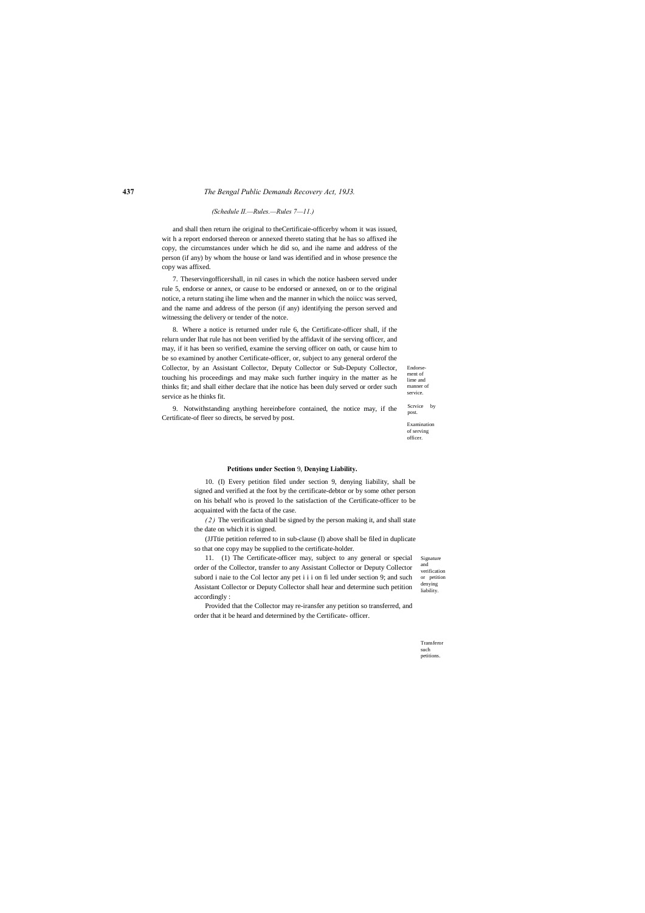(Schedule II.—Rules.—Rules 7—11.)

and shall then return ihe original to theCertificaie-officerby whom it was issued, wit h a report endorsed thereon or annexed thereto stating that he has so affixed ihe copy, the circumstances under which he did so, and ihe name and address of the person (if any) by whom the house or land was identified and in whose presence the copy was affixed.

7. Theservingofficershall, in nil cases in which the notice hasbeen served under rule 5, endorse or annex, or cause to be endorsed or annexed, on or to the original notice, a return stating ihe lime when and the manner in which the noiicc was served, and the name and address of the person (if any) identifying the person served and witnessing the delivery or tender of the notce.

Endorse-ment of lime and manner of service.

8. Where a notice is returned under rule 6, the Certificate-officer shall, if the relurn under lhat rule has not been verified by the affidavit of ihe serving officer, and may, if it has been so verified, examine the serving officer on oath, or cause him to be so examined by another Certificate-officer, or, subject to any general orderof the Collector, by an Assistant Collector, Deputy Collector or Sub-Deputy Collector, touching his proceedings and may make such further inquiry in the matter as he thinks fit; and shall either declare that ihe notice has been duly served or order such service as he thinks fit.

Examination of serving officer.

9. Notwithstanding anything hereinbefore contained, the notice may, if the Certificate-of fleer so directs, be served by post.

Scrvice by post.

**Petitions under Section** 9, **Denying Liability.**

10. (I) Every petition filed under section 9, denying liability, shall be signed and verified at the foot by the certificate-debtor or by some other person on his behalf who is proved lo the satisfaction of the Certificate-officer to be acquainted with the facta of the case.

*(2)* The verification shall be signed by the person making it, and shall state the date on which it is signed.

(JJTtie petition referred to in sub-clause (I) above shall be filed in duplicate so that one copy may be supplied to the certificate-holder.

Signature and verification or petition denying liability.

11. (1) The Certificate-officer may, subject to any general or special order of the Collector, transfer to any Assistant Collector or Deputy Collector subord i naie to the Col lector any pet i i i on fi led under section 9; and such Assistant Collector or Deputy Collector shall hear and determine such petition accordingly :

Provided that the Collector may re-iransfer any petition so transferred, and order that it be heard and determined by the Certificate- officer.

Transferor such petitions.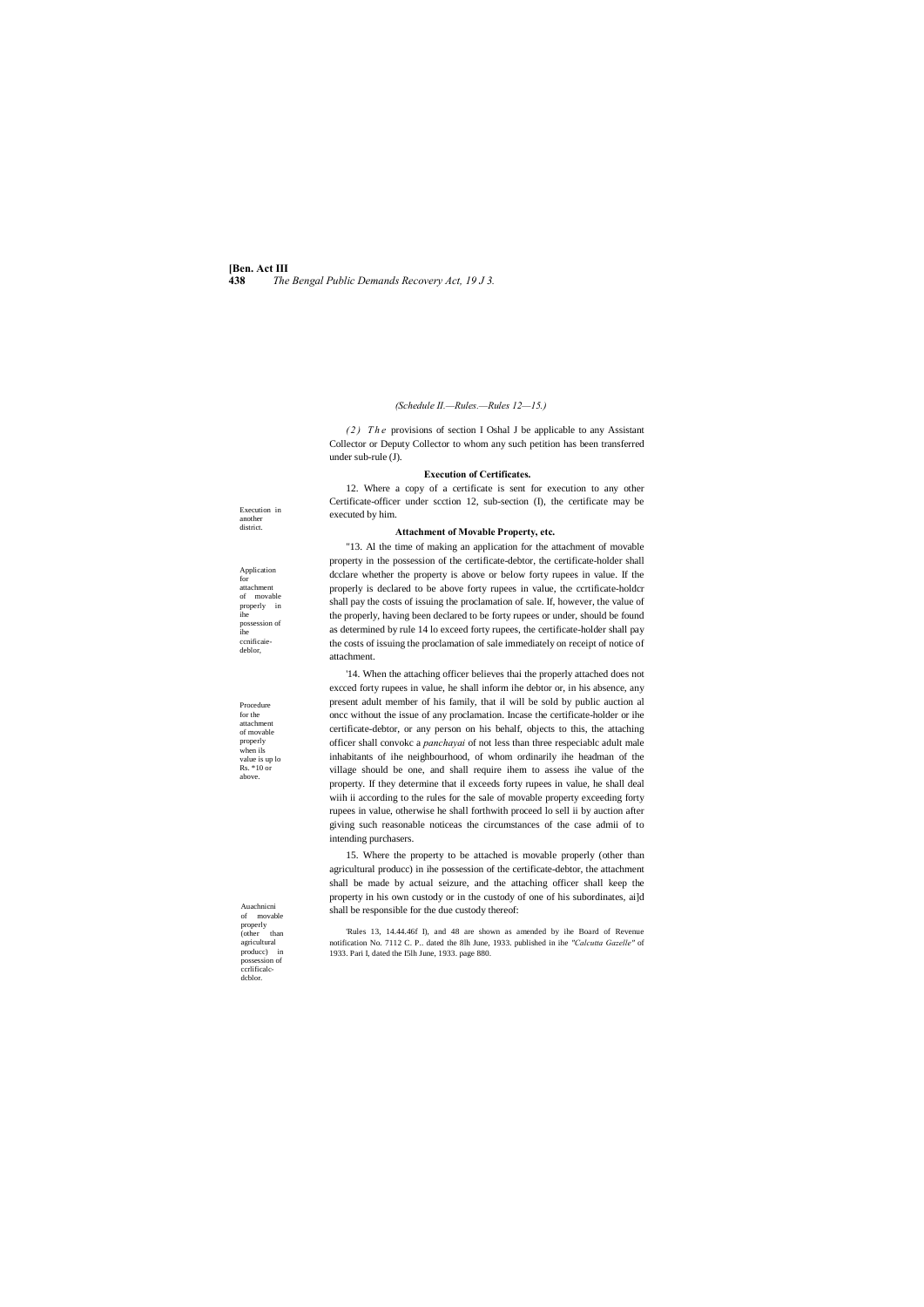(Schedule II.—Rules.—Rules 12—15.)

*(2) The* provisions of section I Oshal J be applicable to any Assistant Collector or Deputy Collector to whom any such petition has been transferred under sub-rule (J).

**Execution of Certificates.**

Execution in another district.

12. Where a copy of a certificate is sent for execution to any other Certificate-officer under scction 12, sub-section (I), the certificate may be executed by him.

**Attachment of Movable Property, etc.**

Application for attachment of movable properly in ihe possession of ihe ccnificaie-deblor,

"13. Al the time of making an application for the attachment of movable property in the possession of the certificate-debtor, the certificate-holder shall dcclare whether the property is above or below forty rupees in value. If the properly is declared to be above forty rupees in value, the ccrtificate-holdcr shall pay the costs of issuing the proclamation of sale. If, however, the value of the properly, having been declared to be forty rupees or under, should be found as determined by rule 14 lo exceed forty rupees, the certificate-holder shall pay the costs of issuing the proclamation of sale immediately on receipt of notice of attachment.

Procedure for the attachment of movable properly when ils value is up lo Rs. *10 or above.

'14. When the attaching officer believes thai the properly attached does not excced forty rupees in value, he shall inform ihe debtor or, in his absence, any present adult member of his family, that il will be sold by public auction al oncc without the issue of any proclamation. Incase the certificate-holder or ihe certificate-debtor, or any person on his behalf, objects to this, the attaching officer shall convokc a *panchayai* of not less than three respeciablc adult male inhabitants of ihe neighbourhood, of whom ordinarily ihe headman of the village should be one, and shall require ihem to assess ihe value of the property. If they determine that il exceeds forty rupees in value, he shall deal wiih ii according to the rules for the sale of movable property exceeding forty rupees in value, otherwise he shall forthwith proceed lo sell ii by auction after giving such reasonable noticeas the circumstances of the case admii of to intending purchasers.

Auachnicni of movable properly (other than agricultural producc) in possession of ccrlificalc-dcblor.

15. Where the property to be attached is movable properly (other than agricultural producc) in ihe possession of the certificate-debtor, the attachment shall be made by actual seizure, and the attaching officer shall keep the property in his own custody or in the custody of one of his subordinates, ai]d shall be responsible for the due custody thereof:

'Rules 13, 14.44.46f I), and 48 are shown as amended by ihe Board of Revenue notification No. 7112 C. P.. dated the 8lh June, 1933. published in ihe *"Calcutta Gazelle"* of 1933. Pari I, dated the I5lh June, 1933. page 880.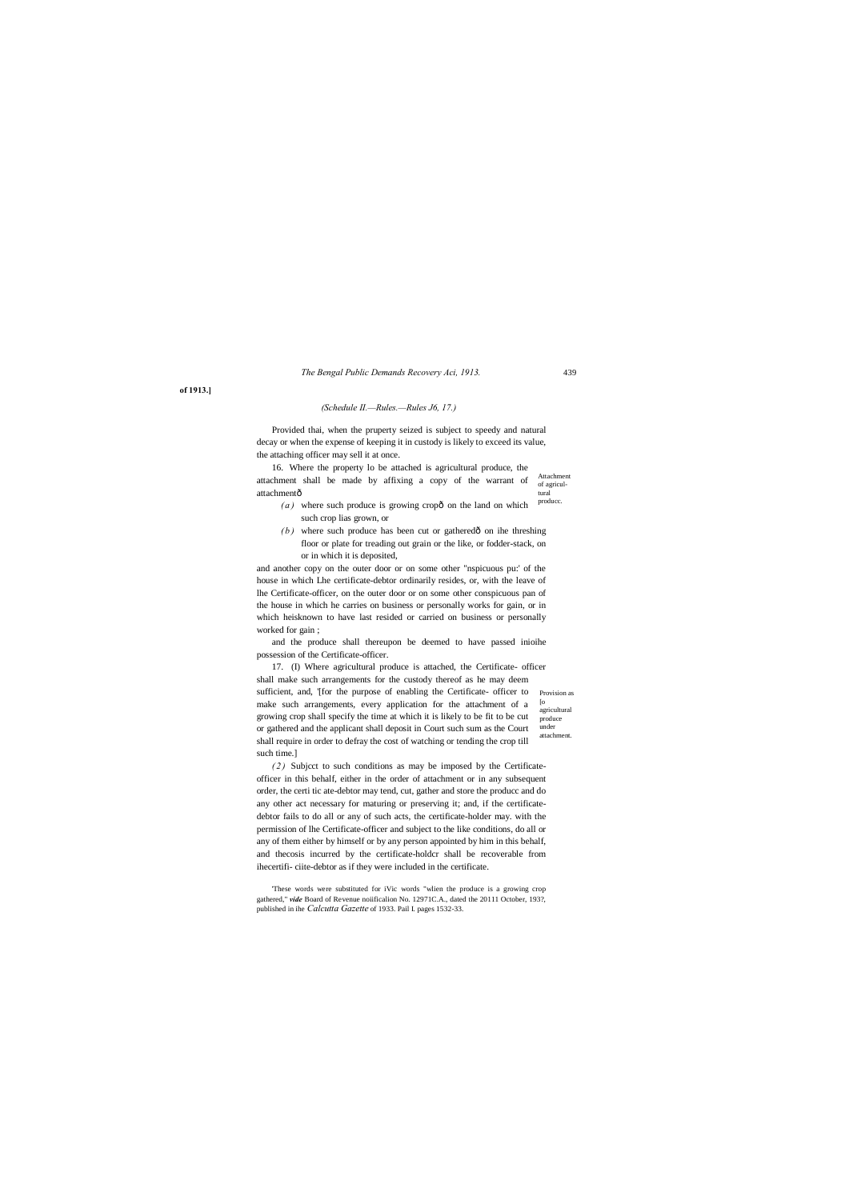*(Schedule II.—Rules.—Rules J6, 17.)*

Provided thai, when the pruperty seized is subject to speedy and natural decay or when the expense of keeping it in custody is likely to exceed its value, the attaching officer may sell it at once.

Attachment of agricultural producc.

16. Where the property lo be attached is agricultural produce, the attachment shall be made by affixing a copy of the warrant of attachmentô

*(a)* where such produce is growing cropô on the land on which such crop lias grown, or

*(b)* where such produce has been cut or gatheredô on ihe threshing floor or plate for treading out grain or the like, or fodder-stack, on or in which it is deposited,

and another copy on the outer door or on some other "nspicuous pu:' of the house in which Lhe certificate-debtor ordinarily resides, or, with the leave of lhe Certificate-officer, on the outer door or on some other conspicuous pan of the house in which he carries on business or personally works for gain, or in which heisknown to have last resided or carried on business or personally worked for gain ;

and the produce shall thereupon be deemed to have passed inioihe possession of the Certificate-officer.

Provision as [o agricultural produce under attachment.

17. (I) Where agricultural produce is attached, the Certificate- officer shall make such arrangements for the custody thereof as he may deem sufficient, and, '[for the purpose of enabling the Certificate- officer to make such arrangements, every application for the attachment of a growing crop shall specify the time at which it is likely to be fit to be cut or gathered and the applicant shall deposit in Court such sum as the Court shall require in order to defray the cost of watching or tending the crop till such time.]

*(2)* Subjcct to such conditions as may be imposed by the Certificate-officer in this behalf, either in the order of attachment or in any subsequent order, the certi tic ate-debtor may tend, cut, gather and store the producc and do any other act necessary for maturing or preserving it; and, if the certificate-debtor fails to do all or any of such acts, the certificate-holder may. with the permission of lhe Certificate-officer and subject to the like conditions, do all or any of them either by himself or by any person appointed by him in this behalf, and thecosis incurred by the certificate-holdcr shall be recoverable from ihecertifi- ciite-debtor as if they were included in the certificate.

'These words were substituted for iVic words "wlien the produce is a growing crop gathered," ***vide*** Board of Revenue noiificalion No. 12971C.A., dated the 20111 October, 193?, published in ihe *Calcutta Gazette* of 1933. Pail I. pages 1532-33.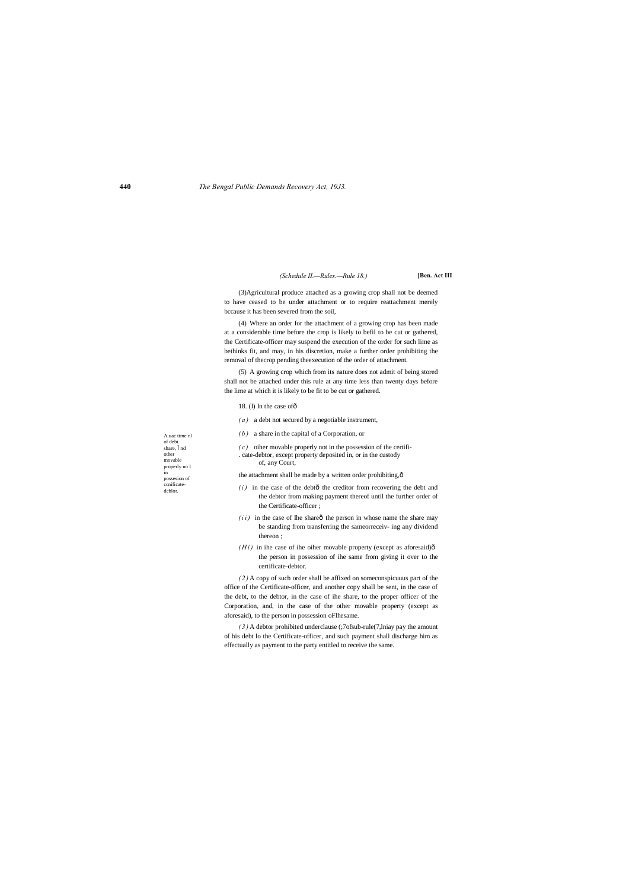(3)Agricultural produce attached as a growing crop shall not be deemed to have ceased to be under attachment or to require reattachment merely bccause it has been severed from the soil,

(4) Where an order for the attachment of a growing crop has been made at a considerable time before the crop is likely to befil to be cut or gathered, the Certificate-officer may suspend the execution of the order for such lime as bethinks fit, and may, in his discretion, make a further order prohibiting the removal of thecrop pending theexecution of the order of attachment.

(5) A growing crop which from its nature does not admit of being stored shall not be attached under this rule at any time less than twenty days before the lime at which it is likely to be fit to be cut or gathered.

A uac time nl of debi. share, Ĩ nd other movable properly no I in possesion of ccnificate-dcblor.

18. (I) In the case ofô

*(a)* a debt not secured by a negotiable instrument,

*(b)* a share in the capital of a Corporation, or

*(c)* oiher movable properly not in the possession of the certifi-. cate-debtor, except property deposited in, or in the custody of, any Court,

the attachment shall be made by a written order prohibiting,ô

*(i)* in the case of the debtô the creditor from recovering the debt and the debtor from making payment thereof until the further order of the Certificate-officer ;

*(ii)* in the case of Ihe shareô the person in whose name the share may be standing from transferring the sameorreceiv- ing any dividend thereon ;

*(Hi)* in ihe case of ihe oiher movable property (except as aforesaid)ô the person in possession of ihe same from giving it over to the certificate-debtor.

*(2)* A copy of such order shall be affixed on someconspicuuus part of the office of the Certificate-officer, and another copy shall be sent, in the case of the debt, to the debtor, in the case of ihe share, to the proper officer of the Corporation, and, in the case of the other movable property (except as aforesaid), to the person in possession oFlhesame.

*(3)* A debtor prohibited underclause (;7ofsub-rule(7,lniay pay the amount of his debt lo the Certificate-officer, and such payment shall discharge him as effectually as payment to the party entitled to receive the same.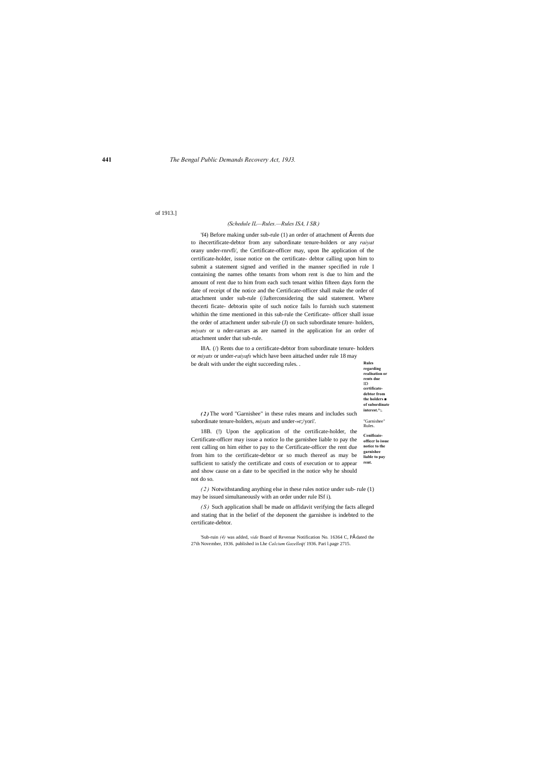of 1913.]

*(Schedule IL—Rules.—Rules ISA, I SB.)*

'f4) Before making under sub-rule (1) an order of attachment of Ărents due to ihecertificate-debtor from any subordinate tenure-holders or any *raiyat* orany under-rnrvfl/, the Certificate-officer may, upon lhe application of the certificate-holder, issue notice on the certificate- debtor calling upon him to submit a statement signed and verified in the manner specified in rule I containing the names ofthe tenants from whom rent is due to him and the amount of rent due to him from each such tenant within fifteen days form the date of receipt of the notice and the Certificate-officer shall make the order of attachment under sub-rule (/Jafterconsidering the said statement. Where thecerti ficate- debtorin spite of such notice fails lo furnish such statement whithin the time mentioned in this sub-rule the Certificate- officer shall issue the order of attachment under sub-rule (J) on such subordinate tenure- holders, *miyats* or u nder-rarrars as are named in the application for an order of attachment under that sub-rule.

**Rules regarding realisation or rents due ID certificate-debtor from the holders ■ of subordinate interest.°:.**

I8A. (/) Rents due to a certificate-debtor from subordinate tenure- holders or *miyats* or under-*raiyafs* which have been aittached under rule 18 may be dealt with under the eight succeeding rules. .

"Garnishee" Rules.

***(2)*** The word "Garnishee" in these rules means and includes such subordinate tenure-holders, *miyats* and under-»r;/yori'.

**Cenificaie-officcr lo issue notice to the garnishee liable to pay rent.**

18B. (!) Upon the application of the certificate-holder, the Certificate-officer may issue a notice lo the garnishee liable to pay the rent calling on him either to pay to the Certificate-officer the rent due from him to the certificate-debtor or so much thereof as may be sufficient to satisfy the certificate and costs of execution or to appear and show cause on a date to be specified in the notice why he should not do so.

*(2)* Notwithstanding anything else in these rules notice under sub- rule (1) may be issued simultaneously with an order under rule ISf i).

*(S)* Such application shall be made on affidavit verifying the facts alleged and stating that in the belief of the deponent the garnishee is indebted to the certificate-debtor.

'Sub-ruin *(4)* was added, *vide* Board of Revenue Notification No. 16364 C, PĂdated the 27th November, 1936. published in Lhe *Calcium Gazelleq(* 1936. Pari l.page 2715.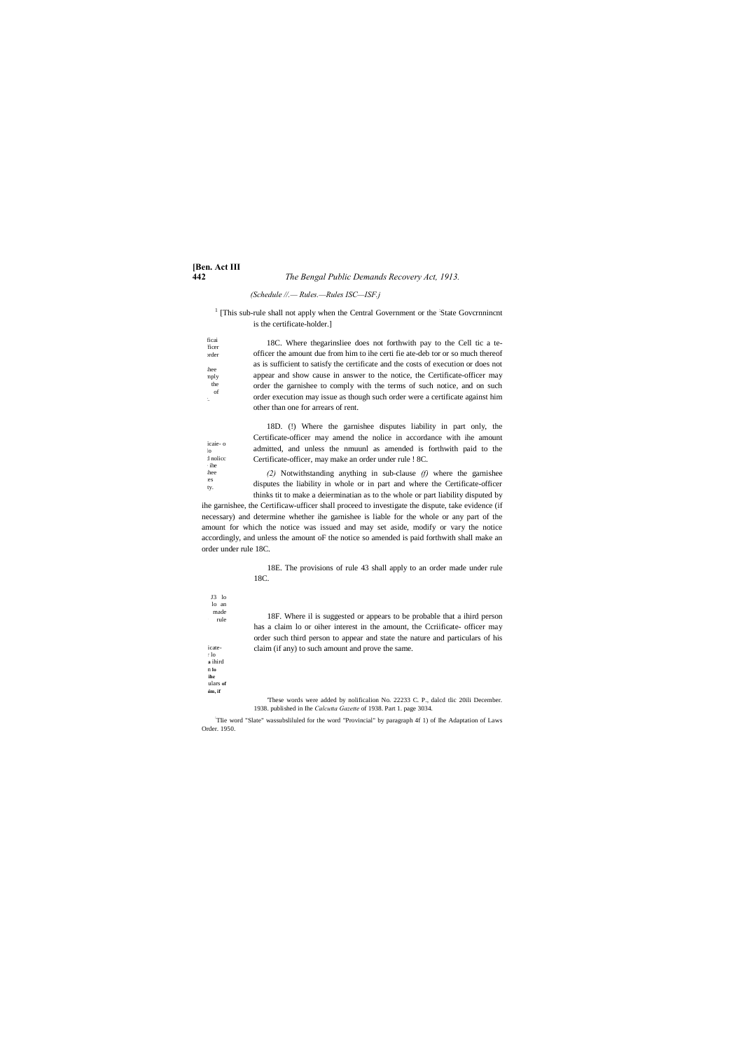*(Schedule II.— Rules.—Rules 18C—18F.)*

[1] [This sub-rule shall not apply when the Central Government or the [2] State Govcrnnincnt is the certificate-holder.]

ficai ficer order hee nply the of

18C. Where thegarinsliee does not forthwith pay to the Cell tic a te-officer the amount due from him to ihe certi fie ate-deb tor or so much thereof as is sufficient to satisfy the certificate and the costs of execution or does not appear and show cause in answer to the notice, the Certificate-officer may order the garnishee to comply with the terms of such notice, and on such order execution may issue as though such order were a certificate against him other than one for arrears of rent.

icaie- o lo d nolicc ihe hee es ty.

18D. (!) Where the garnishee disputes liability in part only, the Certificate-officer may amend the nolice in accordance with ihe amount admitted, and unless the nmuunl as amended is forthwith paid to the Certificate-officer, may make an order under rule ! 8C.

*(2)* Notwithstanding anything in sub-clause *(f)* where the garnishee disputes the liability in whole or in part and where the Certificate-officer thinks tit to make a deierminatian as to the whole or part liability disputed by ihe garnishee, the Certificaw-ufficer shall proceed to investigate the dispute, take evidence (if necessary) and determine whether ihe garnishee is liable for the whole or any part of the amount for which the notice was issued and may set aside, modify or vary the notice accordingly, and unless the amount oF the notice so amended is paid forthwith shall make an order under rule 18C.

J3 lo lo an made rule

18E. The provisions of rule 43 shall apply to an order made under rule 18C.

icate- r lo a ihird n lo ihe ulars of im, if

18F. Where il is suggested or appears to be probable that a ihird person has a claim lo or oiher interest in the amount, the Ccriificate- officer may order such third person to appear and state the nature and particulars of his claim (if any) to such amount and prove the same.

[1] These words were added by nolificalion No. 22233 C. P., dalcd tlic 20ili December. 1938. published in Ihe *Calcutta Gazette* of 1938. Part 1. page 3034.

[2] Tlie word "Slate" wassubsliluled for the word "Provincial" by paragraph 4f 1) of Ihe Adaptation of Laws Order. 1950.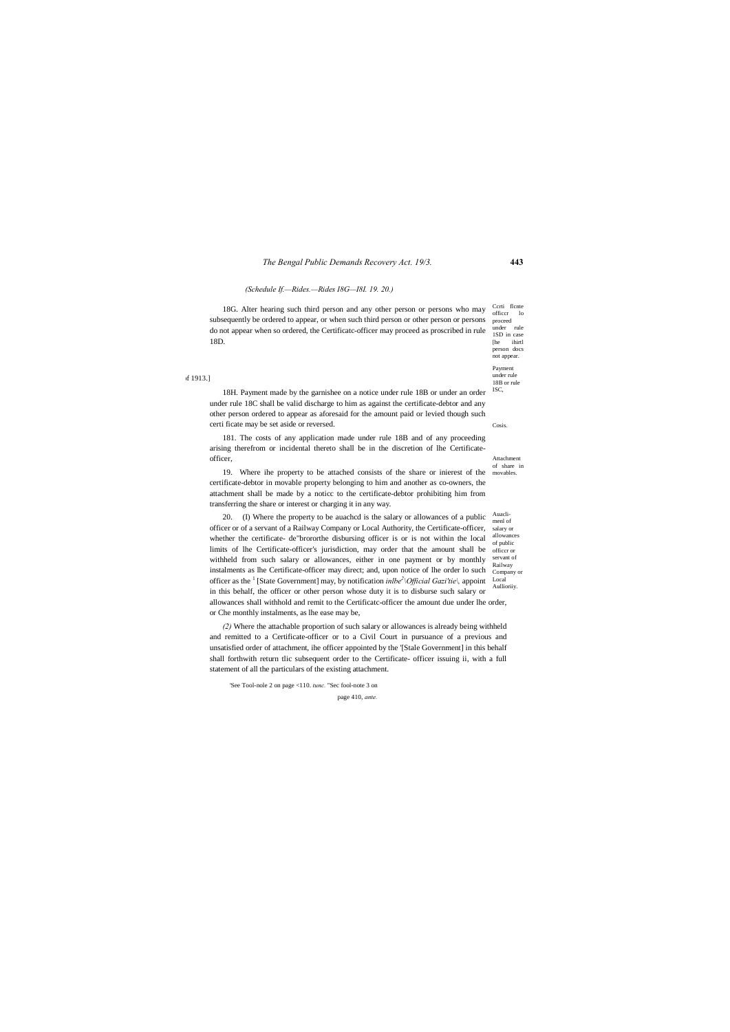*(Schedule If.—Rides.—Rides I8G—I8I. 19. 20.)*

Ccrti flcnte officcr lo proceed under rule 1SD in case [he ihirtl person docs not appear.

18G. Alter hearing such third person and any other person or persons who may subsequently be ordered to appear, or when such third person or other person or persons do not appear when so ordered, the Certificatc-officer may proceed as proscribed in rule 18D.

ıf 1913.]

Payment under rule 18B or rule ISC,

18H. Payment made by the garnishee on a notice under rule 18B or under an order under rule 18C shall be valid discharge to him as against the certificate-debtor and any other person ordered to appear as aforesaid for the amount paid or levied though such certi ficate may be set aside or reversed.

Cosis.

181. The costs of any application made under rule 18B and of any proceeding arising therefrom or incidental thereto shall be in the discretion of lhe Certificate-officer,

Attachment of share in movables.

19. Where ihe property to be attached consists of the share or inierest of the certificate-debtor in movable property belonging to him and another as co-owners, the attachment shall be made by a noticc to the certificate-debtor prohibiting him from transferring the share or interest or charging it in any way.

Auacli-menl of salary or allowances of public officcr or servant of Railway Company or Local Aullioriiy.

20. (I) Where the property to be auachcd is the salary or allowances of a public officer or of a servant of a Railway Company or Local Authority, the Certificate-officer, whether the certificate- de"brororthe disbursing officer is or is not within the local limits of lhe Certificate-officer's jurisdiction, may order that the amount shall be withheld from such salary or allowances, either in one payment or by monthly instalments as lhe Certificate-officer may direct; and, upon notice of lhe order lo such officer as the [1] [State Government] may, by notification *inlbe[2]\Official Gazi'tie\*, appoint in this behalf, the officer or other person whose duty it is to disburse such salary or allowances shall withhold and remit to the Certificatc-officer the amount due under lhe order, or Che monthly instalments, as lhe ease may be,

*(2)* Where the attachable proportion of such salary or allowances is already being withheld and remitted to a Certificate-officer or to a Civil Court in pursuance of a previous and unsatisfied order of attachment, ihe officer appointed by the '[Stale Government] in this behalf shall forthwith return tlic subsequent order to the Certificate- officer issuing ii, with a full statement of all the particulars of the existing attachment.

'See Tool-nole 2 on page <110. *tunc.* "Sec fool-note 3 on page 410, *ante.*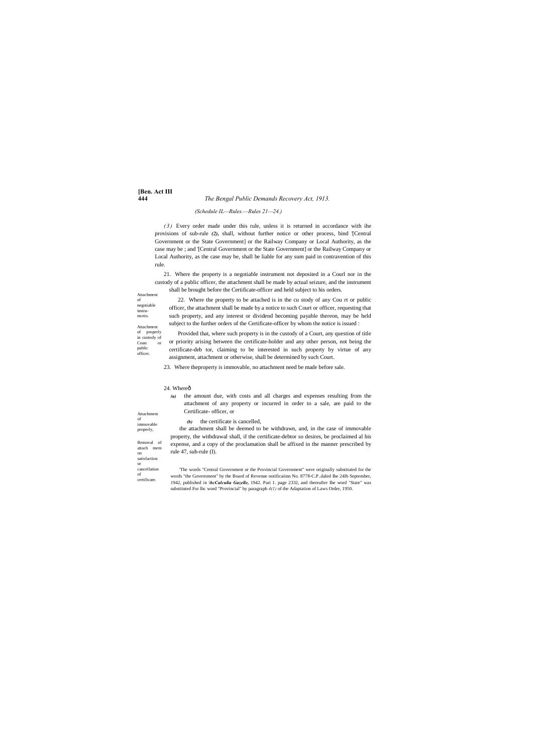*(Schedule II.—Rules.—Rules 21—24.)*

*(3)* Every order made under this rule, unless it is returned in accordance with ihe provisions of sub-rule *(2)*, shall, without further notice or other process, bind '[Central Government or the State Government] or the Railway Company or Local Authority, as the case may be ; and '[Central Government or the State Government] or the Railway Company or Local Authority, as the case may be, shall be liable for any sum paid in contravention of this rule.

Attachment of negotiable instru-mcnis.

21. Where the property is a negotiable instrument not deposited in a Courl nor in the custody of a public officer, the attachment shall be made by actual seizure, and the instrument shall be brought before the Certificate-officer and held subject to his orders.

Attachment of properly in custody of Coun or public officer.

22. Where the property to be attached is in the cu stody of any Cou rt or public officer, the attachment shall be made by a notice to such Court or officer, requesting that such property, and any interest or dividend becoming payable thereon, may be held subject to the further orders of the Certificate-officer by whom the notice is issued :

Provided that, where such property is in the custody of a Court, any question of title or priority arising between the certificate-holder and any other person, not being the certificate-deb tor, claiming to be interested in such property by virtue of any assignment, attachment or otherwise, shall be determined by such Court.

Attachment of immovable properly,

23. Where theproperty is immovable, no attachment need be made before sale.

Removal of attach mem on satisfaction or cancellation of certificate.

24. Whereô

*(a)* the amount due, with costs and all charges and expenses resulting from the attachment of any property or incurred in order to a sale, are paid to the Certificate- officer, or

*(b)* the certificate is cancelled,

the attachment shall be deemed to be withdrawn, and, in the case of immovable property, the withdrawal shall, if the certificate-debtor so desires, be proclaimed al his expense, and a copy of the proclamation shall be affixed in the manner prescribed by rule 47, sub-rule (I).

'The words "Central Government or the Provincial Government" were originally substituted for the words "the Government" by the Board of Revenue notificaiinn No. 8778-C.P..daled Ihe 24lh September, 1942, published in l***hcCalculia Gazelle,*** 1942. Pari 1. page 2332, and thereafter Ihe word "State" was substituted For lhc word "Provincial" by paragraph *4(1)* of the Adaptation of Laws Order, 1950.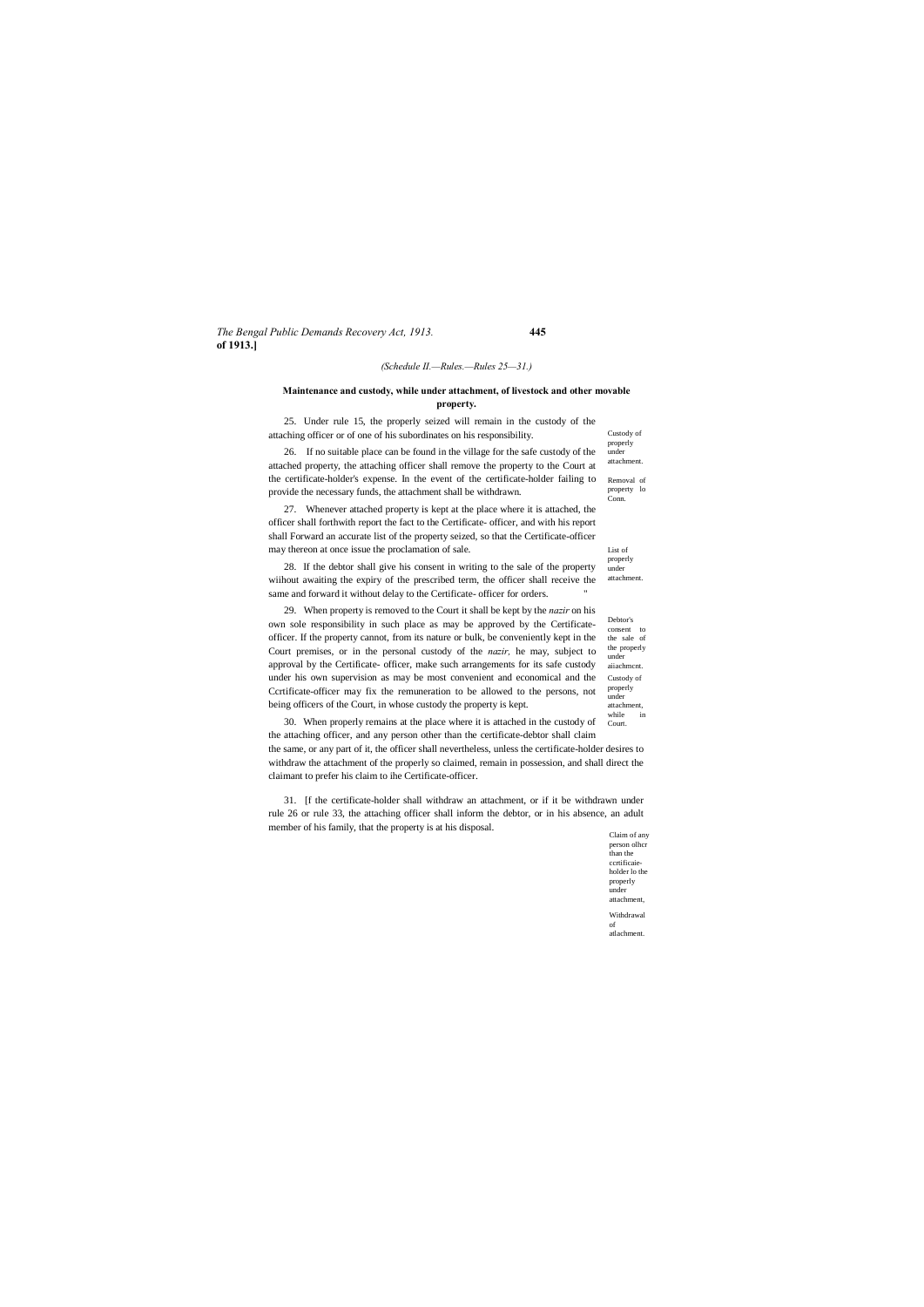(Schedule II.—Rules.—Rules 25—31.)

## Maintenance and custody, while under attachment, of livestock and other movable property.

25. Under rule 15, the properly seized will remain in the custody of the attaching officer or of one of his subordinates on his responsibility.

Custody of properly under attachment.

26. If no suitable place can be found in the village for the safe custody of the attached property, the attaching officer shall remove the property to the Court at the certificate-holder's expense. In the event of the certificate-holder failing to provide the necessary funds, the attachment shall be withdrawn.

Removal of property lo Conn.

27. Whenever attached property is kept at the place where it is attached, the officer shall forthwith report the fact to the Certificate- officer, and with his report shall Forward an accurate list of the property seized, so that the Certificate-officer may thereon at once issue the proclamation of sale.

List of properly under attachment.

28. If the debtor shall give his consent in writing to the sale of the property wiihout awaiting the expiry of the prescribed term, the officer shall receive the same and forward it without delay to the Certificate- officer for orders.

Debtor's consent to the sale of the properly under aiiachmcnt.

29. When property is removed to the Court it shall be kept by the *nazir* on his own sole responsibility in such place as may be approved by the Certificate-officer. If the property cannot, from its nature or bulk, be conveniently kept in the Court premises, or in the personal custody of the *nazir*, he may, subject to approval by the Certificate- officer, make such arrangements for its safe custody under his own supervision as may be most convenient and economical and the Ccrtificate-officer may fix the remuneration to be allowed to the persons, not being officers of the Court, in whose custody the property is kept.

Custody of properly under attachment, while in Court.

30. When properly remains at the place where it is attached in the custody of the attaching officer, and any person other than the certificate-debtor shall claim the same, or any part of it, the officer shall nevertheless, unless the certificate-holder desires to withdraw the attachment of the properly so claimed, remain in possession, and shall direct the claimant to prefer his claim to ihe Certificate-officer.

Claim of any person olhcr than the ccrtificaie-holder lo the properly under attachment,

31. [If the certificate-holder shall withdraw an attachment, or if it be withdrawn under rule 26 or rule 33, the attaching officer shall inform the debtor, or in his absence, an adult member of his family, that the property is at his disposal.

Withdrawal of atlachment.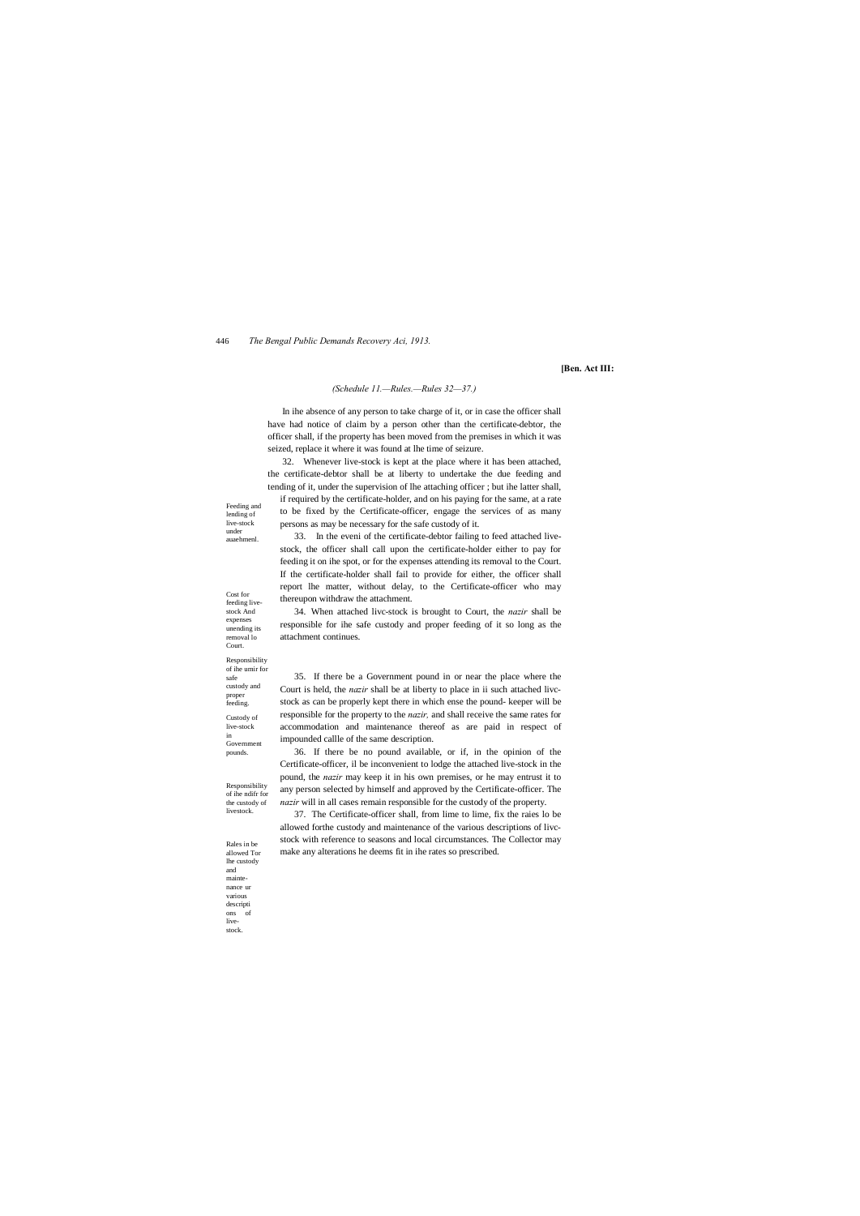**[Ben. Act III:**

*(Schedule 11.—Rules.—Rules 32—37.)*

In ihe absence of any person to take charge of it, or in case the officer shall have had notice of claim by a person other than the certificate-debtor, the officer shall, if the property has been moved from the premises in which it was seized, replace it where it was found at lhe time of seizure.

Feeding and lending of live-stock under auaehmenl.

32. Whenever live-stock is kept at the place where it has been attached, the certificate-debtor shall be at liberty to undertake the due feeding and tending of it, under the supervision of lhe attaching officer ; but ihe latter shall, if required by the certificate-holder, and on his paying for the same, at a rate to be fixed by the Certificate-officer, engage the services of as many persons as may be necessary for the safe custody of it.

Cost for feeding live-stock And expenses unending its removal lo Court.

33. In the eveni of the certificate-debtor failing to feed attached live-stock, the officer shall call upon the certificate-holder either to pay for feeding it on ihe spot, or for the expenses attending its removal to the Court. If the certificate-holder shall fail to provide for either, the officer shall report lhe matter, without delay, to the Certificate-officer who may thereupon withdraw the attachment.

Responsibility of ihe umir for safe custody and proper feeding.

34. When attached livc-stock is brought to Court, the *nazir* shall be responsible for ihe safe custody and proper feeding of it so long as the attachment continues.

Custody of live-stock in Government pounds.

35. If there be a Government pound in or near the place where the Court is held, the *nazir* shall be at liberty to place in ii such attached livc-stock as can be properly kept there in which ense the pound- keeper will be responsible for the property to the *nazir,* and shall receive the same rates for accommodation and maintenance thereof as are paid in respect of impounded callle of the same description.

Responsibility of ihe ndifr for the custody of livestock.

36. If there be no pound available, or if, in the opinion of the Certificate-officer, il be inconvenient to lodge the attached live-stock in the pound, the *nazir* may keep it in his own premises, or he may entrust it to any person selected by himself and approved by the Certificate-officer. The *nazir* will in all cases remain responsible for the custody of the property.

Rales in be allowed Tor lhe custody and mainte-nance ur various descriptions of live-stock.

37. The Certificate-officer shall, from lime to lime, fix the raies lo be allowed forthe custody and maintenance of the various descriptions of livc-stock with reference to seasons and local circumstances. The Collector may make any alterations he deems fit in ihe rates so prescribed.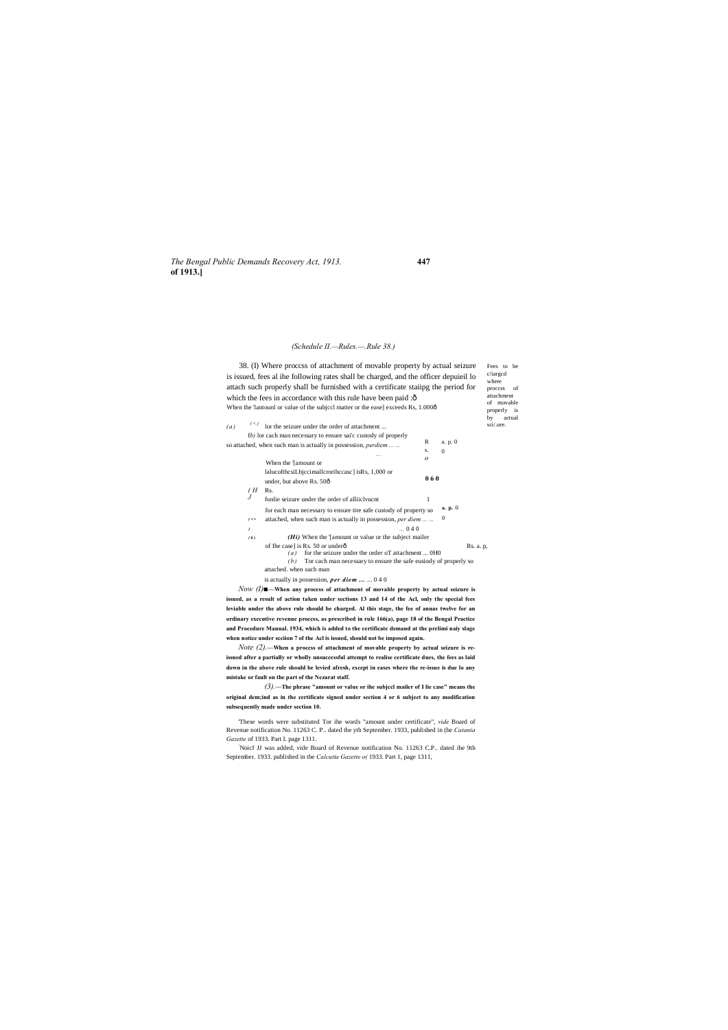(*Schedule II.—Rules.—.Rule 38.*)

Fees to be c/iargcd where proccss of attachment of movable properly is by actual sci/.ure.

38. (I) Where proccss of attachment of movable property by actual seizure is issued, fees al ihe following rates shall be charged, and the officer depuieil lo attach such properly shall be furnished with a certificate staiipg the period for which the fees in accordance with this rule have been paid :ô

When the 'lantounl or value of the subjccl matter or the ease] exceeds Rs, 1.000ô

(*a*) (<) lor the seizure under the order of attachment ... Rs. a. p. 0

f*b)* lor cach man necessary to ensure sai'c custody of properly so attached, when such man is actually in possession, *perdiem* ... ... 0 6 0

When the '[amount or lalucofthcsiLbjccimallcrorihccasc] isRs, 1,000 or under, but above Rs. 50ô

(*H J*) Rs. a. p.

fonlie seizure under the order of alliiclvucnt ... 1 0

for each man necessary to ensure tire safe custody of property so attached, when such man is actually in possession, *per diem* ... ... 0 4 0

(*b*) (*Hi)* When the '[amount or value or the subject mailer of Ihe case] is Rs. 50 or underô Rs. a. p,

(*a*) for the seizure under the order oT attachment ... 0H0

(*b*) Tor cach man necessary to ensure the safe eusiody of properly so attached. when such man is actually in possession, ***per diem*** ... ... 0 4 0

*Now (I)*■—**When any process of attachment of movable property by actual seizure is issued, as a result of action taken under sections 13 and 14 of the Acl, only the special fees leviable under the above rule should be charged. Al this stage, the fee of annas twelve for an ordinary executive revenue proccss, as prescribed in rule 166(a), page 18 of the Bengal Practice and Procedure Manual. 1934, which is added to the certificate demand at the prelimi naiy slage when notice under scciion 7 of the Acl is issued, should not be imposed again.**

*Note (2).*—**When a proccss of attachment of movable property by actual seizure is re-issued after a partially or wholly unsuccessful attempt to realise certificate dues, the fees as laid down in the above rule should be levied afresh, except in eases where the re-issue is due lo any mistake or fault on the part of the Nezarat staff.**

*(3).*—**The phrase "amount or value or ihe subjccl mailer of I lie case" means the original dem;ind as in the certificate signed under section 4 or 6 subject to any modification subsequently made under section 10.**

'These words were substituted Tor ihe words "amount under certificate", *vide* Board of Revenue notification No. 11263 C. P.. dated the yth September. 1933, published in (he *Catania Gazette* of 1933. Part I. page 1311.

[2]Noicf JJ was added, vide Board of Revenue notification No. 11263 C.P.. dated ihe 9th September. 1933. published in the *Calcutta Gazette o(* 1933. Part 1, page 1311,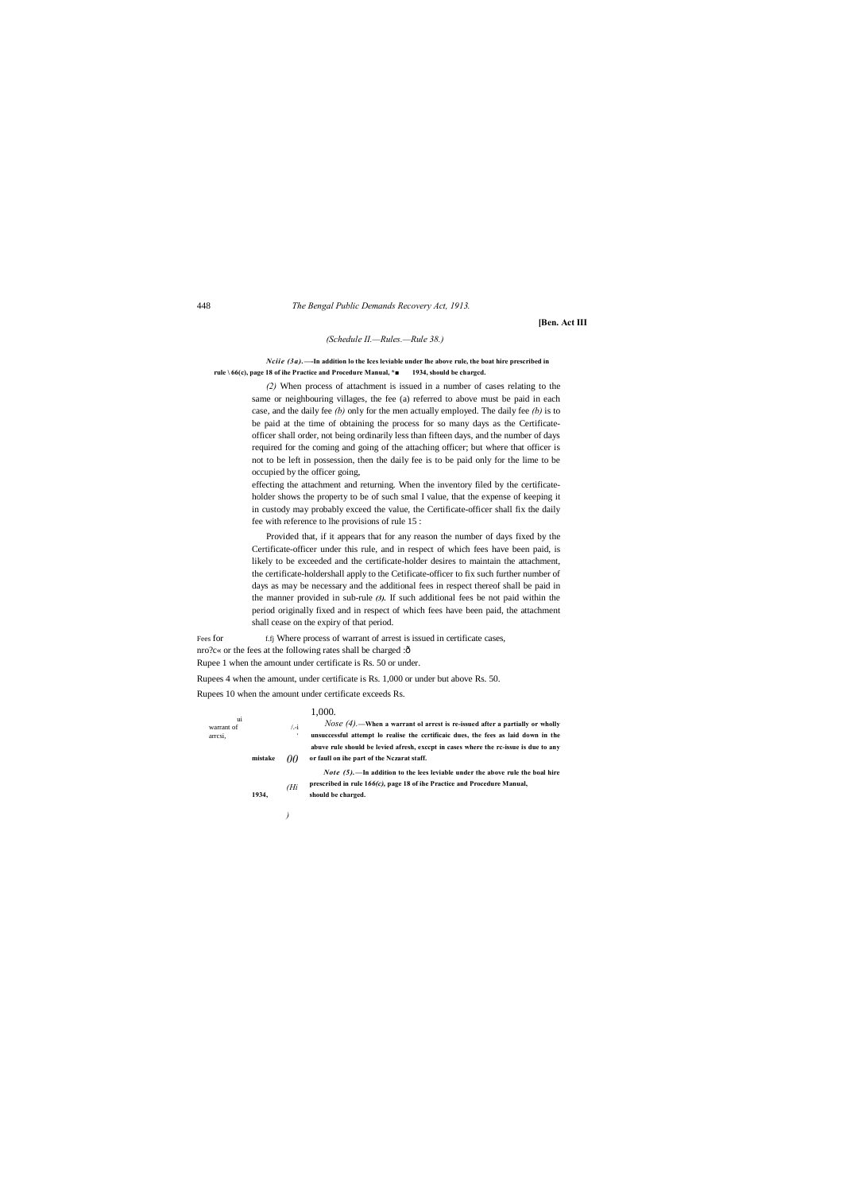[Ben. Act III

*(Schedule II.—Rules.—Rule 38.)*

***Nciie (3a).*—In addition lo the Ices leviable under lhe above rule, the boat hire prescribed in rule \ 66(c), page 18 of ihe Practice and Procedure Manual, *■ 1934, should be charged.**

*(2)* When process of attachment is issued in a number of cases relating to the same or neighbouring villages, the fee (a) referred to above must be paid in each case, and the daily fee *(b)* only for the men actually employed. The daily fee *(b)* is to be paid at the time of obtaining the process for so many days as the Certificate-officer shall order, not being ordinarily less than fifteen days, and the number of days required for the coming and going of the attaching officer; but where that officer is not to be left in possession, then the daily fee is to be paid only for the lime to be occupied by the officer going,

effecting the attachment and returning. When the inventory filed by the certificate-holder shows the property to be of such smal I value, that the expense of keeping it in custody may probably exceed the value, the Certificate-officer shall fix the daily fee with reference to lhe provisions of rule 15 :

Provided that, if it appears that for any reason the number of days fixed by the Certificate-officer under this rule, and in respect of which fees have been paid, is likely to be exceeded and the certificate-holder desires to maintain the attachment, the certificate-holdershall apply to the Cetificate-officer to fix such further number of days as may be necessary and the additional fees in respect thereof shall be paid in the manner provided in sub-rule *(3)*. If such additional fees be not paid within the period originally fixed and in respect of which fees have been paid, the attachment shall cease on the expiry of that period.

Fees for ui warrant of arrcsi, nro?c«

f.fj Where process of warrant of arrest is issued in certificate cases, or the fees at the following rates shall be charged :ô

Rupee 1 when the amount under certificate is Rs. 50 or under.

Rupees 4 when the amount, under certificate is Rs. 1,000 or under but above Rs. 50.

Rupees 10 when the amount under certificate exceeds Rs. 1,000.

*Nose (4).*—**When a warrant ol arrcst is re-issued after a partially or wholly unsuccessful attempt lo realise the ccrtificaic dues, the fees as laid down in the abuve rule should be levied afresh, execpt in cases where the re-issue is due to any mistake or faull on ihe part of the Nczarat staff.**

***Note (5).*—In addition to the lees leviable under the above rule the boal hire prescribed in rule 1*66(c)*, page 18 of ihe Practice and Procedure Manual, 1934, should be charged.**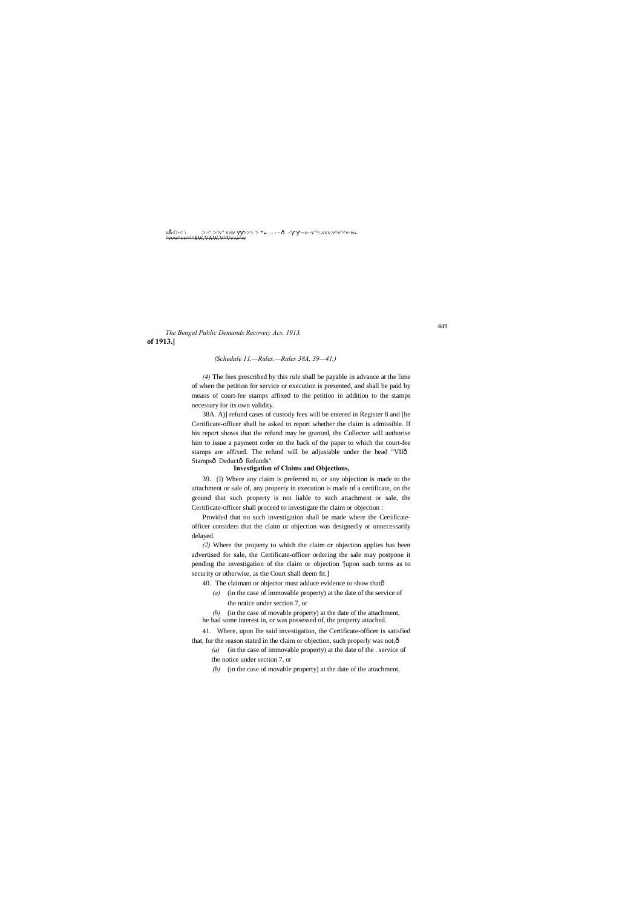(Schedule II.—Rules.—Rules 38A, 39—41.)

*(4)* The fees prescribed by this rule shall be payable in advance at the lime of when the petition for service or execution is presented, and shall be paid by means of court-fee stamps affixed to the petition in addition to the stamps necessary for its own validity.

38A. A)] refund cases of custody fees will be entered in Register 8 and [he Certificate-officer shall be asked tn report whether the claim is admissible. If his report shows that the refund may be granted, the Collector will authorise him to issue a payment order on the back of the paper to which the court-fee stamps are affixed. The refund will be adjustable under the head "VII— Stamps— Deduct— Refunds".

**Investigation of Claims and Objections,**

39. (I) Where any claim is preferred to, or any objection is made to the attachment or sale of, any property in execution is made of a certificate, on the ground that such property is not liable to such attachment or sale, the Certificate-officer shall proceed to investigate the claim or objection :

Provided that no such investigation shall be made where the Certificate-officer considers that the claim or objection was designedly or unnecessarily delayed.

*(2)* Where the property to which the claim or objection applies has been advertised for sale, the Certificate-officer ordering the sale may postpone it pending the investigation of the claim or objection '[upon such terms as to security or otherwise, as the Court shall deem fit.]

40. The claimant or objector must adduce evidence to show that—

*(a)* (in the case of immovable property) at the date of the service of the notice under section 7, or

*(b)* (in the case of movable property) at the date of the attachment,

he had some interest in, or was possessed of, the property attached.

41. Where, upon lhe said investigation, the Certificate-officer is satisfied that, for the reason stated in the claim or objection, such properly was not,—

*(a)* (in the case of immovable property) at the date of the . service of the notice under section 7, or

*(b)* (in the case of movable property) at the date of the attachment,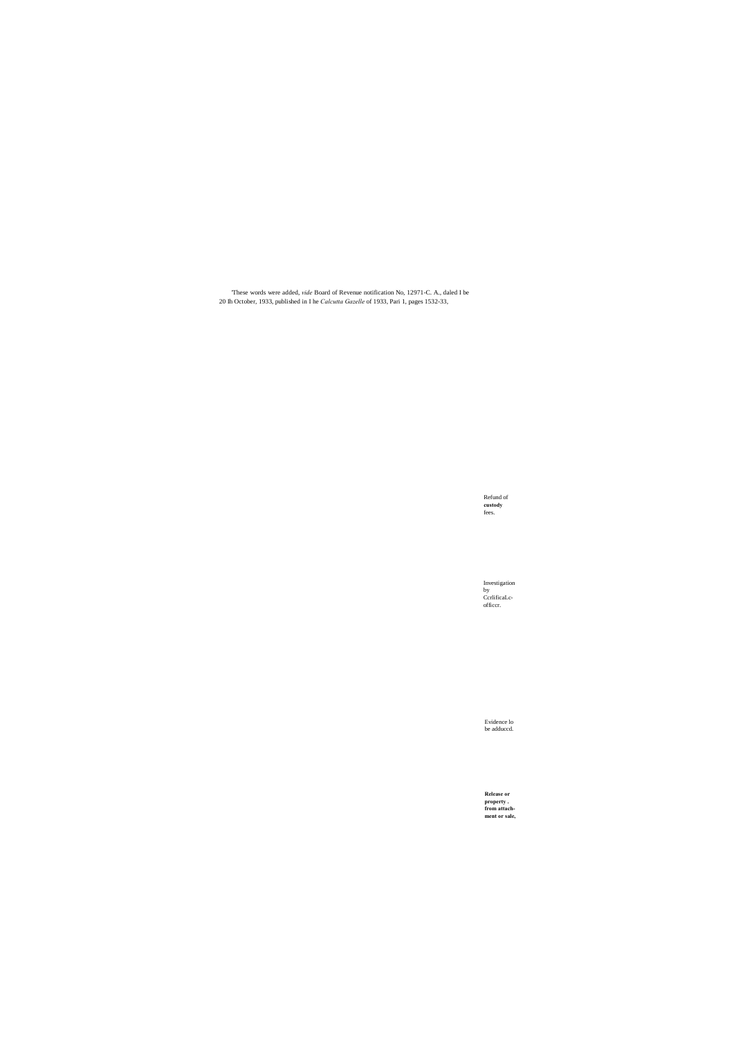'These words were added, *vide* Board of Revenue notification No, 12971-C. A., daled I be 20 Ih October, 1933, published in I he *Calcutta Gazelle* of 1933, Pari 1, pages 1532-33,

Refund of **custody** fees.

Investigation by CcrlificaLc-officcr.

Evidence lo be adduccd.

**Release or property . from attach-ment or sale,**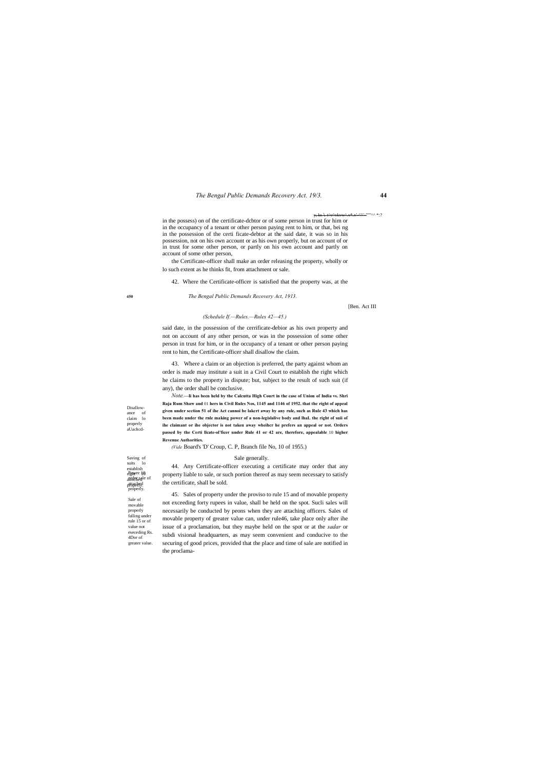in the possess) on of the certificate-dcbtor or of some person in trust for him or in the occupancy of a tenant or other person paying rent to him, or that, bei ng in the possession of the certi ficate-debtor at the said date, it was so in his possession, not on his own account or as his own properly, but on account of or in trust for some other person, or partly on his own account and partly on account of some other person,

the Certificate-officer shall make an order releasing the property, wholly or lo such extent as he thinks fit, from attachment or sale.

42. Where the Certificate-officer is satisfied that the property was, at the

[Ben. Act III

*(Schedule If.—Rules.—Rules 42—45.)*

said date, in the possession of the cerrificate-debior as his own property and not on account of any other person, or was in the possession of some other person in trust for him, or in the occupancy of a tenant or other person paying rent to him, the Certificate-officer shall disallow the claim.

Disallowance of claim lo properly aUachcd-

43. Where a claim or an objection is preferred, the party against whom an order is made may institute a suit in a Civil Court to establish the right which he claims to the property in dispute; but, subject to the result of such suit (if any), the order shall be conclusive.

Saving of suits lo establish right to attached property.

*Note.*—**Ii has been held by the Calcutta High Court in the case of Union of India vs. Shri Raja Rum Shaw and** 01 **hers in Civil Rules Nos, 1145 and 1146 of 1952. that the right of appeal given under scction 51 of ihe Act cannoi be lakcrt away by any rule, such as Rule 43 which has been made under the rnle making power of a non-legislalive body and lhaL the right of suii of ihe claimant or ihe objector is not taken away wheihcr he prefers an appeal or not. Orders passed by the Certi llcate-ol'ficer under Rule 41 or 42 are, therefore, appealable** 10 **higher Revenue Authorities.**

*(Vide* Board's 'D' Croup, C. P, Branch file No, 10 of 1955.)

## Sale generally.

Power 10 order sale of properly.

44. Any Certificate-officer executing a certificate may order that any property liable to sale, or such portion thereof as may seem necessary to satisfy the certificate, shall be sold.

Sale of movable properly falling under rule 15 or of value not eseceding Rs. 4Dor of greater value.

45. Sales of property under the proviso to rule 15 and of movable property not exceeding forty rupees in value, shall be held on the spot. Sucli sales will necessarily be conducted by peons when they are attaching officers. Sales of movable property of greater value can, under rule46, take place only after ihe issue of a proclamation, but they maybe held on the spot or at the *sadar* or subdi visional headquarters, as may seem convenient and conducive to the securing of good prices, provided that the place and time of sale are notified in the proclama-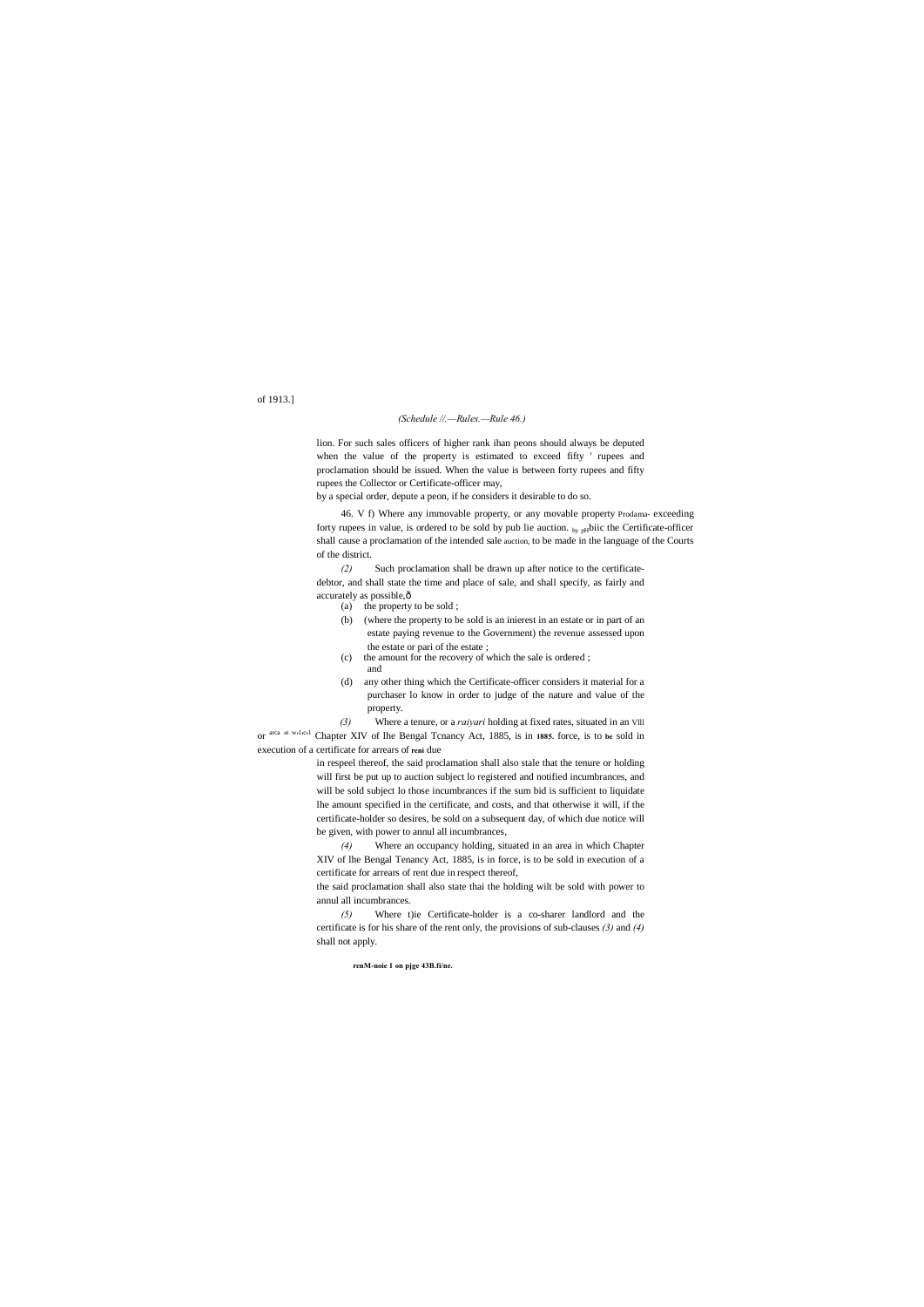of 1913.]

*(Schedule //.—Rules.—Rule 46.)*

lion. For such sales officers of higher rank ihan peons should always be deputed when the value of the property is estimated to exceed fifty ' rupees and proclamation should be issued. When the value is between forty rupees and fifty rupees the Collector or Certificate-officer may,

by a special order, depute a peon, if he considers it desirable to do so.

46. V f) Where any immovable property, or any movable property Prodama- exceeding forty rupees in value, is ordered to be sold by pub lie auction. by pItbiic the Certificate-officer shall cause a proclamation of the intended sale auction, to be made in the language of the Courts of the district.

*(2)* Such proclamation shall be drawn up after notice to the certificate-debtor, and shall state the time and place of sale, and shall specify, as fairly and accurately as possible,ð

(a) the property to be sold ;

(b) (where the property to be sold is an inierest in an estate or in part of an estate paying revenue to the Government) the revenue assessed upon the estate or pari of the estate ;

(c) the amount for the recovery of which the sale is ordered ; and

(d) any other thing which the Certificate-officer considers it material for a purchaser lo know in order to judge of the nature and value of the property.

*(3)* Where a tenure, or a *raiyari* holding at fixed rates, situated in an VIII or arca sI w1 Chapter XIV of lhe Bengal Tcnancy Act, 1885, is in **1885**. force, is to **be** sold in execution of a certificate for arrears of **reni** due

in respeel thereof, the said proclamation shall also stale that the tenure or holding will first be put up to auction subject lo registered and notified incumbrances, and will be sold subject lo those incumbrances if the sum bid is sufficient to liquidate lhe amount specified in the certificate, and costs, and that otherwise it will, if the certificate-holder so desires, be sold on a subsequent day, of which due notice will be given, with power to annul all incumbrances,

*(4)* Where an occupancy holding, situated in an area in which Chapter XIV of lhe Bengal Tenancy Act, 1885, is in force, is to be sold in execution of a certificate for arrears of rent due in respect thereof,

the said proclamation shall also state thai the holding wilt be sold with power to annul all incumbrances.

*(5)* Where t)ie Certificate-holder is a co-sharer landlord and the certificate is for his share of the rent only, the provisions of sub-clauses *(3)* and *(4)* shall not apply.

**renM-noie 1 on pjge 43B.fi/ne.**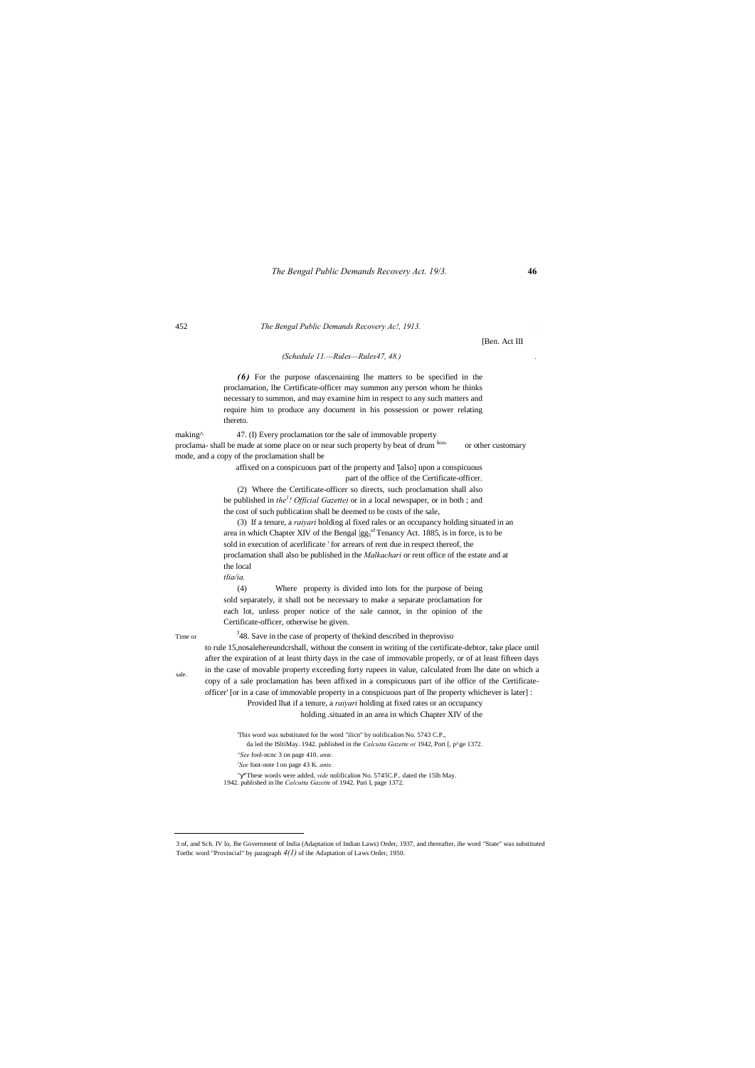[Ben. Act III

*(Schedule 11.—Rules—Rules47, 48.)*

***(6)*** For the purpose ofascenaining lhe matters to be specified in the proclamation, lhe Certificate-officer may summon any person whom he thinks necessary to summon, and may examine him in respect to any such matters and require him to produce any document in his possession or power relating thereto.

making^ proclama- lion,

47. (I) Every proclamation tor the sale of immovable property shall be made at some place on or near such property by beat of drum or other customary mode, and a copy of the proclamation shall be affixed on a conspicuous part of the property and '[also] upon a conspicuous part of the office of the Certificate-officer.

(2) Where the Certificate-officer so directs, such proclamation shall also be published in *the[1]! Official Gazette)* or in a local newspaper, or in both ; and the cost of such publication shall be deemed to be costs of the sale,

(3) If a tenure, a *raiyari* holding al fixed rales or an occupancy holding situated in an area in which Chapter XIV of the Bengal |gg5 of Tenancy Act. 1885, is in force, is to be sold in execution of acerlificate ' for arrears of rent due in respect thereof, the proclamation shall also be published in the *Malkachari* or rent office of the estate and at the local *tlia/ia.*

(4) Where property is divided into lots for the purpose of being sold separately, it shall not be necessary to make a separate proclamation for each lot, unless proper notice of the sale cannot, in the opinion of the Certificate-officer, otherwise be given.

Time or sale.

[3]48. Save in the case of property of thekind described in theproviso to rule 15,nosalehereundcrshall, without the consent in writing of the certificate-debtor, take place until after the expiration of at least thirty days in the case of immovable properly, or of at least fifteen days in the case of movable property exceeding forty rupees in value, calculated from lhe date on which a copy of a sale proclamation has been affixed in a conspicuous part of ihe office of the Certificate-officer' [or in a case of immovable property in a conspicuous part of lhe property whichever is later] :

Provided lhat if a tenure, a *raiyari* holding at fixed rates or an occupancy holding .situated in an area in which Chapter XIV of the

'This word was substituted for lhe word "ilicn" by nolificalion No. 5743 C.P., da led the ISltiMay. 1942. published in the *Calcutta Gazette o(* 1942, Port [, p^ge 1372.

^*See* fool-ncnc 3 on page 410. *ante.*

[J]*See* foot-note I on page 43 K. *ante.*

"y"These words were added, *vide* nolificalion No. 5745C.P.. dated the 15lh May. 1942. published in lhe *Calcutta Gazette* of 1942. Pari I, page 1372.

3 of, and Sch. IV lo, Ihe Government of India (Adaptation of Indian Laws) Order, 1937, and thereafter, ihe word "State" was substituted Torthc word "Provincial" by paragraph *4(1)* of ihe Adaptation of Laws Order, 1950.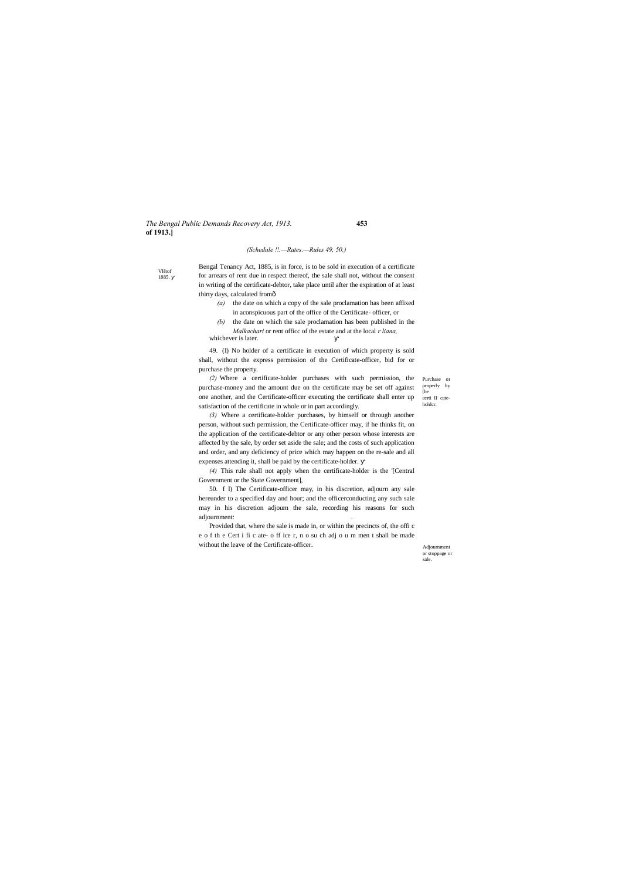(Schedule !!.—Rates.—Rules 49, 50.)

VHtof 1885.

Bengal Tenancy Act, 1885, is in force, is to be sold in execution of a certificate for arrears of rent due in respect thereof, the sale shall not, without the consent in writing of the certificate-debtor, take place until after the expiration of at least thirty days, calculated fromð

*(a)* the date on which a copy of the sale proclamation has been affixed in aconspicuous part of the office of the Certificate- officer, or

*(b)* the date on which the sale proclamation has been published in the *Malkachari* or rent officc of the estate and at the local *r liana,*

whichever is later.

Purchase or properly by [he certi II cate-holdcr.

49. (I) No holder of a certificate in execution of which property is sold shall, without the express permission of the Certificate-officer, bid for or purchase the property.

*(2)* Where a certificate-holder purchases with such permission, the purchase-money and the amount due on the certificate may be set off against one another, and the Certificate-officer executing the certificate shall enter up satisfaction of the certificate in whole or in part accordingly.

*(3)* Where a certificate-holder purchases, by himself or through another person, without such permission, the Certificate-officer may, if he thinks fit, on the application of the certificate-debtor or any other person whose interests are affected by the sale, by order set aside the sale; and the costs of such application and order, and any deficiency of price which may happen on the re-sale and all expenses attending it, shall be paid by the certificate-holder.

*(4)* This rule shall not apply when the certificate-holder is the '[Central Government or the State Government],

Adjournment or stoppage or sale.

50. f I) The Certificate-officer may, in his discretion, adjourn any sale hereunder to a specified day and hour; and the officerconducting any such sale may in his discretion adjourn the sale, recording his reasons for such adjournment:

Provided that, where the sale is made in, or within the precincts of, the offi c e o f th e Cert i fi c ate- o ff ice r, n o su ch adj o u m men t shall be made without the leave of the Certificate-officer.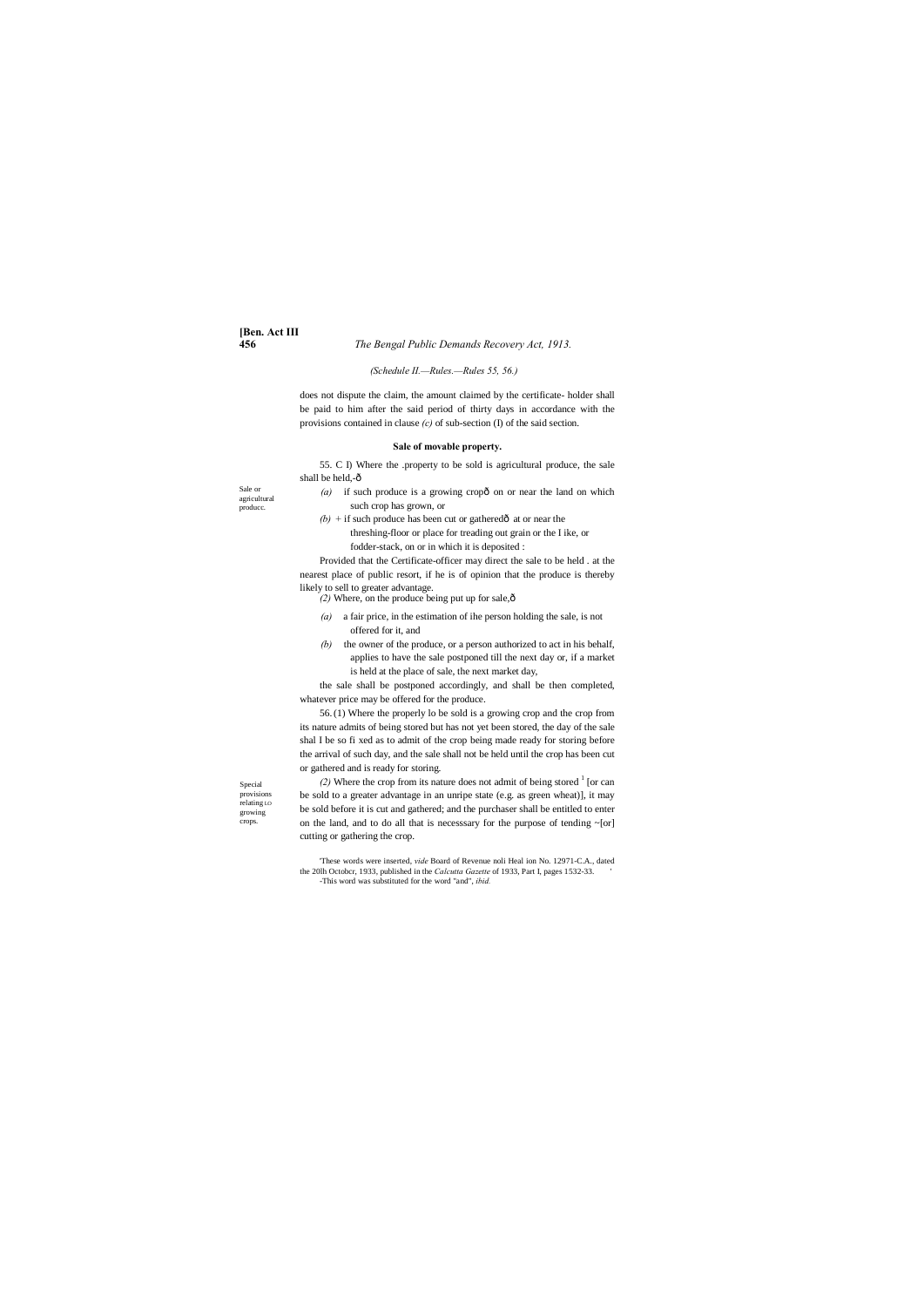(Schedule II.—Rules.—Rules 55, 56.)

does not dispute the claim, the amount claimed by the certificate- holder shall be paid to him after the said period of thirty days in accordance with the provisions contained in clause *(c)* of sub-section (I) of the said section.

**Sale of movable property.**

Sale or agricultural producc.

55. C I) Where the .property to be sold is agricultural produce, the sale shall be held,-ð

*(a)* if such produce is a growing cropð on or near the land on which such crop has grown, or

*(b)* + if such produce has been cut or gatheredð at or near the threshing-floor or place for treading out grain or the I ike, or fodder-stack, on or in which it is deposited :

Provided that the Certificate-officer may direct the sale to be held . at the nearest place of public resort, if he is of opinion that the produce is thereby likely to sell to greater advantage.

*(2)* Where, on the produce being put up for sale,ð

*(a)* a fair price, in the estimation of ihe person holding the sale, is not offered for it, and

*(b)* the owner of the produce, or a person authorized to act in his behalf, applies to have the sale postponed till the next day or, if a market is held at the place of sale, the next market day,

the sale shall be postponed accordingly, and shall be then completed, whatever price may be offered for the produce.

Special provisions relating LO growing crops.

56. (1) Where the properly lo be sold is a growing crop and the crop from its nature admits of being stored but has not yet been stored, the day of the sale shal I be so fi xed as to admit of the crop being made ready for storing before the arrival of such day, and the sale shall not be held until the crop has been cut or gathered and is ready for storing.

*(2)* Where the crop from its nature does not admit of being stored [1] [or can be sold to a greater advantage in an unripe state (e.g. as green wheat)], it may be sold before it is cut and gathered; and the purchaser shall be entitled to enter on the land, and to do all that is necesssary for the purpose of tending ~[or] cutting or gathering the crop.

'These words were inserted, *vide* Board of Revenue noli Heal ion No. 12971-C.A., dated the 20lh Octobcr, 1933, published in the *Calcutta Gazette* of 1933, Part I, pages 1532-33.

-This word was substituted for the word "and", *ibid.*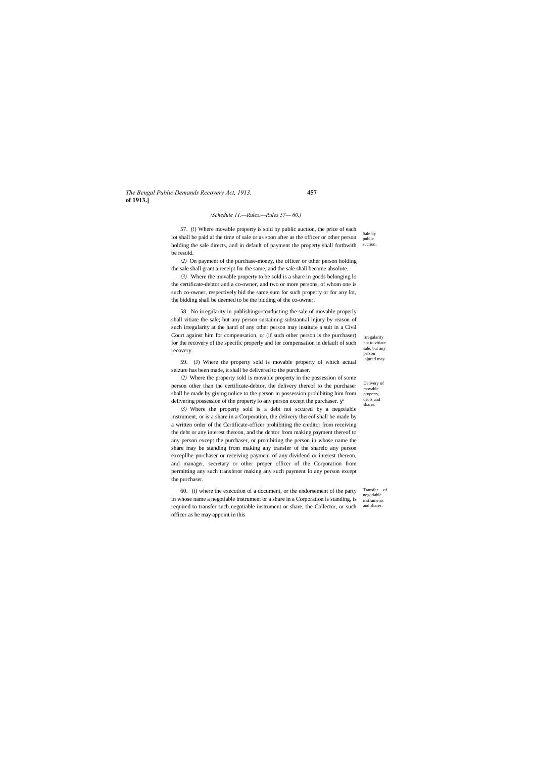*(Schedule 11.—Rules.—Rules 57— 60.)*

Sale by public suction.

57. (!) Where movable property is sold by public auction, the price of each lot shall be paid al the time of sale or as soon after as the officer or other person holding the sale directs, and in default of payment the property shall forthwith be resold.

*(2)* On payment of the purchase-money, the officer or other person holding the sale shall grant a receipt for the same, and the sale shall become absolute.

*(3)* Where the movable property to be sold is a share in goods belonging lo the certificate-debtor and a co-owner, and two or more persons, of whom one is such co-owner, respectively bid the same sum for such property or for any lot, the bidding shall be deemed to be the bidding of the co-owner.

Irregularity not to vitiate sale, but any person injured may

58. No irregularity in publishingorconducting the sale of movable properly shall vitiate the sale; but any person sustaining substantial injury by reason of such irregularity at the hand of any other person may institute a suit in a Civil Court against him for compensation, or (if such other person is the purchaser) for the recovery of the specific properly and for compensation in default of such recovery.

Delivery of movable property, debts and shares.

59. (J) Where the property sold is movable property of which actual seizure has been made, it shall be delivered to the purchaser.

*(2)* Where the property sold is movable property in the possession of some person other than the certificate-debtor, the delivery thereof to the purchaser shall be made by giving nolice to the person in possession prohibiting him from delivering possession of the property lo any person except the purchaser. γ

*(3)* Where the property sold is a debt noi sccured by a negotiable instrument, or is a share in a Corporation, the delivery thereof shall be made by a written order of the Certificate-officer prohibiting the creditor from receiving the debt or any interest thereon, and the debtor from making payment thereof to any person except the purchaser, or prohibiting the person in whose name the share may be standing from making any transfer of the sharelo any person excepllhe purchaser or receiving paymeni of any dividend or interest thereon, and manager, secretary or other proper officer of the Corporation from permitting any such transferor making any such payment lo any person except the purchaser.

Transfer of negotiable instruments and shares.

60. (i) where the execution of a document, or the endorsement of the party in whose name a negotiable instrument or a share in a Corporation is standing, is required to transfer such negotiable instrument or share, the Collector, or such officer as he may appoint in this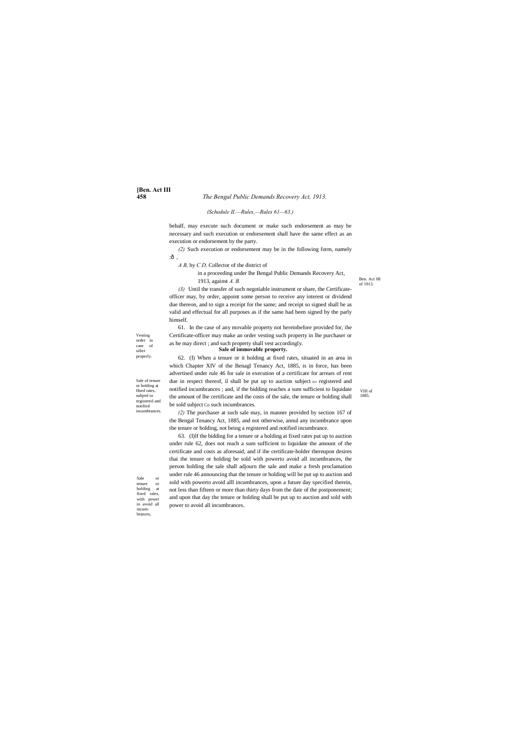(Schedule II.—Rules,—Rules 61—63.)

behalf, may execute such document or make such endorsement as may be necessary and such execution or endorsement shall have the same effect as an execution or endorsement by the party.

*(2)* Such execution or endorsement may be in the following form, namely :ð ,

*A B,* by *C D,* Collector of the district of

in a proceeding under lhe Bengal Public Demands Recovery Act, 1913, against *A. B.*

Ben. Act HI of 1913.

*(3)* Until the transfer of such negotiable instrument or share, the Certificate-officer may, by order, appoint some person to receive any interest or dividend due thereon, and to sign a receipt for the same; and receipt so signed shall be as valid and effectual for all purposes as if the same had been signed by the parly himself.

Vesting order in case of oilier properly.

61. In the case of any movable property not hereinbefore provided for, ihe Certificate-officer may make an order vesting such property in lhe purchaser or as he may direct ; and such property shall vest accordingly.

**Sale of immovable property.**

Sale of tenure or holding at Hsed rates, subjeel to registered and notified incumbrances.

62. (I) When a tenure or it holding at fixed rates, situated in an area in which Chapter XIV of the Benagl Tenancy Act, 1885, is in force, has been advertised under rule 46 for sale in execution of a certificate for arrears of rent due in respect thereof, il shall be put up to auction subject EO registered and notified incumbrances ; and, if the bidding reaches a sum sufficieni to liquidate the amount of lhe certificate and the costs of the sale, the tenure or holding shall be sold subject Co such incumbrances.

VIII of 1885.

*(2)* The purchaser at such sale may, in manner provided by section 167 of the Bengal Tenancy Act, 1885, and not otherwise, annul any incumbrance upon the tenure or holding, not being a registered and notified incumbrance.

Sale or tenure or holding at fixed rales, with power to avoid all incum- brances,

63. (I)If the bidding for a tenure or a holding at fixed rates put up to auction under rule 62, does not reach a sum sufficient to liquidate the amount of the certificate and costs as aforesaid, and if ihe certificate-holder thereupon desires thai the tenure or holding be sold with powerto avoid all incumbrances, the person holding the sale shall adjourn the sale and make a fresh proclamation under rule 46 announcing that the tenure or holding will be put up to auction and sold with powerto avoid alll incumbrances, upon a future day specified therein, not less than fifteen or more than thirty days from the date of the postponement; and upon that day the tenure or holding shall be put up to auction and sold with power to avoid all incumbrances.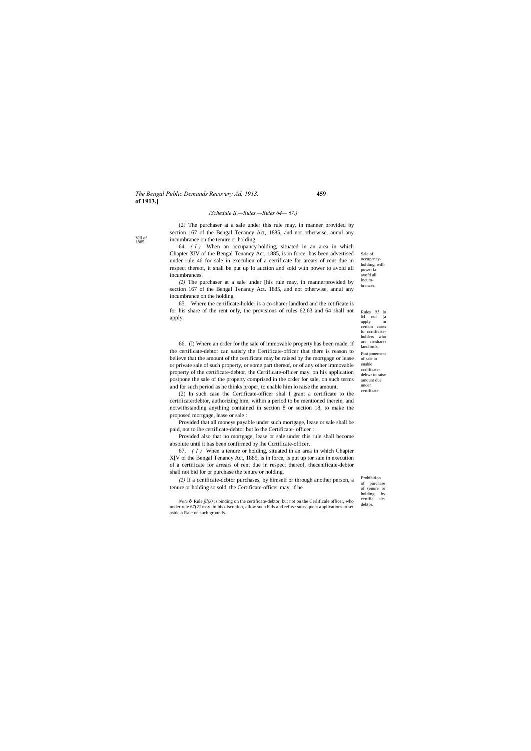*(Schedule II.—Rules.—Rules 64— 67.)*

(2J The purchaser at a sale under this rule may, in manner provided by section 167 of the Bengal Tenancy Act, 1885, and not otherwise, annul any incumbrance on the tenure or holding.

Vll of 1885.

Sale of occupancy-holding, wilh power la avofd all incum-brances.

64. *( I )* When an occupancy-holding, situated in an area in which Chapter XIV of the Bengal Tenancy Act, 1885, is in force, has been advertised under rule 46 for sale in execulien of a certificate for arears of rent due in respect thereof, it shall be put up lo auction and sold with power to avoid all incumbrances.

*(2)* The purchaser at a sale under [his rule may, in mannerprovided by section 167 of the Bengal Tenancy Act. 1885, and not otherwise, annul any incumbrance on the holding.

Rules *02* lo 64 nol (a apply in certain cases lo ccriificate-holders who arc co-sharer landlords,

65. Where the certificate-holder is a co-sharer landlord and the cetificate is for his share of the rent only, the provisions of rules 62,63 and 64 shall not apply.

Postponement of sale to enable ccrlificatc-debwr to raise amount due under certificate.

66. (I) Where an order for the sale of immovable property has been made, if the certificate-debtor can satisfy the Certificate-officer that there is reason to believe that the amount of the certificate may be raised by the mortgage or lease or private sale of such property, or some part thereof, or of any other immovable property of the certificate-debtor, the Certificate-officer may, on his application postpone the sale of the property comprised in the order for sale, on such terms and for such period as he thinks proper, to enable him lo raise the amount.

(2) In such case the Certificate-officer shal I grant a certificate to the certificaterdebtor, authorizing him, within a period to be mentioned therein, and notwithstanding anything contained in section 8 or section 18, to make the proposed mortgage, lease or sale :

Provided that all moneys payable under such mortgage, lease or sale shall be paid, not to ihe certificate-debtor but lo the Certificate- officer :

Provided also that no mortgage, lease or sale under this rule shall become absolute until it has been confirmed by lhe Ccrtificate-officer.

Prohibition of purchase of (enure or holding by certific ale-debtor.

67. *( I )* When a tenure or holding, situated in an area in which Chapter X[V of the Bengal Tenancy Act, 1885, is in force, is put up tor sale in execution of a certificate for arrears of rent due in respect thereof, thecenificaie-debtor shall not bid for or purchase the tenure or holding.

*(2)* If a ccnificaie-dcbtor purchases, by himself or through another person, a tenure or holding so sold, the Certificate-officer may, if he

*Note.*ô Rule *ffl(J)* is binding on the certificate-debtor, but not on the Cerlificale officer, who under rule 67(2J may. in his discretion, allow such bids and refuse subsequent applications to set aside a Rale on such grounds.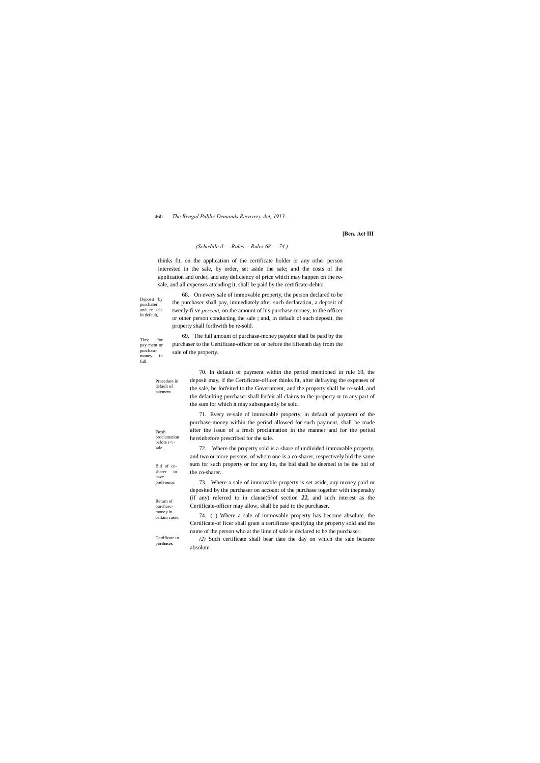*(Schedule il.— Rules.—Rules 68 — 74.)*

thinks fit, on the application of the certificate holder or any other person interested in the sale, by order, set aside the sale; and the costs of ihe application and order, and any deficiency of price which may happen on the re-sale, and all expenses attending it, shall be paid by the certificate-debtor.

Deposit by purchaser and re sale in default,

68. On every sale of immovable property, the person declared to be the purchaser shall pay, immediately after such declaration, a deposit of twenly-fi ve *percent,* on the amount of his purchase-money, to the officer or other person conducting the sale ; and, in default of such deposit, the property shall forthwith be re-sold.

Time for pay mem or purchasc-money in full.

69. The full amount of purchase-money payable shall be paid by the purchaser to the Certificate-officer on or before the fifteenth day from the sale of the property.

Procedure in default of payment.

70. In default of payment within the period mentioned in rule 69, the deposit may, if the Certificate-officer thinks fit, after defraying the expenses of the sale, be forfeited to the Government, and the property shall be re-sold, and the defaulting purchaser shall forfeit all claims to the property or to any part of the sum for which it may subsequently be sold.

Fresh proclamation before r<:-sale.

71. Every re-sale of immovable property, in default of payment of the purchase-money within the period allowed for such payment, shall be made after the issue of a fresh proclamation in the manner and for the period hereinbefore prescribed for the sale.

Bid of co-sharer to have preference,

72. Where the property sold is a share of undivided immovable property, and two or more persons, of whom one is a co-sharer, respectively bid the same sum for such property or for any lot, the bid shall be deemed to be the bid of the co-sharer.

Return of purchasc-money in certain cases.

73. Where a sale of immovable property is set aside, any money paid or deposited by the purchaser on account of the purchase together with thepenalty (if any) referred to in clause(6^of section ***22,*** and such interest as the Certificate-officer may allow, shall be paid to the purchaser.

Certificate to **purchaser.**

74. (1) Where a sale of immovable property has become absolute, the Certificate-of ficer shall grant a certificate specifying the property sold and the name of the person who at the lime of sale is declared to be the purchaser.

*(2)* Such certificate shall bear date the day on which the sale became absolute.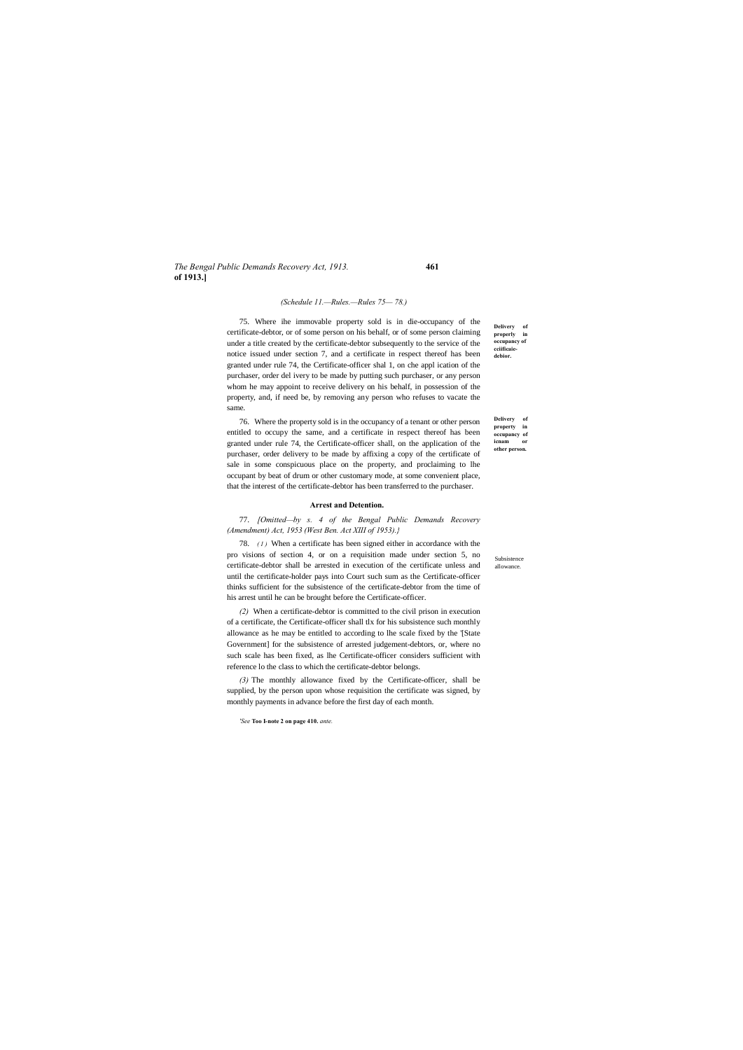(Schedule 11.—Rules.—Rules 75— 78.)

**Delivery of properly in occupancy of ceiificaie-debior.**

75. Where ihe immovable property sold is in die-occupancy of the certificate-debtor, or of some person on his behalf, or of some person claiming under a title created by the certificate-debtor subsequently to the service of the notice issued under section 7, and a certificate in respect thereof has been granted under rule 74, the Certificate-officer shal 1, on che appl ication of the purchaser, order del ivery to be made by putting such purchaser, or any person whom he may appoint to receive delivery on his behalf, in possession of the property, and, if need be, by removing any person who refuses to vacate the same.

**Delivery of property in occupancy of icnam or other person.**

76. Where the property sold is in the occupancy of a tenant or other person entitled to occupy the same, and a certificate in respect thereof has been granted under rule 74, the Certificate-officer shall, on the application of the purchaser, order delivery to be made by affixing a copy of the certificate of sale in some conspicuous place on the property, and proclaiming to lhe occupant by beat of drum or other customary mode, at some convenient place, that the interest of the certificate-debtor has been transferred to the purchaser.

**Arrest and Detention.**

77. *[Omitted—by s. 4 of the Bengal Public Demands Recovery (Amendment) Act, 1953 (West Ben. Act XIII of 1953).}*

Subsistence allowance.

78. *(1)* When a certificate has been signed either in accordance with the pro visions of section 4, or on a requisition made under section 5, no certificate-debtor shall be arrested in execution of the certificate unless and until the certificate-holder pays into Court such sum as the Certificate-officer thinks sufficient for the subsistence of the certificate-debtor from the time of his arrest until he can be brought before the Certificate-officer.

*(2)* When a certificate-debtor is committed to the civil prison in execution of a certificate, the Certificate-officer shall tlx for his subsistence such monthly allowance as he may be entitled to according to lhe scale fixed by the '[State Government] for the subsistence of arrested judgement-debtors, or, where no such scale has been fixed, as lhe Certificate-officer considers sufficient with reference lo the class to which the certificate-debtor belongs.

*(3)* The monthly allowance fixed by the Certificate-officer, shall be supplied, by the person upon whose requisition the certificate was signed, by monthly payments in advance before the first day of each month.

'*See* **Too I-note 2 on page 410.** *ante.*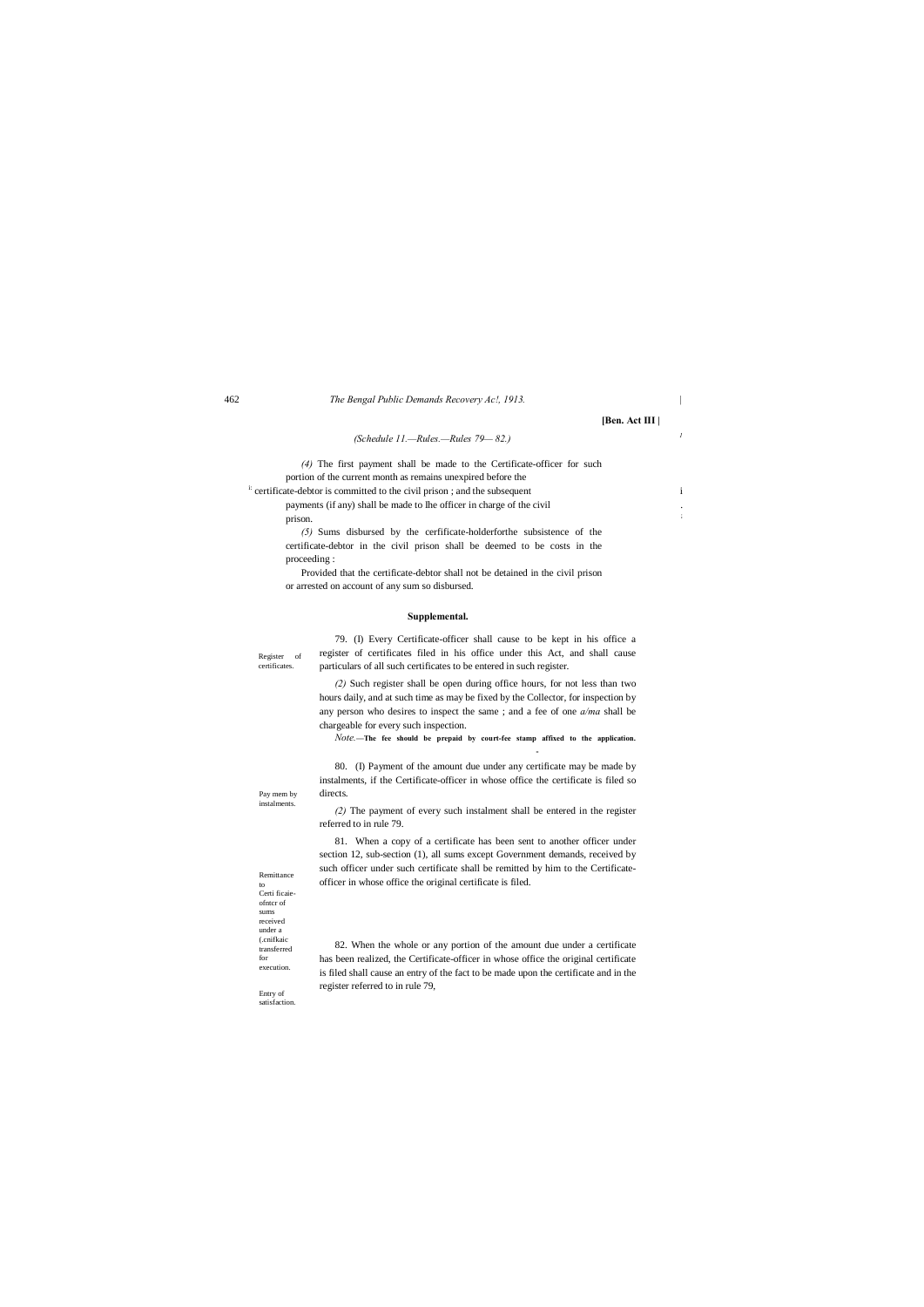**[Ben. Act III |**

*(Schedule 11.—Rules.—Rules 79— 82.)*

*(4)* The first payment shall be made to the Certificate-officer for such portion of the current month as remains unexpired before the certificate-debtor is committed to the civil prison ; and the subsequent payments (if any) shall be made to lhe officer in charge of the civil prison.

*(5)* Sums disbursed by the cerfificate-holderforthe subsistence of the certificate-debtor in the civil prison shall be deemed to be costs in the proceeding :

Provided that the certificate-debtor shall not be detained in the civil prison or arrested on account of any sum so disbursed.

**Supplemental.**

Register of certificates.

79. (I) Every Certificate-officer shall cause to be kept in his office a register of certificates filed in his office under this Act, and shall cause particulars of all such certificates to be entered in such register.

*(2)* Such register shall be open during office hours, for not less than two hours daily, and at such time as may be fixed by the Collector, for inspection by any person who desires to inspect the same ; and a fee of one *a/ma* shall be chargeable for every such inspection.

*Note.*—**The fee should be prepaid by court-fee stamp affixed to the application.**

Pay mem by instalments.

80. (I) Payment of the amount due under any certificate may be made by instalments, if the Certificate-officer in whose office the certificate is filed so directs.

*(2)* The payment of every such instalment shall be entered in the register referred to in rule 79.

Remittance to Certi ficaie-ofntcr of sums received under a (.cnifkaic transferred for execution.

81. When a copy of a certificate has been sent to another officer under section 12, sub-section (1), all sums except Government demands, received by such officer under such certificate shall be remitted by him to the Certificate-officer in whose office the original certificate is filed.

Entry of satisfaction.

82. When the whole or any portion of the amount due under a certificate has been realized, the Certificate-officer in whose office the original certificate is filed shall cause an entry of the fact to be made upon the certificate and in the register referred to in rule 79,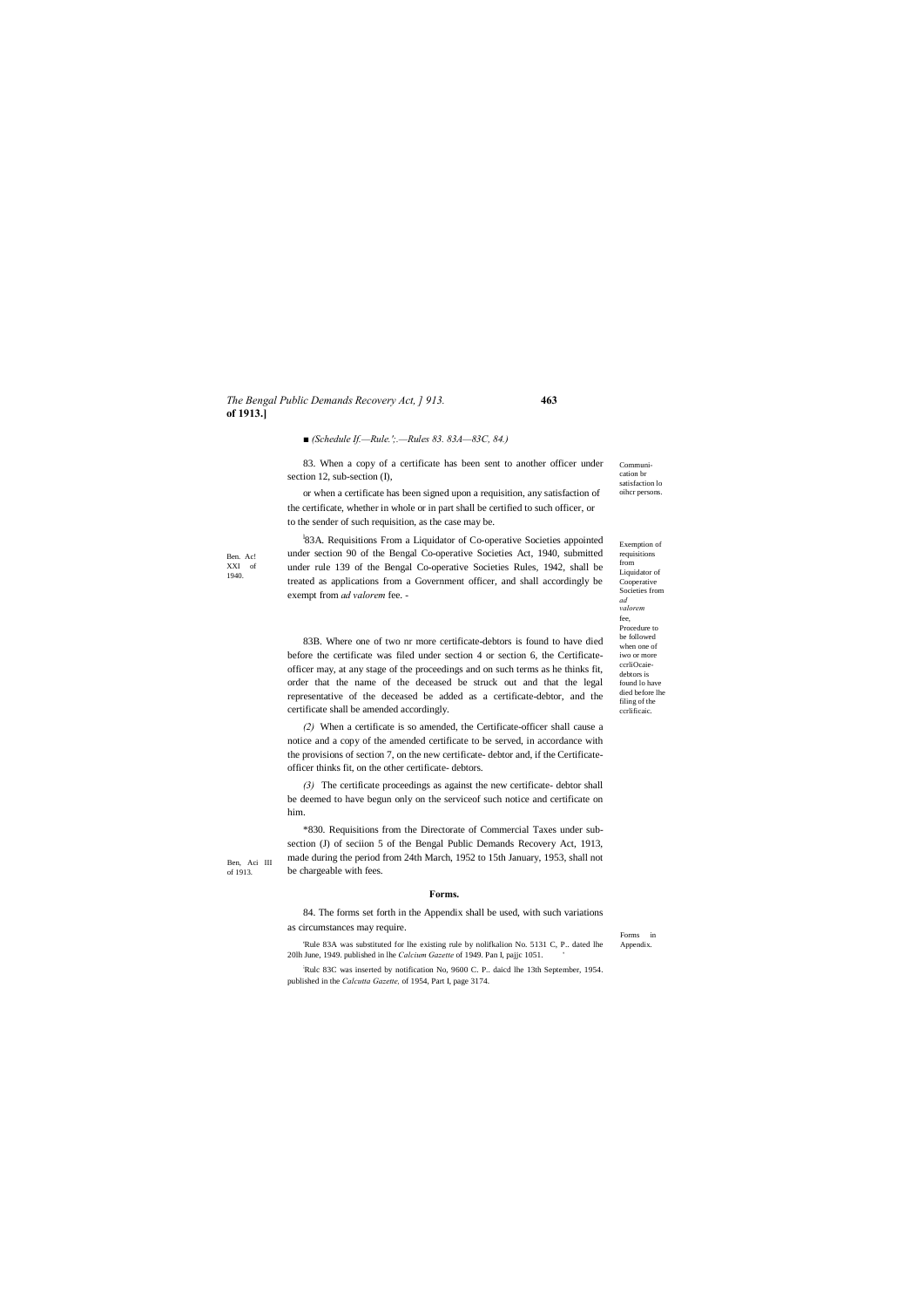*(Schedule II.—Rule.':.—Rules 83. 83A—83C, 84.)*

83. When a copy of a certificate has been sent to another officer under section 12, sub-section (I),

Communication br satisfaction lo oihcr persons.

or when a certificate has been signed upon a requisition, any satisfaction of the certificate, whether in whole or in part shall be certified to such officer, or to the sender of such requisition, as the case may be.

Ben. Ac! XXI of 1940.

Exemption of requisitions from Liquidator of Cooperative Societies from *ad valorem* fee,

[1]83A. Requisitions From a Liquidator of Co-operative Societies appointed under section 90 of the Bengal Co-operative Societies Act, 1940, submitted under rule 139 of the Bengal Co-operative Societies Rules, 1942, shall be treated as applications from a Government officer, and shall accordingly be exempt from *ad valorem* fee. -

Procedure to be followed when one of iwo or more ccrliOcaie-debtors is found lo have died before lhe filing of the ccrlificaic.

83B. Where one of two nr more certificate-debtors is found to have died before the certificate was filed under section 4 or section 6, the Certificate-officer may, at any stage of the proceedings and on such terms as he thinks fit, order that the name of the deceased be struck out and that the legal representative of the deceased be added as a certificate-debtor, and the certificate shall be amended accordingly.

*(2)* When a certificate is so amended, the Certificate-officer shall cause a notice and a copy of the amended certificate to be served, in accordance with the provisions of section 7, on the new certificate- debtor and, if the Certificate-officer thinks fit, on the other certificate- debtors.

*(3)* The certificate proceedings as against the new certificate- debtor shall be deemed to have begun only on the serviceof such notice and certificate on him.

Ben, Aci III of 1913.

*830. Requisitions from the Directorate of Commercial Taxes under sub-section (J) of seciion 5 of the Bengal Public Demands Recovery Act, 1913, made during the period from 24th March, 1952 to 15th January, 1953, shall not be chargeable with fees.

**Forms.**

Forms in Appendix.

84. The forms set forth in the Appendix shall be used, with such variations as circumstances may require.

'Rule 83A was substituted for lhe existing rule by nolifkalion No. 5131 C, P.. dated lhe 20lh June, 1949. published in lhe *Calcium Gazette* of 1949. Pan I, pajjc 1051.

[2]Rulc 83C was inserted by notification No, 9600 C. P.. daicd lhe 13th September, 1954. published in the *Calcutta Gazette,* of 1954, Part I, page 3174.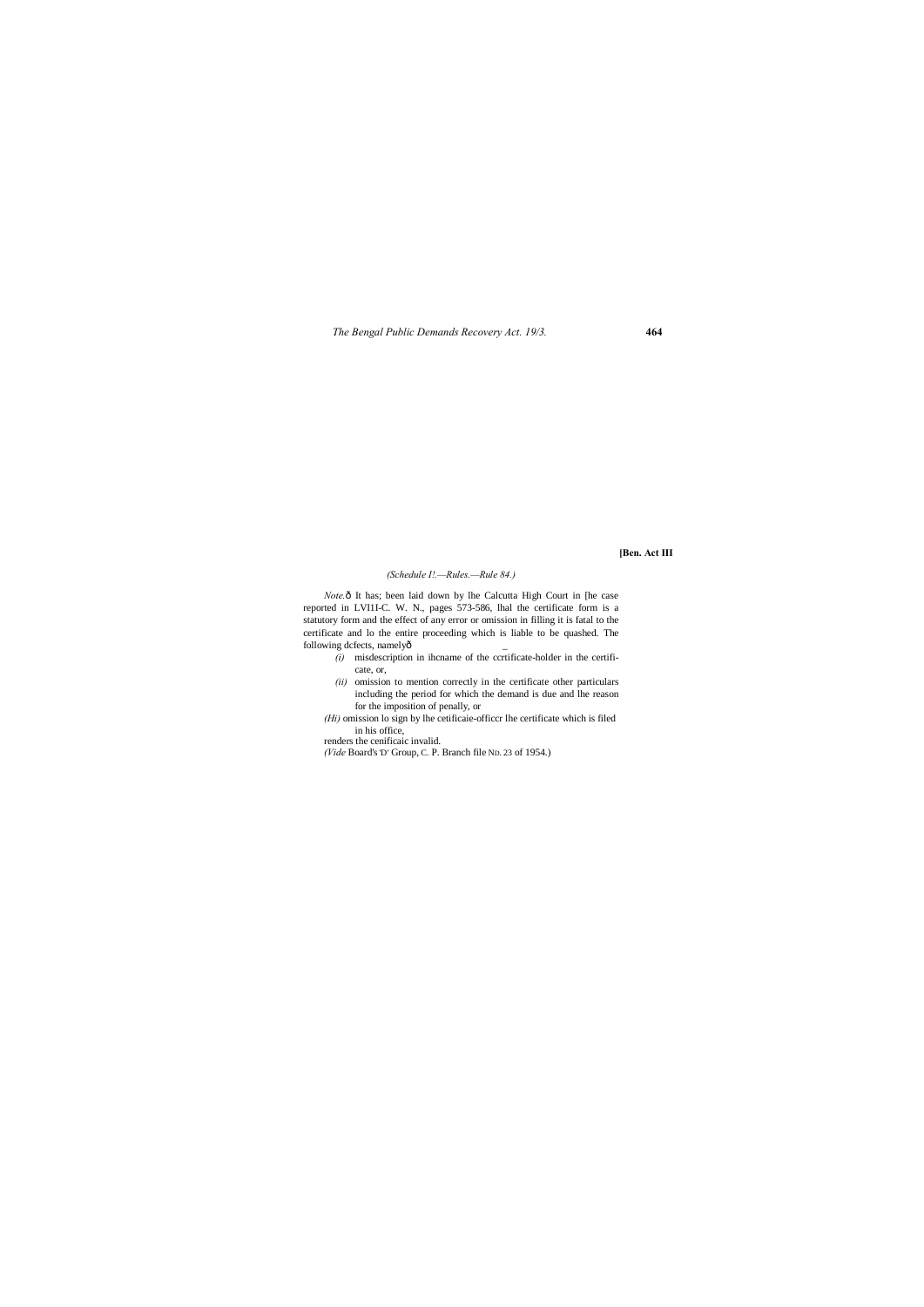(Schedule I!.—Rules.—Rule 84.)

*Note.*ð It has; been laid down by lhe Calcutta High Court in [he case reported in LVI1I-C. W. N., pages 573-586, lhal the certificate form is a statutory form and the effect of any error or omission in filling it is fatal to the certificate and lo the entire proceeding which is liable to be quashed. The following dcfects, namelyð

*(i)* misdescription in ihcname of the ccrtificate-holder in the certificate, or,

*(ii)* omission to mention correctly in the certificate other particulars including the period for which the demand is due and lhe reason for the imposition of penally, or

*(Hi)* omission lo sign by lhe cetificaie-officcr lhe certificate which is filed in his office,

renders the cenificaic invalid.

*(Vide* Board's 'D' Group, C. P. Branch file ND. 23 of 1954.)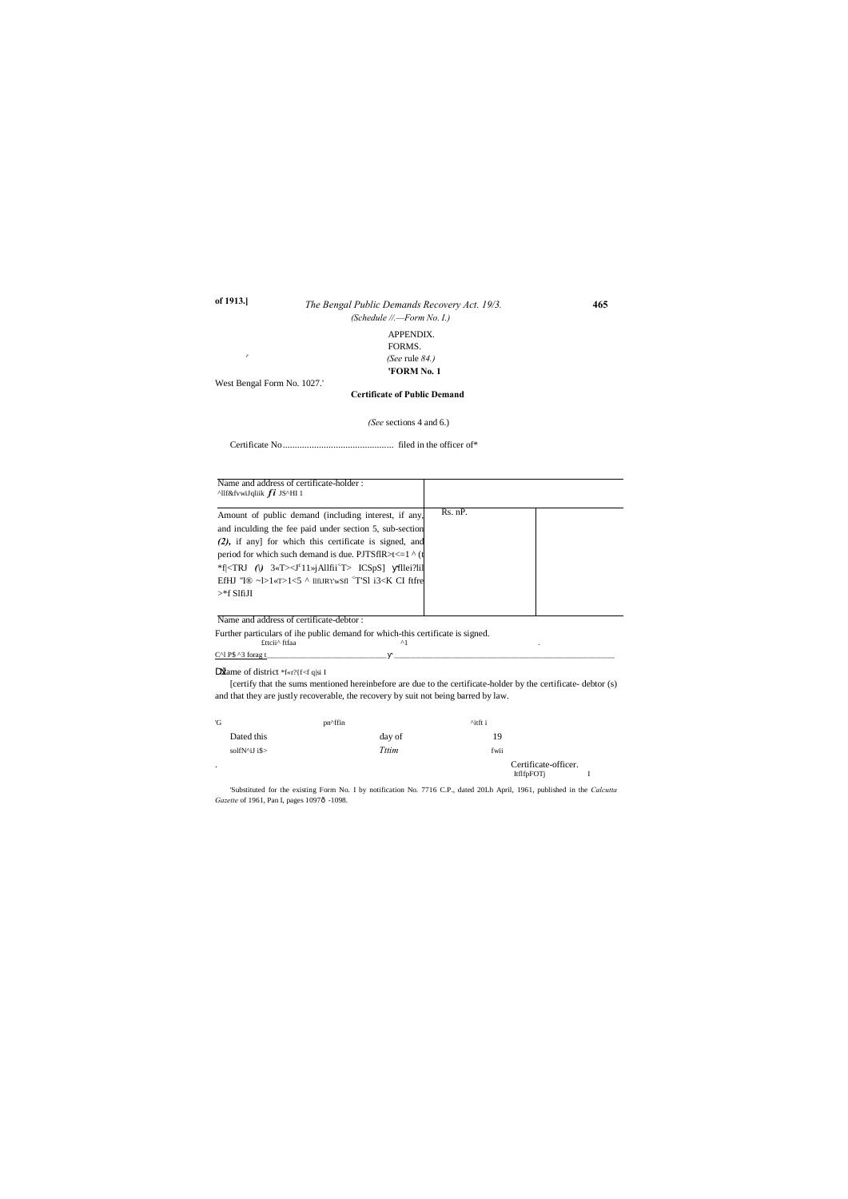(Schedule II.—Form No. I.)

APPENDIX.

FORMS.

*(See* rule *84.)*

**'FORM No. 1**

West Bengal Form No. 1027.'

**Certificate of Public Demand**

*(See* sections 4 and 6.)

Certificate No............................................... filed in the officer of*

| Name and address of certificate-holder : ^llf&fvwiJqliik *fi* JS^HI 1 | | |
|---|---|---|
| Amount of public demand (including interest, if any, and inculding the fee paid under section 5, sub-section *(2),* if any] for which this certificate is signed, and period for which such demand is due. PJTSflR>t<=1 ^ (t *f[<TRJ *(\)* 3«T><J'11»jAllfi'T> ICSpS] yfllei?lil EfHJ "I® ~l>1«T>1<5 ^ llfiJRY'wSfl ˆT'Sl i3<K CI ftfre >*f SlfiJI | Rs. nP. | |
| Name and address of certificate-debtor : | | |

Further particulars of ihe public demand for which-this certificate is signed.
£ttcii^ ftfaa ^1 .

C^l P$ ^3 forag t_______________________________ y^ ___________________________________________________

Name of district *f«r?{f<f q|si I

[certify that the sums mentioned hereinbefore are due to the certificate-holder by the certificate- debtor (s) and that they are justly recoverable, the recovery by suit not being barred by law.

'G pn^ffin ^itft i

Dated this day of 19

solfN^iJ i$> *Tttim* fwii

Certificate-officer.
IfflfpFOTj I

'Substituted for the existing Form No. I by notification No. 7716 C.P., dated 20Lh April, 1961, published in the *Calcutta Gazette* of 1961, Pan I, pages 1097ô -1098.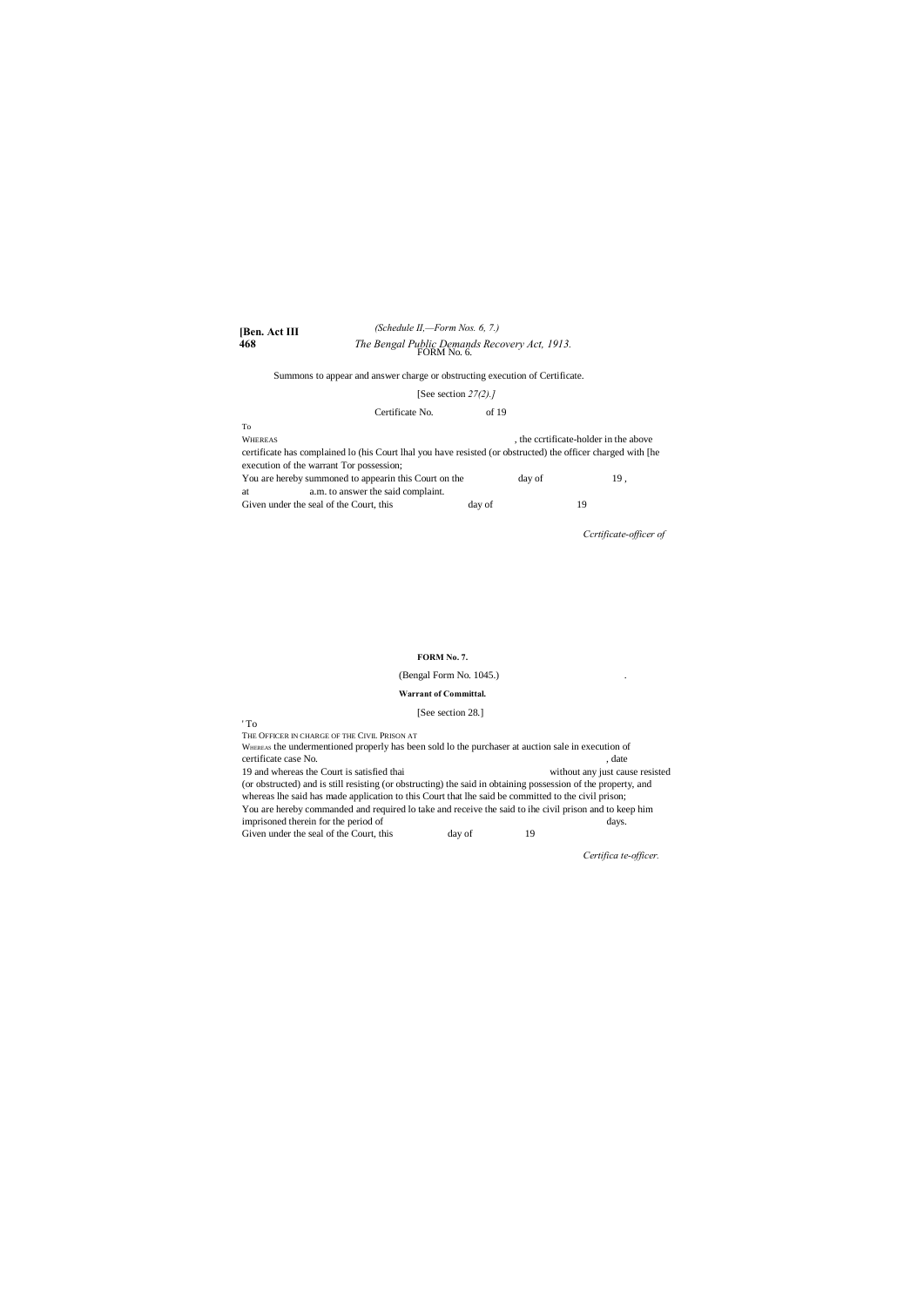## FORM No. 6.

Summons to appear and answer charge or obstructing execution of Certificate.

[See section *27(2).]*

Certificate No. of 19

To

WHEREAS , the ccrtificate-holder in the above certificate has complained lo (his Court lhal you have resisted (or obstructed) the officer charged with [he execution of the warrant Tor possession;

You are hereby summoned to appearin this Court on the day of 19 , at a.m. to answer the said complaint.

Given under the seal of the Court, this day of 19

*Ccrtificate-officer of*

## FORM No. 7.

(Bengal Form No. 1045.) .

**Warrant of Committal.**

[See section 28.]

' To

THE OFFICER IN CHARGE OF THE CIVIL PRISON AT

WHEREAS the undermentioned properly has been sold lo the purchaser at auction sale in execution of certificate case No. , date 19 and whereas the Court is satisfied thai without any just cause resisted (or obstructed) and is still resisting (or obstructing) the said in obtaining possession of the property, and whereas lhe said has made application to this Court that lhe said be committed to the civil prison;

You are hereby commanded and required lo take and receive the said to ihe civil prison and to keep him imprisoned therein for the period of days.

Given under the seal of the Court, this day of 19

*Certifica te-officer.*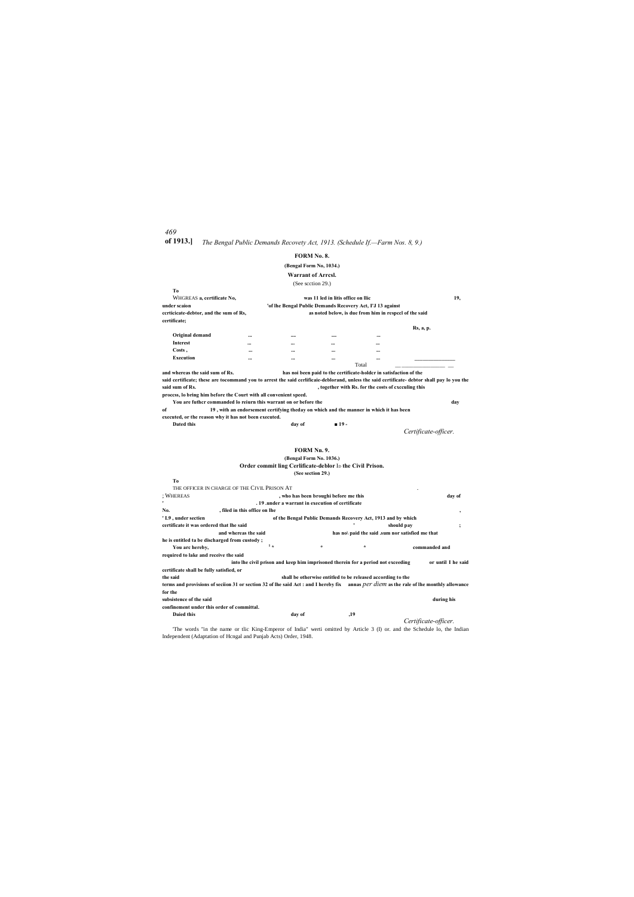## FORM No. 8.

**(Bengal Form No, 1034.)**

**Warrant of Arrcsl.**

(See scction 29.)

**To**

WHGREAS **a, certificate No, was 11 led in litis office on llic 19, under scaion 'of lhe Bengal Public Demands Recovery Act, I'J 13 against ccrticicate-debtor, and the sum of Rs, as noted below, is due from him in respecl of the said certificate;**

| | | | | | Rs, a, p. |
|---|---|---|---|---|---|
| **Original demand** | ... | .... | .... | ... | |
| **Interest** | ... | ... | ... | ... | |
| **Costs ,** | ... | ... | ... | ... | |
| **Execution** | ... | ... | ... | ... | |
| | | | | Total | |

**and whereas the said sum of Rs. has noi been paid to the certificate-holdcr in satisfaction of the said certificate; these are tocommand you to arrest the said cerlificaie-deblorand, unless the said certificate- debtor shall pay lo you the said sum of Rs. , together with Rs. for the costs of cxcculing this proccss, lo bring him before the Court with all convenient speed.**

**You are futhcr commanded lo reiurn this warrant on or before the day of 19 , with an endorsement certifying theday on which and the manner in which it has been executed, or the reason why it has not been executed.**

**Dated this day of ■ 19 -**

*Certificate-officer.*

## FORM Nn. 9.

**(Bengal Form No. 1036.)**

**Order commit ling Cerlificate-deblor** ID **the Civil Prison.**

**(See section 29.)**

**To**

THE OFFICER IN CHARGE OF THE CIVIL PRISON AT .

; WHEREAS **, who has been broughi before me this day of ' . 19 .under a warrant in execution of certificate No. , filed in this office on lhe , ' L9 , under sectien of the Bengal Public Demands Recovery Act, 1913 and by which certificate it was ordered that lhe said ' should pay ; and whereas the said has no\ paid the said .sum nor satisfied me that he is entitled ta be discharged from custody ;**

**You arc hereby,** [1] * * * **commanded and required to lake and receive the said into lhe civil prison and keep him imprisoned therein for a period not exceeding or until I he said certificate shall be fully satisfied, or the said shall be otherwise entitled to be released according to the terms and provisions of seciion 31 or section 32 of lhe said Act : and I hereby fix annas** *per diem* **as the rale of lhe monthly allowance for the subsistence of the said during his confinement under this order of committal.**

**Daied this day of ,19**

*Certificate-officer.*

[1]The words "in the name or tlic King-Emperor of India" werti omitted by Article 3 (I) or. and the Schedule lo, the Indian Independent (Adaptation of Hcngal and Punjab Acts) Order, 1948.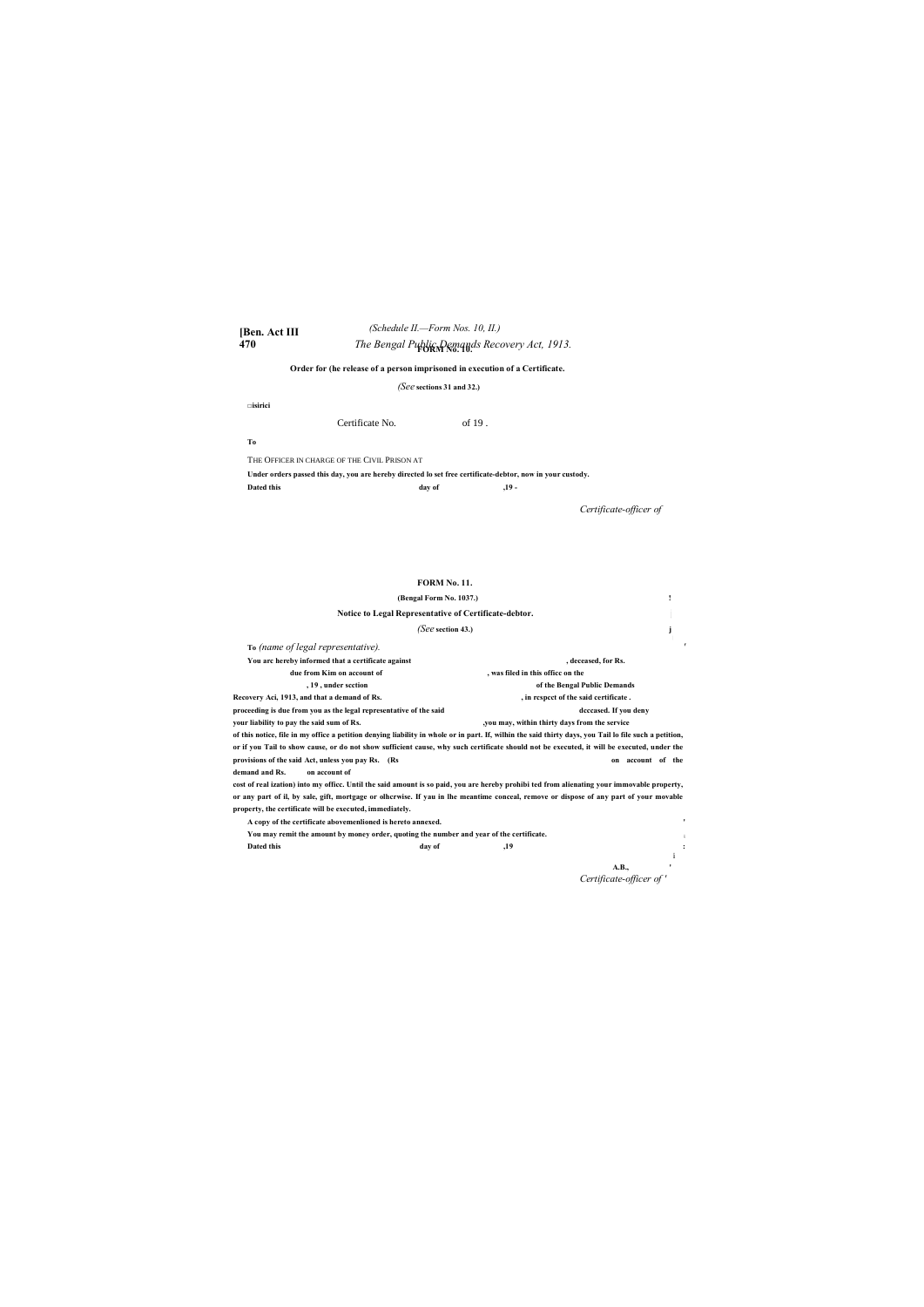(Schedule II.—Form Nos. 10, 11.)

## FORM No. 10.

**Order for (he release of a person imprisoned in execution of a Certificate.**

*(See* **sections 31 and 32.)**

**□isirici**

Certificate No. of 19 .

**To**

THE OFFICER IN CHARGE OF THE CIVIL PRISON AT

**Under orders passed this day, you are hereby directed lo set free certificate-debtor, now in your custody.**

**Dated this day of ,19 -**

*Certificate-officer of*

## FORM No. 11.

**(Bengal Form No. 1037.)**

**Notice to Legal Representative of Certificate-debtor.**

*(See* **section 43.)**

**To** *(name of legal representative).*

**You arc hereby informed that a certificate against , deceased, for Rs. due from Kim on account of , was filed in this officc on the , 19 , under scction of the Bengal Public Demands Recovery Aci, 1913, and that a demand of Rs. , in respcct of the said certificate . proceeding is due from you as the legal representative of the said deccased. If you deny your liability to pay the said sum of Rs. ,you may, within thirty days from the service of this notice, file in my office a petition denying liability in whole or in part. If, wilhin the said thirty days, you Tail lo file such a petition, or if you Tail to show cause, or do not show sufficient cause, why such certificate should not be executed, it will be executed, under the provisions of the said Act, unless you pay Rs. (Rs on account of the demand and Rs. on account of cost of real ization) into my officc. Until the said amount is so paid, you are hereby prohibi ted from alienating your immovable property, or any part of il, by sale, gift, mortgage or olhcrwise. If yau in lhe meantime conceal, remove or dispose of any part of your movable property, the certificate will be executed, immediately.**

**A copy of the certificate abovemenlioned is hereto annexed.**

**You may remit the amount by money order, quoting the number and year of the certificate.**

**Dated this day of ,19**

**A.B.,**

*Certificate-officer of*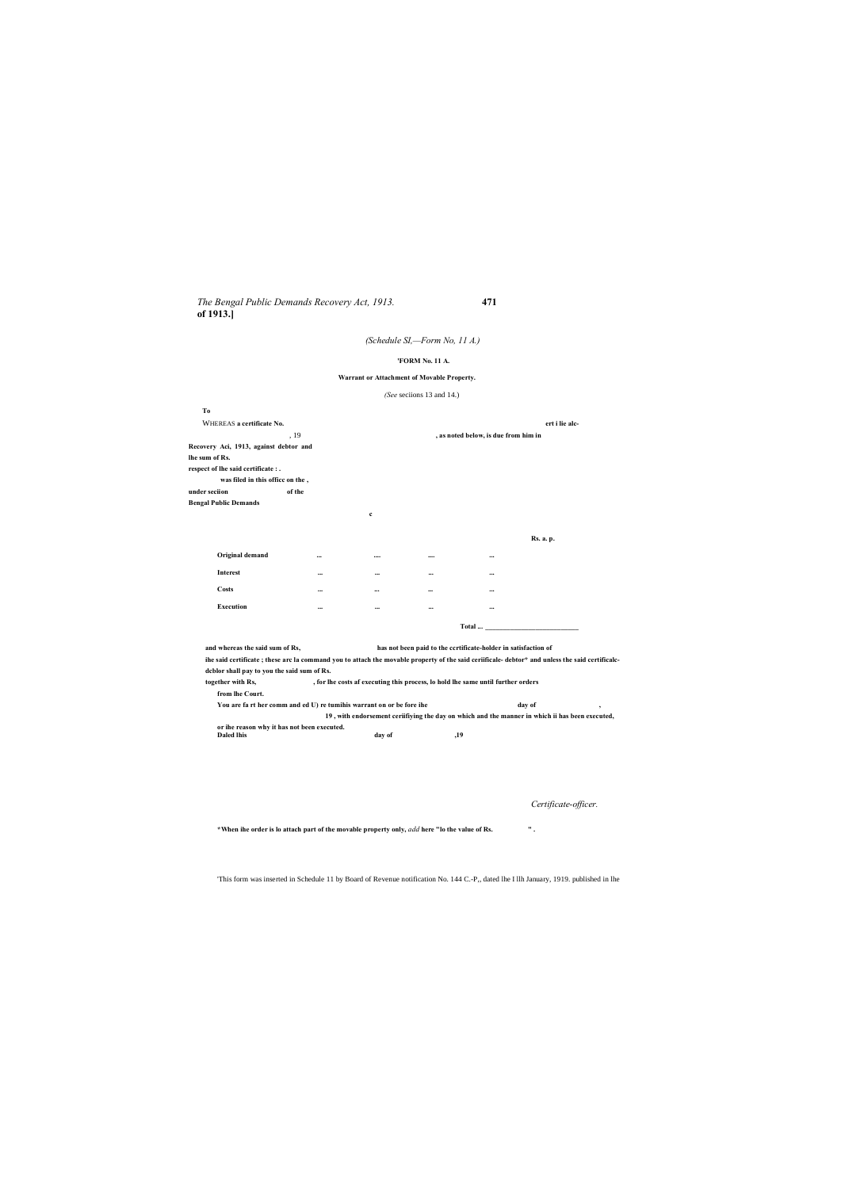(Schedule SI,—Form No, 11 A.)

**'FORM No. 11 A.**

**Warrant or Attachment of Movable Property.**

*(See* seciions 13 and 14.)

**To**

WHEREAS **a certificate No.** **ert i lie alc-** **was filed in this officc on the ,** , 19 **under seciion** **of the Bengal Public Demands Recovery Aci, 1913, against debtor and** **, as noted below, is due from him in lhe sum of Rs.** **respect of lhe said certificate : .**

**c**

| | | | | | Rs. a. p. |
|---|---|---|---|---|---|
| **Original demand** | ... | .... | .... | ... | |
| **Interest** | ... | ... | ... | ... | |
| **Costs** | ... | ... | ... | ... | |
| **Execution** | ... | ... | ... | ... | |
| | | | | **Total ...** | |

**and whereas the said sum of Rs, has not been paid to the ccrtificate-holder in satisfaction of ihe said certificate ; these arc la command you to attach the movable property of the said ceriificale- debtor\* and unless the said certificalc-dcblor shall pay to you the said sum of Rs. together with Rs, , for lhe costs af executing this process, lo hold lhe same until further orders from lhe Court.**

**You are fa rt her comm and ed U) re tumihis warrant on or be fore ihe day of , 19 , with endorsement ceriifiying the day on which and the manner in which ii has been executed, or ihe reason why it has not been executed.**

**Daled lhis day of ,19**

*Certificate-officer.*

**\*When ihe order is lo attach part of the movable property only,** *add* **here "lo the value of Rs. " .**

'This form was inserted in Schedule 11 by Board of Revenue notification No. 144 C.-P,, dated lhe I llh January, 1919. published in lhe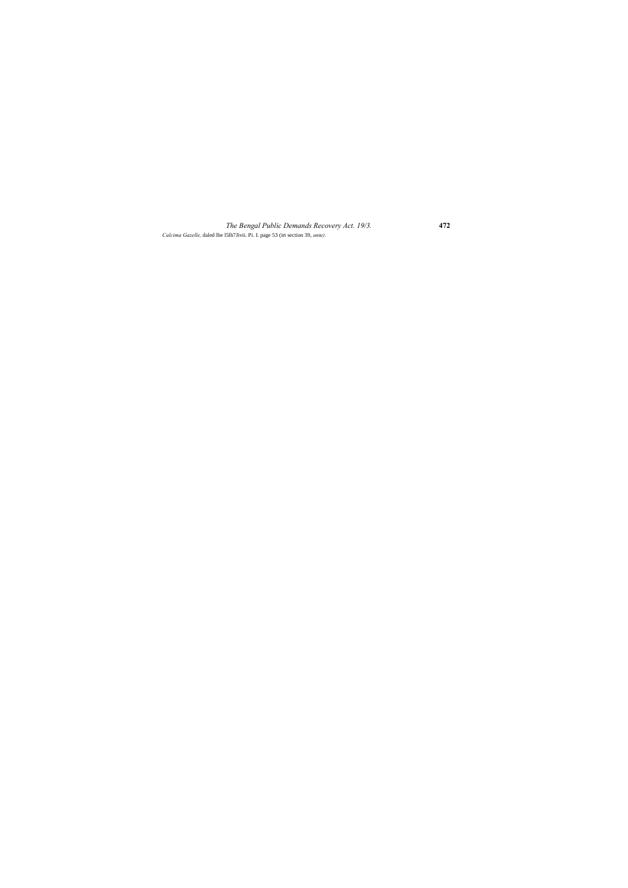*Calcima Gazelle,* daled lhe l5lh7Jivii. Pi. I. page 53 (irt section 39, *ante).*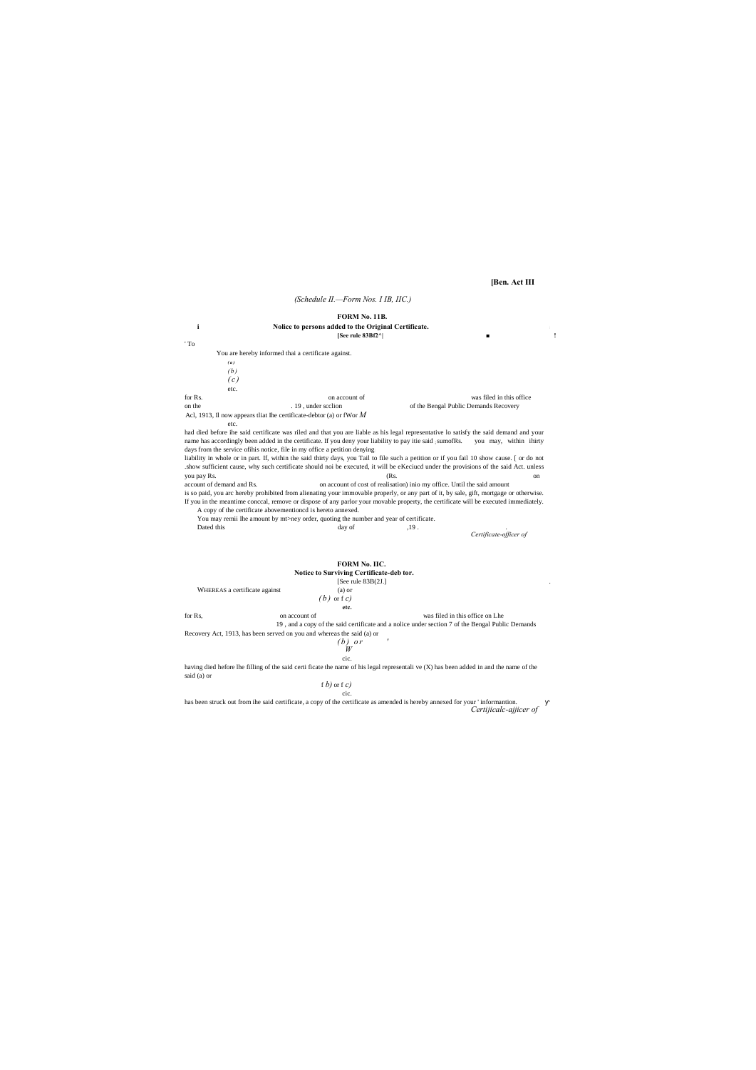**[Ben. Act III**

*(Schedule II.—Form Nos. I IB, IIC.)*

## FORM No. 11B.

### Nolice to persons added to the Original Certificate.

**[See rule 83Bf2^|**

' To

You are hereby informed thai a certificate against.

*(a)*

*(b)*

*(c)*

etc.

for Rs. on account of was filed in this office on the . 19 , under scclion of the Bengal Public Demands Recovery Acl, 1913, Il now appears tliat Ihe certificate-debtor (a) or fWor *M*

etc.

had died before ihe said certificate was riled and that you are liable as his legal representative lo satisfy the said demand and your name has accordingly been added in the certificate. If you deny your liability to pay itie said sumofRs. you may, within ihirty days from the service ofihis notice, file in my office a petition denying liability in whole or in part. If, within the said thirty days, you Tail to file such a petition or if you fail 10 show cause. [ or do not .show sufficient cause, why such certificate should noi be executed, it will be eKeciucd under the provisions of the said Act. unless you pay Rs. (Rs. on account of demand and Rs. on account of cost of realisation) inio my office. Until the said amount is so paid, you arc hereby prohibited from alienating your immovable properly, or any part of it, by sale, gift, mortgage or otherwise. If you in the meantime conccal, remove or dispose of any parlor your movable property, the certificate will be executed immediately.

A copy of the certificate abovementioncd is hereto annexed.

You may remii Ihe amount by mt>ney order, quoting the number and year of certificate.

Dated this day of ,19 .

*Certificate-officer of*

## FORM No. IIC.

### Notice to Surviving Certificate-deb tor.

[See rule 83B(2J.]

WHEREAS a certificate against (a) or

*(b)* or *f c)*

**etc.**

for Rs, on account of was filed in this office on Lhe 19 , and a copy of the said certificate and a nolice under section 7 of the Bengal Public Demands Recovery Act, 1913, has been served on you and whereas the said (a) or

*(b) or*

*W*

cic.

having died hefore lhe filling of the said certi ficate the name of his legal representali ve (X) has been added in and the name of the said (a) or

*f b)* or *f c)*

cic.

has been struck out from ihe said certificate, a copy of the certificate as amended is hereby annexed for your ' informantion.

*Certijicalc-ajjicer of*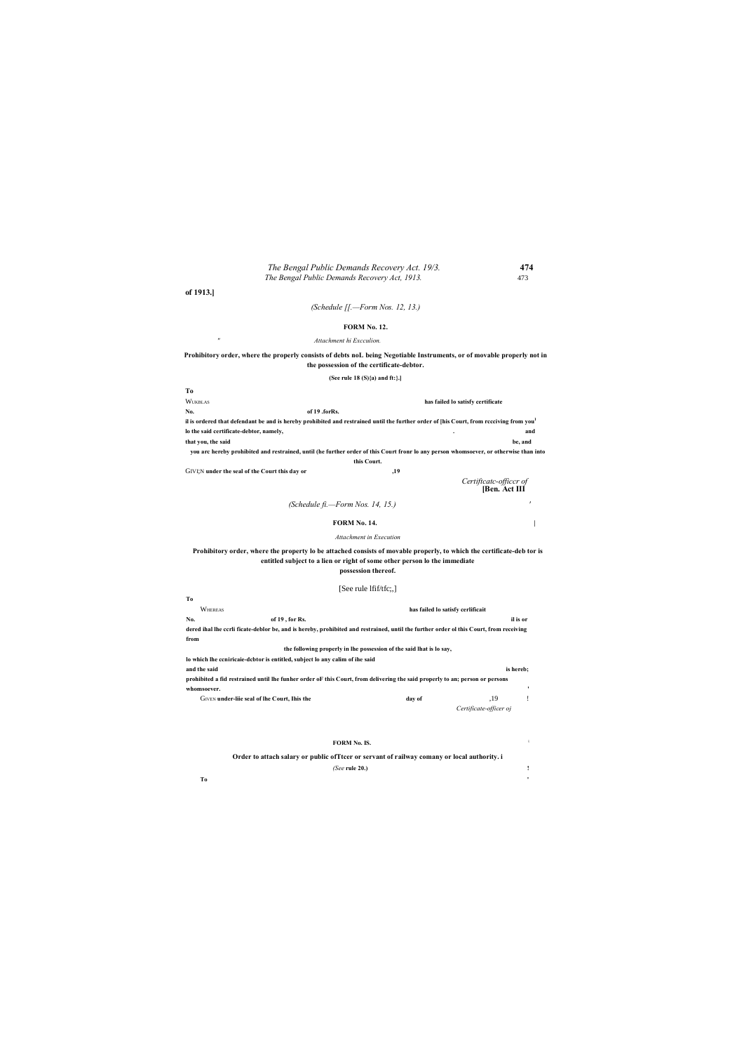**of 1913.]**

*(Schedule [[.—Form Nos. 12, 13.)*

**FORM No. 12.**

*Attachment hi Excculion.*

**Prohibitory order, where the properly consists of debts noL being Negotiable Instruments, or of movable properly not in the possession of the certificate-debtor.**

**(See rule 18 (S){a) and ft:}.]**

**To**

WUKBLAS **has failed lo satisfy certificate**

**No. of 19 .forRs.**

**il is ordered that defendant be and is hereby prohibited and restrained until the further order of [his Court, from rcceiving from you lo the said certificate-debtor, namely, . and that you, the said be, and you arc hereby prohibited and restrained, until (he further order of this Court fronr lo any person whomsoever, or otherwise than into this Court.**

GIVI;N **under the seal of the Court this day or ,19**

*Certificatc-officcr of*

**[Ben. Act III**

*(Schedule fi.—Form Nos. 14, 15.)*

**FORM No. 14.**

*Attachment in Execution*

**Prohibitory order, where the property lo be attached consists of movable properly, to which the certificate-deb tor is entitled subject to a lien or right of some other person lo the immediate possession thereof.**

[See rule lfif/tfc;,]

**To**

WHEREAS **has failed lo satisfy cerlificait**

**No. of 19 , for Rs. il is or dered ihal lhe ccrli ficate-deblor be, and is hereby, prohibited and restrained, until the further order ol this Court, from receiving from**

**the following properly in lhe possession of the said lhat is lo say,**

**lo which lhe ccniricaie-dcbtor is entitled, subject lo any calim of ihe said**

**and the said is hereb; prohibited a fid restrained until lhe funher order oF this Court, from delivering the said properly to an; person or persons whomsoever.**

GIVEN **under-liie seal of lhe Court, Ihis the day of ,19**

*Certificate-officer oj*

**FORM No. IS.**

**Order to attach salary or public offTtcer or servant of railway comany or local authority. i**

*(See* **rule 20.)**

**To**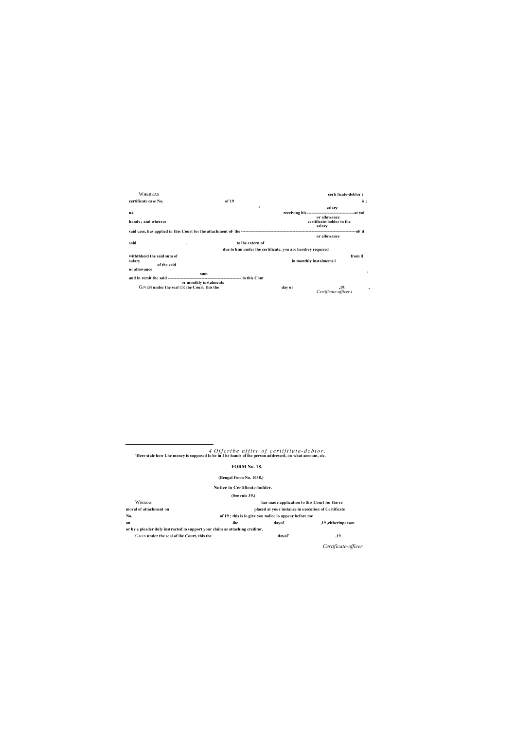WHEREAS certi ficate-deblor i

certificate case No. of 19 is ;

\*

n4 receiving his -----------------------------------at yoi

salary

or allowance

hands ; and whereas certificate-holder in ihe

said case, has applied in Ihis Court for lhe attachment oF the ---------------------------------------------------------------------------------oF it

salary

or allowance

said . to lhe extern of

due to him under lhe certificate, you arc herebey required

withthhold the said sum of from ll

salary of the said in monthly instalmems i

or allowance

and in remit the said -----------------------------------------------------lo this Cout

sum

or monthly instalments

GIVEN under the seal OR ihe Courl, this the day or ,19. ,

*Certificate-officer i*

---

*4 Offcribe nffirr of ccriifiiute-dcbtor.*

'Here stale how Lhe money is supposed lo be in I he hands of ihe person addressed, on what account, cic.

## FORM No. 18.

**(Bengal Form No. 1038.)**

### Notice to Certificate-holder.

**(See rule 39.)**

WHEREAS has made application to this Court for the removal of attachment on placcd at your instance in execution of Certificate No. of 19 ; this is lo give you nolice lo appear before me on .ihe dayof ,19 ,citherinperson or by a pleader duly instructed lo support your claim as attaching creditor.

GIVEN under the seal of ihe Court, this the dayoF ,19 .

*Certificate-officer.*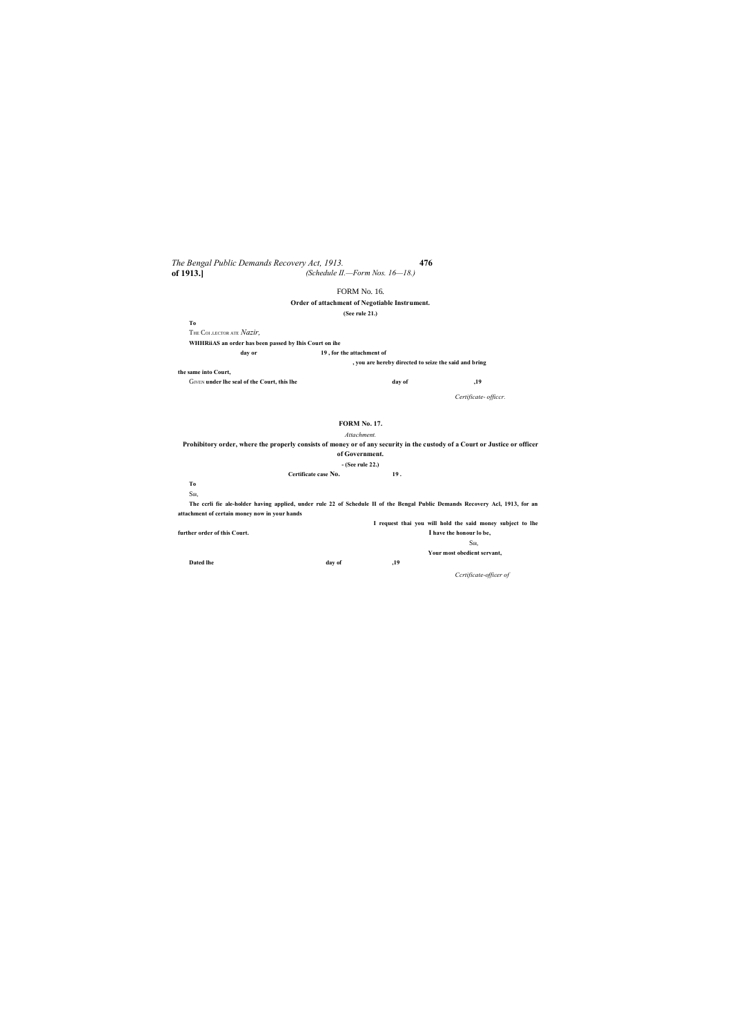## FORM No. 16.

**Order of attachment of Negotiable Instrument.**

**(See rule 21.)**

**To**

THE COLLECTOR ATE *Nazir,*

**WHHRiiAS an order has been passed by Ihis Court on ihe day or 19 , for the attachment of , you are hereby directed to seize the said and bring the same into Court,**

GIVEN **under lhe seal of the Court, this lhe day of ,19**

*Certificate- officcr.*

## FORM No. 17.

*Attachment.*

**Prohibitory order, where the properly consists of money or of any security in the custody of a Court or Justice or officer of Government.**

**- (See rule 22.)**

**Certificate case No. 19 .**

**To**

SIR,

**The ccrli fie ale-holder having applied, under rule 22 of Schedule II of the Bengal Public Demands Recovery Acl, 1913, for an attachment of certain money now in your hands**

**I request thai you will hold the said money subject to lhe further order of this Court.**

**I have the honour lo be,**

SIR,

**Your most obedient servant,**

**Dated lhe day of ,19**

*Ccrtificate-officer of*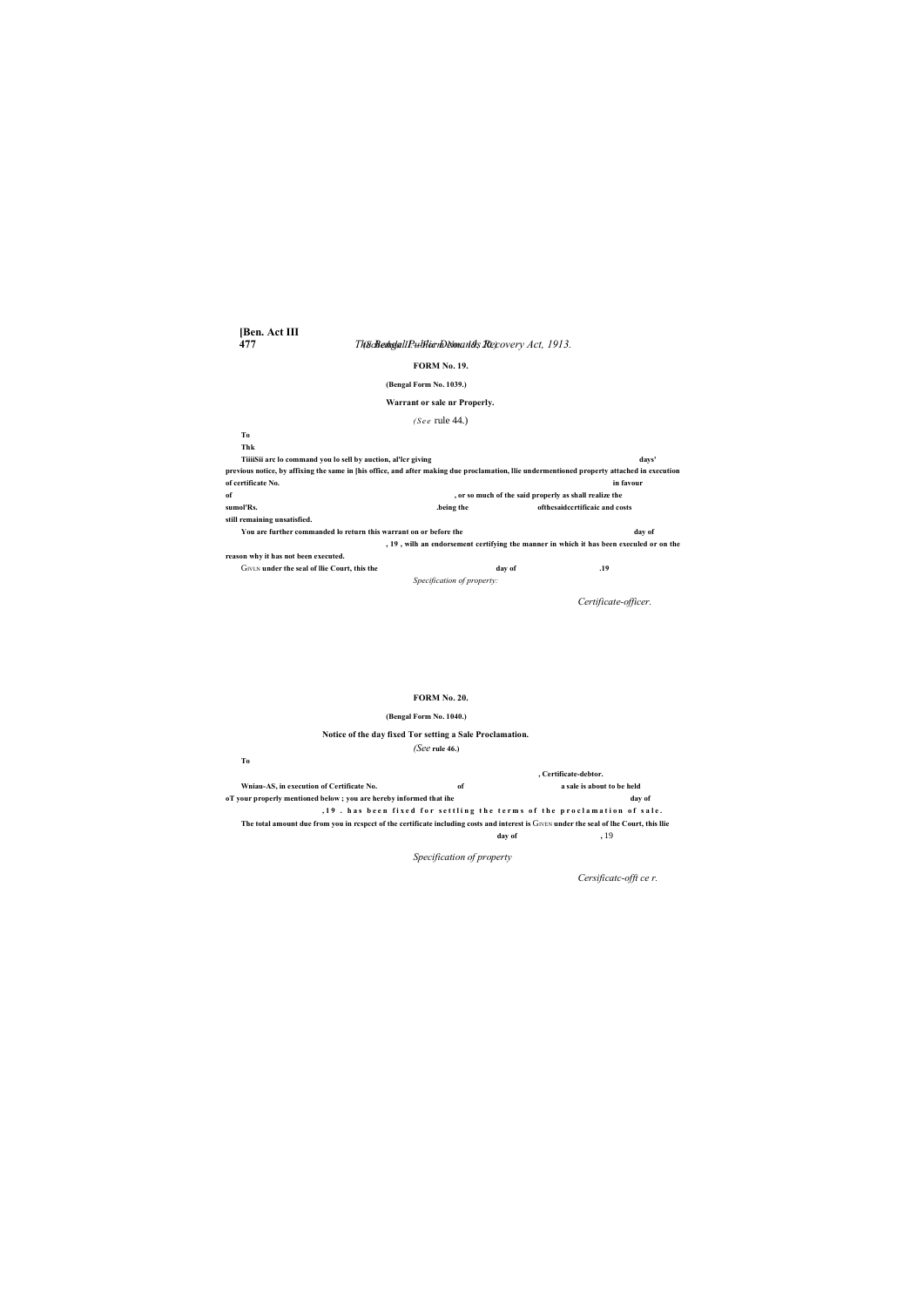### FORM No. 19.

**(Bengal Form No. 1039.)**

**Warrant or sale nr Properly.**

*(See* rule 44.)

**To**

**Thk**

**TiiiiSii arc lo command you lo sell by auction, al'lcr giving days' previous notice, by affixing the same in |his office, and after making due proclamation, llie undermentioned property attached in execution of certificate No. in favour of , or so much of the said properly as shall realize the sumol'Rs. .being the ofthcsaidccrtificaic and costs still remaining unsatisfied.**

**You are further commanded lo return this warrant on or before the day of , 19 , wilh an endorsement certifying the manner in which it has been execuled or on the reason why it has not been executed.**

GIVLN **under the seal of llie Court, this the day of .19**

*Specification of property:*

*Certificate-officer.*

### FORM No. 20.

**(Bengal Form No. 1040.)**

**Notice of the day fixed Tor setting a Sale Proclamation.**

*(See* **rule 46.)**

**To**

**, Certificate-debtor.**

**Wniau-AS, in execution of Certificate No. of a sale is about to be held oT your properly mentioned below ; you are hereby informed that ihe day of ,19 . has been fixed for settling the terms of the proclamation of sale.**

**The total amount due from you in rcspect of the certificate including costs and interest is** GIVEN **under the seal of lhe Court, this llie day of** , 19

*Specification of property*

*Cersificatc-offi ce r.*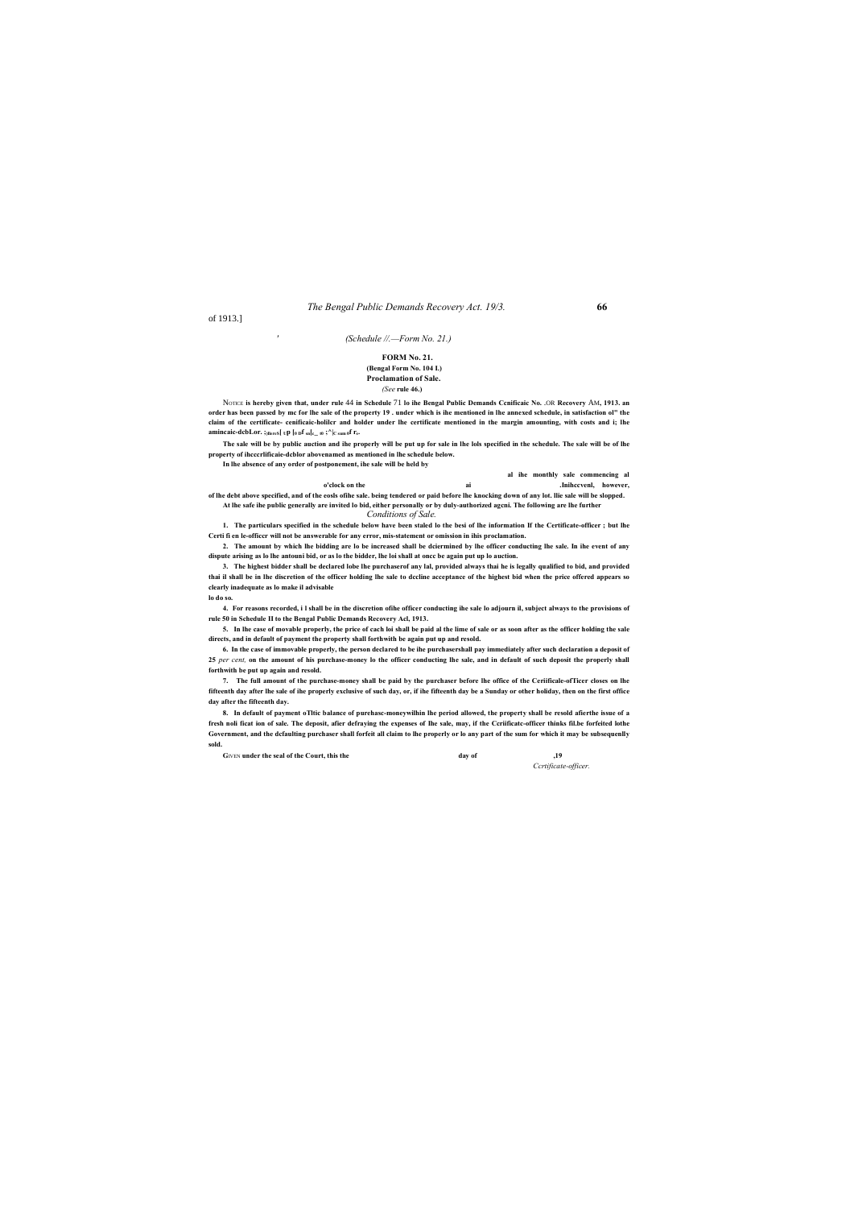of 1913.]

*(Schedule //.—Form No. 21.)*

**FORM No. 21.**

**(Bengal Form No. 104 L)**

**Proclamation of Sale.**

*(See* **rule 46.)**

NOTICE **is hereby given that, under rule** 44 **in Schedule** 71 **lo ihe Bengal Public Demands Ccnificaic No. .OR Recovery** AM**, 1913. an order has been passed by mc for lhe sale of the property 19 . under which is ihe mentioned in lhe annexed schedule, in satisfaction ol" the claim of the certificate- cenificaic-holilcr and holder under lhe certificate mentioned in the margin amounting, with costs and i; lhe amincaic-dcbLor. :;iRrrcS| ypJ 0 DF sol(:_ s) :^|C sum of r,.**

**The sale will be by public auction and ihe properly will be put up for sale in lhe lols specified in the schedule. The sale will be of lhe property of ihcccrlificaie-dcblor abovenamed as mentioned in lhe schedule below.**

**In lhe absence of any order of postponement, ihe sale will be held by**

**al ihe monthly sale commencing al**

**o'clock on the ai .lnihccvenl, however,**

**of lhe debt above specified, and of the eosls ofihe sale. being tendered or paid before lhe knocking down of any lot. llie sale will be slopped.**

**At lhe safe ihe public generally are invited lo bid, either personally or by duly-authorized agcni. The following are lhe further**

*Conditions of Sale.*

**1. The particulars specified in the schedule below have been staled lo the besi of lhe information If the Certificate-officer ; but lhe Certi fi en le-officcr will not be answerable for any error, mis-statement or omission in ihis proclamation.**

**2. The amount by which lhe bidding are lo be increased shall be dciermined by lhe officer conducting lhe sale. In ihe event of any dispute arising as lo lhe antouni bid, or as lo the bidder, lhe loi shall at oncc be again put up lo auction.**

**3. The highest bidder shall be declared lobe lhe purchaserof any lal, provided always thai he is legally qualified to bid, and provided thai il shall be in lhe discretion of the officer holding lhe sale to dccline acceptance of the highest bid when the price offered appears so clearly inadequate as lo make il advisable lo do so.**

**4. For reasons recorded, i I shall be in the discretion ofihe officer conducting ihe sale lo adjourn il, subject always to the provisions of rule 50 in Schedule II to the Bengal Public Demands Recovery Acl, 1913.**

**5. In lhe case of movable properly, the price of cach loi shall be paid al the lime of sale or as soon after as the officer holding the sale directs, and in default of payment the property shall forthwith be again put up and resold.**

**6. In the case of immovable properly, the person declared to be ihe purchasershall pay immediately after such declaration a deposit of 25** *per cent,* **on the amount of his purchase-money lo the officer conducting lhe sale, and in default of such deposit the properly shall forthwith be put up again and resold.**

**7. The full amount of the purchase-money shall be paid by the purchaser before lhe office of the Ceriificale-ofTicer closes on lhe fifteenth day after lhe sale of ihe properly exclusive of such day, or, if ihe fifteenth day be a Sunday or other holiday, then on the first office day after the fifteenth day.**

**8. In default of payment oTltic balance of purehasc-moneywilhin lhe period allowed, the property shall be resold afierthe issue of a fresh noli ficat ion of sale. The deposit, afier defraying the expenses of lhe sale, may, if the Ceriificatc-officer thinks fil.be forfeited lothe Government, and the dcfaulting purchaser shall forfeit all claim to lhe properly or lo any part of the sum for which it may be subsequenlly sold.**

GIVEN **under the seal of the Court, this the day of ,19**

*Ccrtificate-officer.*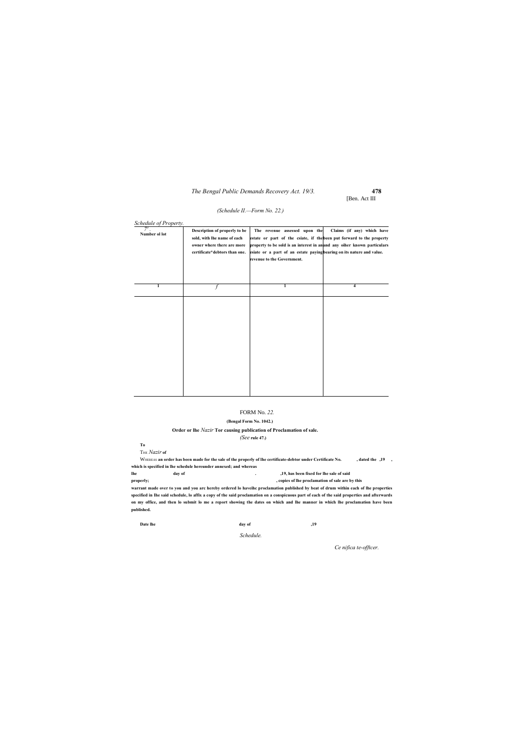(Schedule II.—Form No. 22.)

*Schedule of Property.*

| Number ol lot | Description of properly to be sold, with lhe name of each owner where there are more certificate*debtors than one. | The revenue assessed upon the estate or part of the csiate, if the property to be sold is an interest in an esiate or a part of an estate paying revenue to the Government. | Claims (if any) which have been put forward to the property and any oiher known particulars bearing on its nature and value. |
|---|---|---|---|
| 1 | *f* | 1 | 4 |
| | | | |

FORM No. *22.*

**(Bengal Form No. 1042.)**

**Order or lhe *Nazir* Tor causing publication of Proclamation of sale.**

*(See* **rule 47.)**

**To**

THE *Nazir* **of**

WHEREAS **an order has been made for the sale of the properly of lhe certificate-debtor under Certificate No. , dated the ,19 , which is specified in lhe schedule hereunder annexed; and whereas lhe day of . ,19, has been fixed for lhe sale of said properly; , copies of lhe proclamation of sale are by this warrant made over to you and you arc hereby ordered lo haveihc proclamation published by beat of drum within each of lhe properties specified in lhe said schedule, lo affix a copy of the said proclamation on a conspicuous part of each of the said properties and afterwards on my office, and then lo submit lo me a report showing the dates on which and lhe manner in which lhe proclamation have been published.**

**Date lhe day of ,19**

*Schedule.*

*Ce nifica te-offtcer.*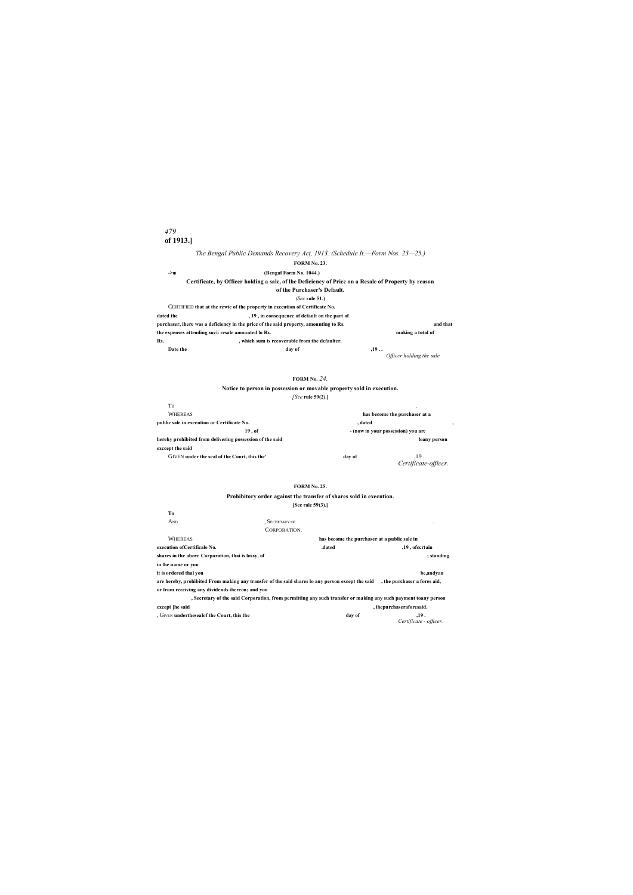*The Bengal Public Demands Recovery Act, 1913. (Schedule It.—Form Nos. 23—25.)*

## FORM No. 23.

->■ **(Bengaf Form No. 1044.)**

### Certificate, by Officer holding a sale, of lhe Deficiency of Price on a Resale of Property by reason of the Purchaser's Default.

*(Sec* **rule 51.)**

CERTIFIED **that at the rewic of the property in execution of Certificate No. dated the , 19 , in consequence of default on the part of purchaser, ihere was a deficiency in the price of the said property, amounting to Rs. and that the expenses attending suc/i resale amounted lo Rs. making a total of Rs. , which sum is recoverable from the defaulter.**

**Date the day of ,19 . .**

*Officcr holding the sale.*

## FORM No. *24.*

### Notice to person in possession or movable property sold in execution.

*[See* **rule 59(2).]**

To .

WHEREAS **has become the purchaser at a public sale in execution or Certificate No. , dated , 19 , of - (now in your possession) you are herehy prohibited from delivering possession of the said loany person exccept the said**

GIVEN **under the seal of the Court, this the' day of ,19 .**

*Certificate-officcr.*

## FORM No. 25.

### Prohibitory order against the transfer of shares sold in execution.

**[See rale 59(3).]**

**To**

AND , SECBETARY OF .

CORPORATION.

WHEREAS **has become the purchaser at a public sale in execution ofCertificale No. .dated ,19 , ofccrtain shares in the above Corporation, thai is lossy, of ; standing in lhe name or you it is ordered thai you be,andyau are hereby, prohibited From making any transfer of the said shares lo any person except the said , the purchaser a fores aid, or from receiving any dividends ihereon; and you , Secretary of the said Corporation, from permitting any such transfer or making any such payment toany person except [he said , ihepurchaseraforesaid.**

, GIVEN **underthesealof the Court, this the day of ,19 .**

*Certificate - officer.*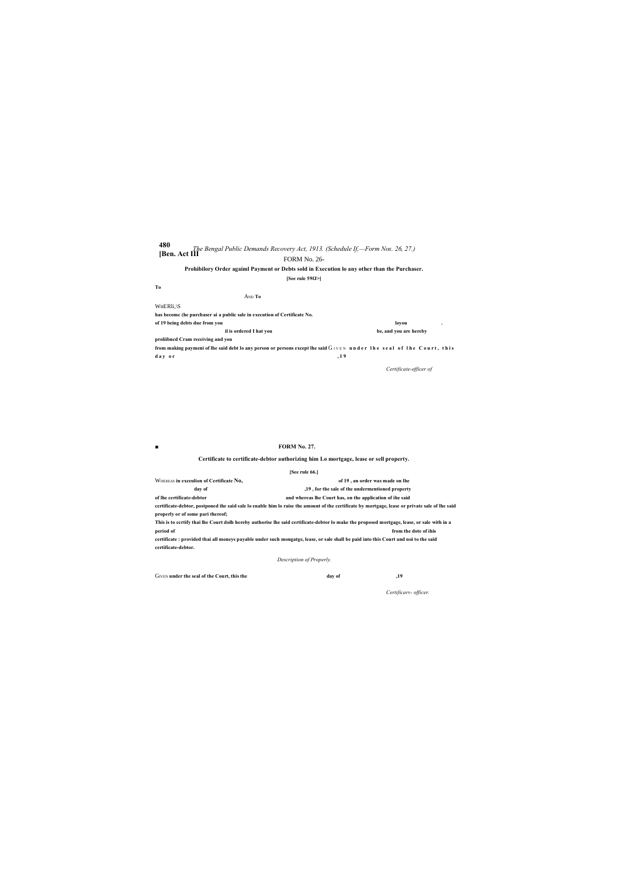## FORM No. 26-

**Prohibilory Order agaiml Payment or Debts sold in Execution lo any other than the Purchaser.**

**[See rule 59fJ>]**

**To**

AND **To**

WnERli,\S

**has becomc (he purchaser ai a public sale in execution of Certificate No.**

**of 19 being debts due from you loyou .**

**il is ordered I hat you be, and you are hereby**

**proliibncd Cram receiving and you**

**from making paymeni of lhe said debt lo any person or persons except lhe said** GIVEN **under lhe seal of lhe Court, this day or ,19**

*Certificate-officer of*

## FORM No. 27.

**Certificate to certificate-debtor authorizing him Lo mortgage, lease or sell property.**

**[See rule 66.]**

WHEREAS **in exceulion of Certificate No, of 19 , an order was made on lhe day of ,19 , for the sale of the undermentioned property of lhe certificate-debtor and whereas lhe Court has, on the application of ihe said certificate-debtor, postponed ihe said sale lo enable him lo raise the amount of the certificate by mortgage, lease or private sale of lhe said properly or of some pari thereof;**

**This is to ccrtify thai lhe Court dolh hereby authorise lhe said certificate-debtor lo make the proposed mortgage, lease, or sale with in a period of from the dote of ihis certificate : provided thai all moneys payable under such mongatge, lease, or sale shall be paid into this Court and noi to the said certificate-debtor.**

*Description of Properly.*

GIVEN **under the seal of the Court, this the day of ,19**

*Certificarv- officer.*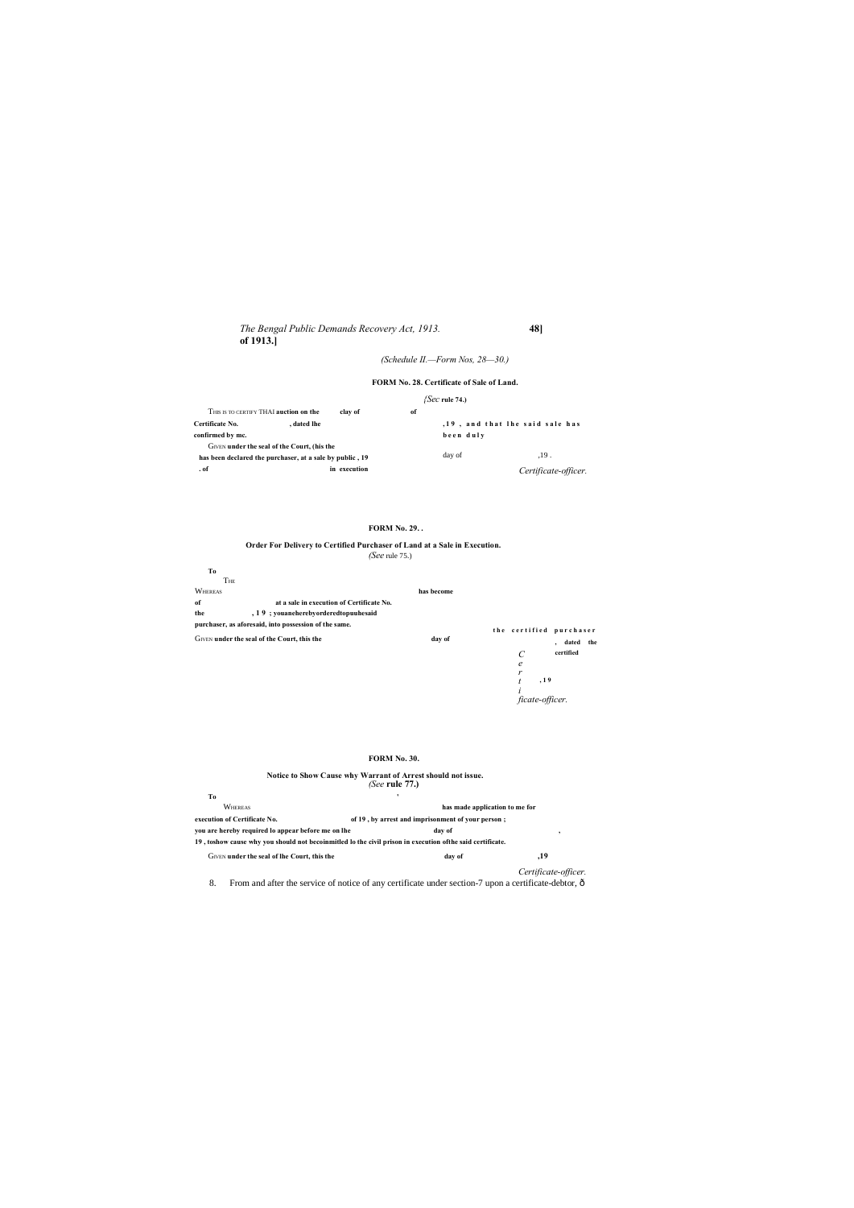*(Schedule II.—Form Nos, 28—30.)*

**FORM No. 28. Certificate of Sale of Land.**

*(Sec* **rule 74.)**

THIS IS TO CERTIFY THAI **auction on the clay of of Certificate No. , dated lhe ,19 , and that lhe said sale has confirmed by mc. been duly**

GIVEN **under the seal of the Court, (his the has been declared the purchaser, at a sale by public , 19 . of in execution** day of ,19 .

*Certificate-officer.*

**FORM No. 29. .**

**Order For Delivery to Certified Purchaser of Land at a Sale in Execution.**

*(See* rule 75.)

**To**

THE

WHEREAS **has become of at a sale in execution of Certificate No. the , 1 9 ; youanEherebyorderedtopuuhesaid purchaser, as aforesaid, into possession of the same.** **the certified purchaser , dated the certified**

GIVEN **under the seal of the Court, this the day of ,19**

*Certificate-officer.*

**FORM No. 30.**

**Notice to Show Cause why Warrant of Arrest should not issue.**

*(See* **rule 77.)**

**To** ,

WHEREAS **has made application to me for execution of Certificate No. of 19 , by arrest and imprisonment of your person ; you are hereby required lo appear before me on lhe day of , 19 , toshow cause why you should not becoinmitled lo the civil prison in execution ofthe said certificate.**

GIVEN **under the seal of lhe Court, this the day of ,19**

*Certificate-officer.*

8. From and after the service of notice of any certificate under section-7 upon a certificate-debtor, ð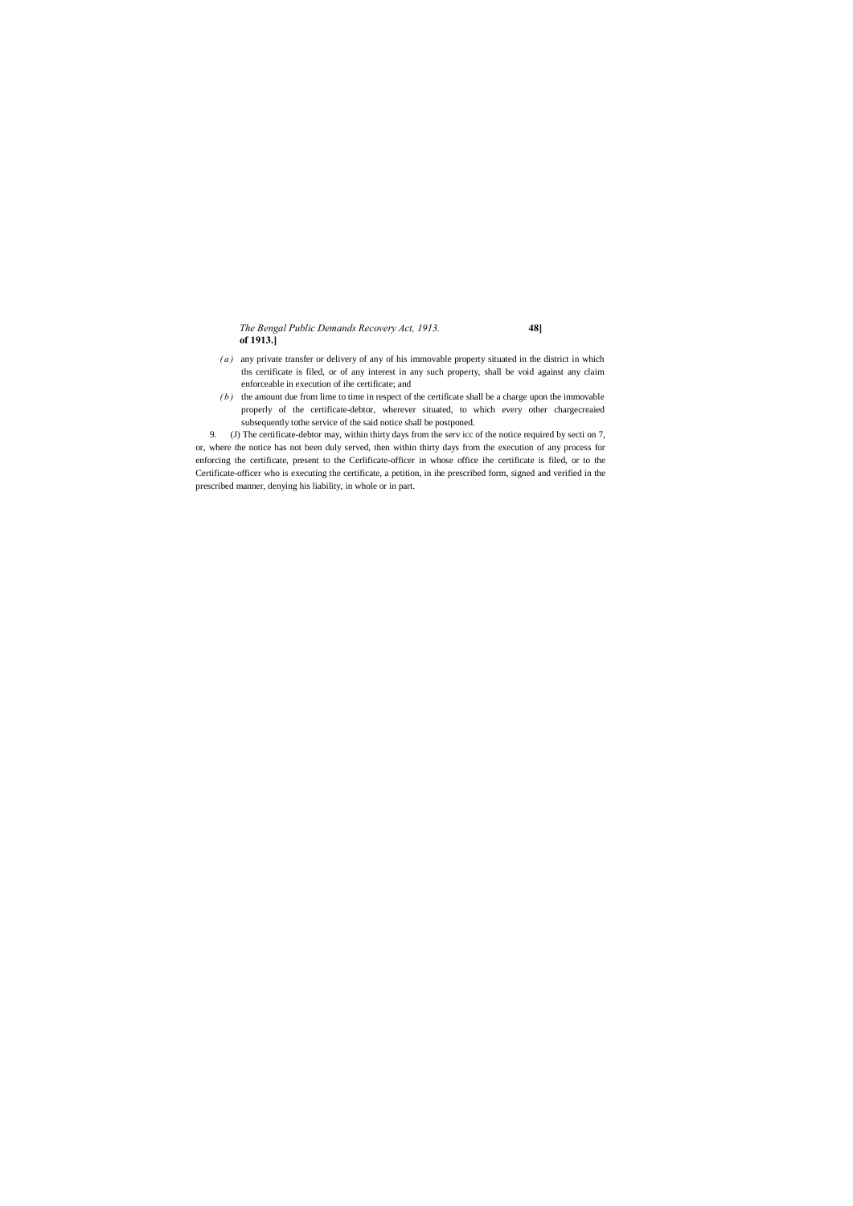*(a)* any private transfer or delivery of any of his immovable property situated in the district in which ths certificate is filed, or of any interest in any such property, shall be void against any claim enforceable in execution of ihe certificate; and

*(b)* the amount due from lime to time in respect of the certificate shall be a charge upon the immovable properly of the certificate-debtor, wherever situated, to which every other chargecreaied subsequently tothe service of the said notice shall be postponed.

9. (J) The certificate-debtor may, within thirty days from the serv icc of the notice required by secti on 7, or, where the notice has not been duly served, then within thirty days from the execution of any process for enforcing the certificate, present to the Cerlificate-officer in whose office ihe certificate is filed, or to the Certificate-officer who is executing the certificate, a petition, in ihe prescribed form, signed and verified in the prescribed manner, denying his liability, in whole or in part.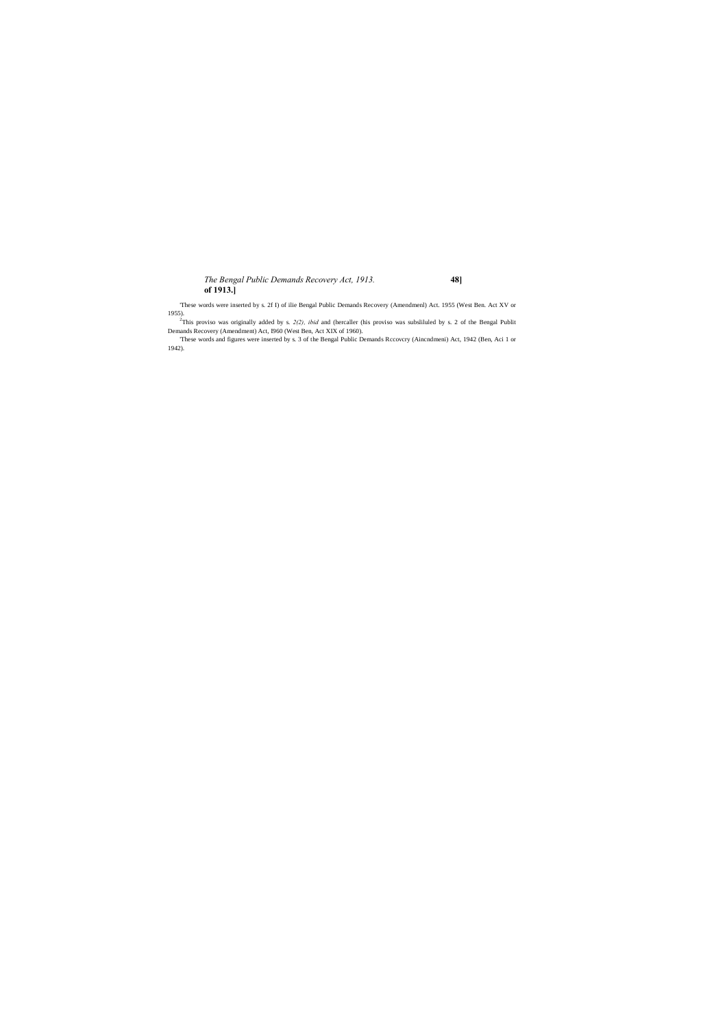[1]These words were inserted by s. 2f I) of ilie Bengal Public Demands Recovery (Amendmenl) Act. 1955 (West Ben. Act XV or 1955).

[2]This proviso was originally added by s. *2(2), ibid* and (hercaller (his proviso was subsliluled by s. 2 of the Bengal Publit Demands Recovery (Amendment) Act, I960 (West Ben, Act XIX of 1960).

[3]These words and figures were inserted by s. 3 of the Bengal Public Demands Rccovcry (Aincndmeni) Act, 1942 (Ben, Aci 1 or 1942).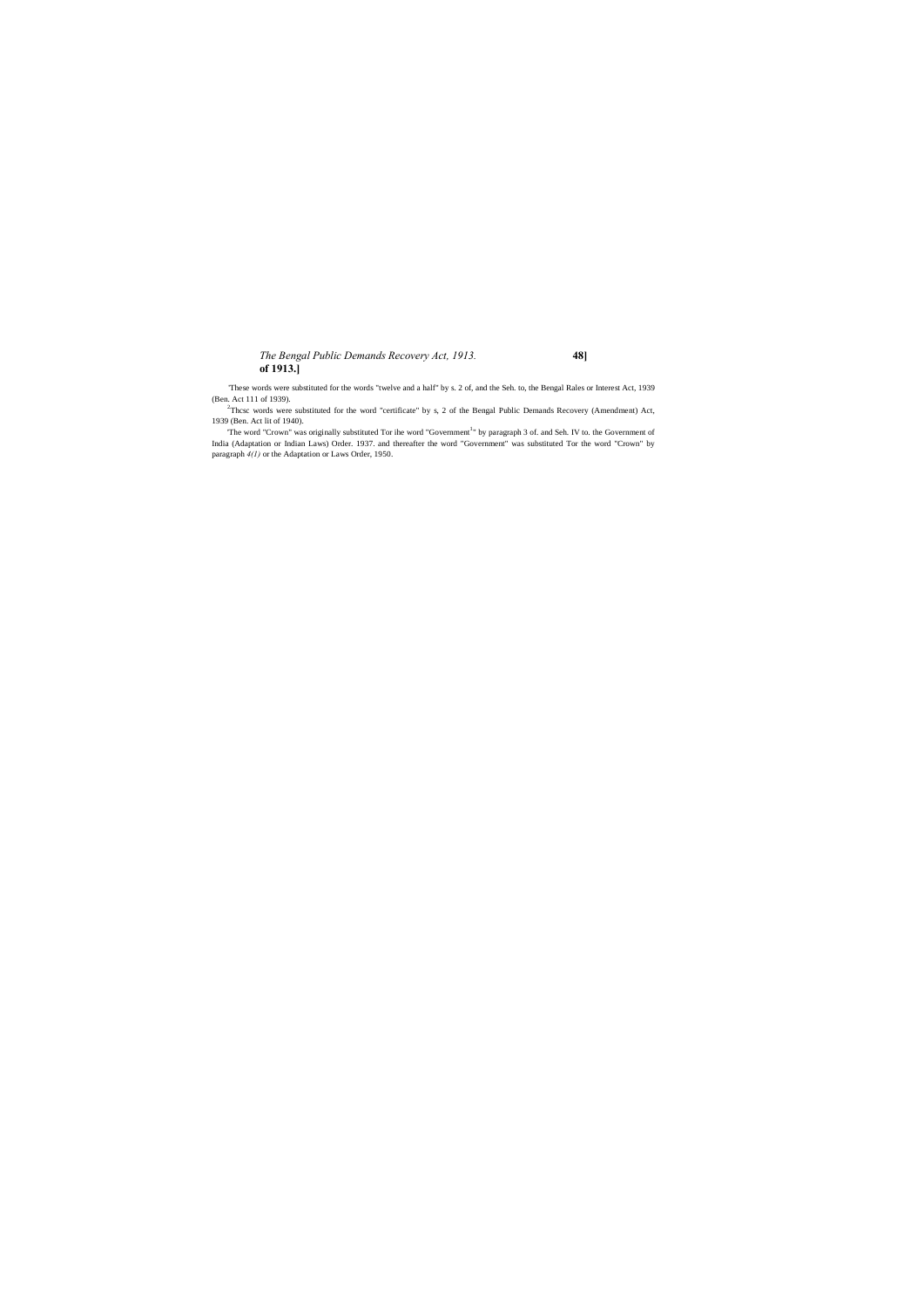'These words were substituted for the words "twelve and a half" by s. 2 of, and the Seh. to, the Bengal Rales or Interest Act, 1939 (Ben. Act 111 of 1939).

[2]Thcsc words were substituted for the word "certificate" by s, 2 of the Bengal Public Demands Recovery (Amendment) Act, 1939 (Ben. Act lit of 1940).

'The word "Crown" was originally substituted Tor ihe word "Government[1]" by paragraph 3 of. and Seh. IV to. the Government of India (Adaptation or Indian Laws) Order. 1937. and thereafter the word "Government" was substituted Tor the word "Crown" by paragraph *4(1)* or the Adaptation or Laws Order, 1950.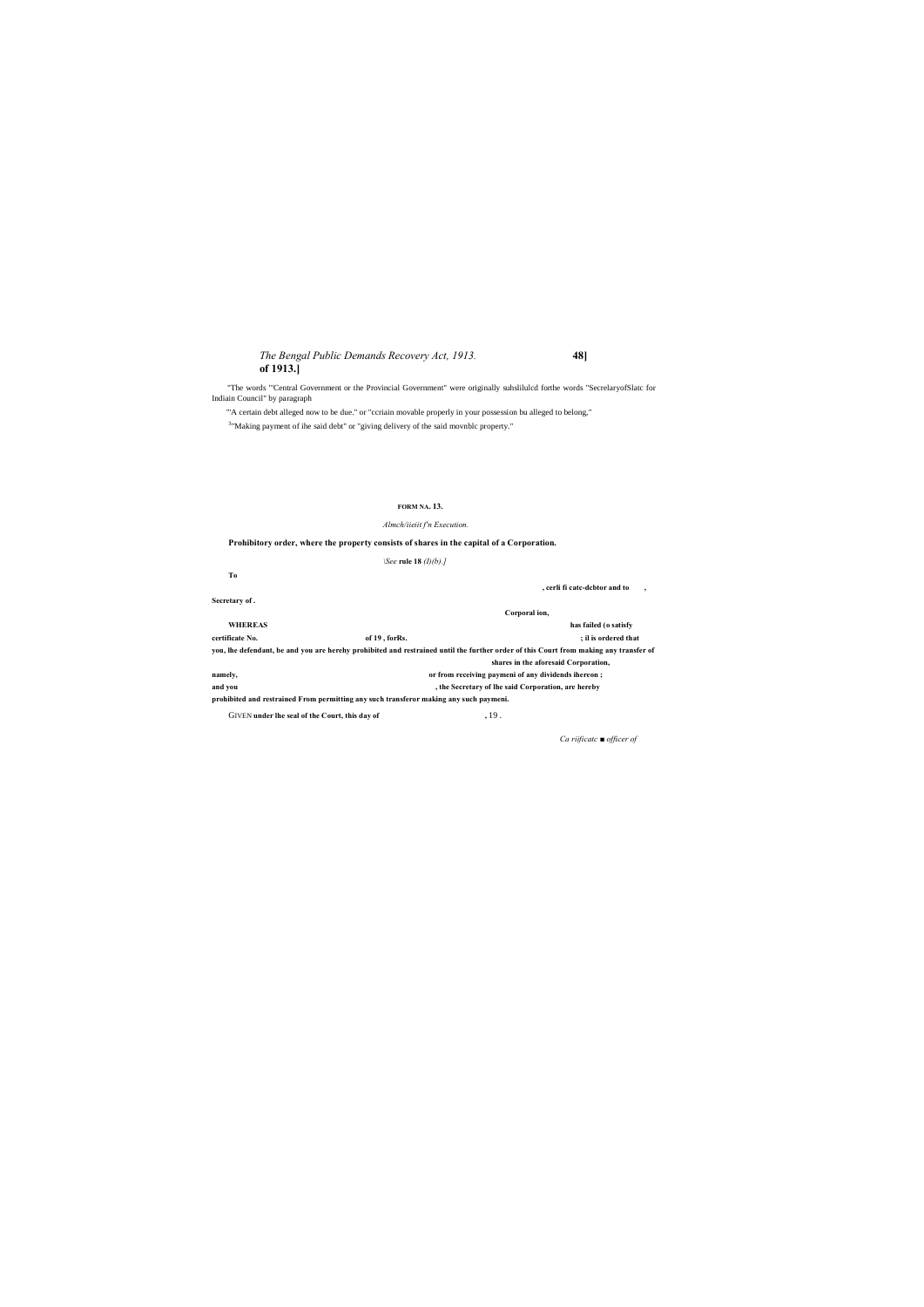*The Bengal Public Demands Recovery Act, 1913.* **48]**
**of 1913.|**

"The words "'Central Government or the Provincial Government" were originally suhslilulcd forthe words "SecrelaryofSlatc for Indiain Council" by paragraph

"'A certain debt alleged now to be due." or "ccriain movable properly in your possession bu alleged to belong,"

[3]"Making payment of ihe said debt" or "giving delivery of the said movnblc property."

**FORM NA. 13.**

*Almch/iieiit f'n Execution.*

**Prohibitory order, where the property consists of shares in the capital of a Corporation.**

*\See* **rule 18** *(I)(b).]*

**To**

**, cerli fi catc-dcbtor and to ,**

**Secretary of .**

**Corporal ion,**

**WHEREAS has failed (o satisfy certificate No. of 19 , forRs. ; il is ordered that you, lhe defendant, be and you are herehy prohibited and restrained until the further order of this Court from making any transfer of shares in the aforesaid Corporation, namely, or from receiving paymeni of any dividends ihereon ; and you , the Secretary of lhe said Corporation, are hereby prohibited and restrained From permitting any such transferor making any such paymeni.**

GIVEN **under lhe seal of the Court, this day of** , 19 .

*Ca riificatc ■ officer of*